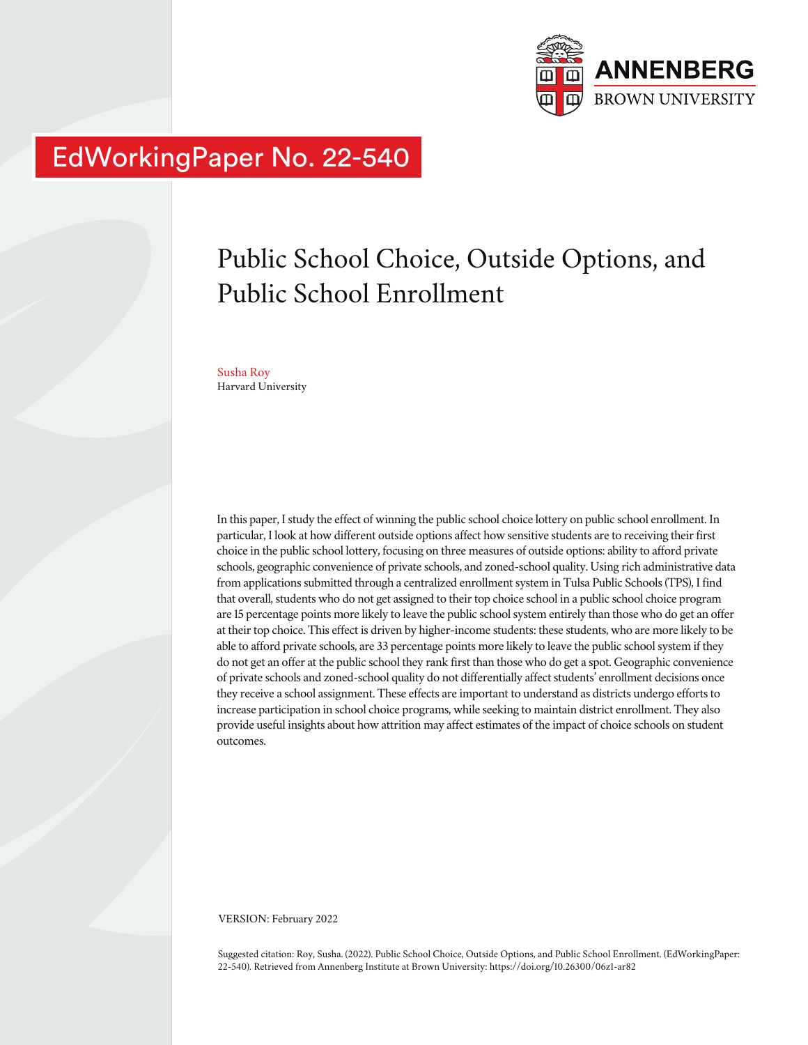ANNENBERG
BROWN UNIVERSITY

EdWorkingPaper No. 22-540

# Public School Choice, Outside Options, and Public School Enrollment

Susha Roy
Harvard University

In this paper, I study the effect of winning the public school choice lottery on public school enrollment. In particular, I look at how different outside options affect how sensitive students are to receiving their first choice in the public school lottery, focusing on three measures of outside options: ability to afford private schools, geographic convenience of private schools, and zoned-school quality. Using rich administrative data from applications submitted through a centralized enrollment system in Tulsa Public Schools (TPS), I find that overall, students who do not get assigned to their top choice school in a public school choice program are 15 percentage points more likely to leave the public school system entirely than those who do get an offer at their top choice. This effect is driven by higher-income students: these students, who are more likely to be able to afford private schools, are 33 percentage points more likely to leave the public school system if they do not get an offer at the public school they rank first than those who do get a spot. Geographic convenience of private schools and zoned-school quality do not differentially affect students' enrollment decisions once they receive a school assignment. These effects are important to understand as districts undergo efforts to increase participation in school choice programs, while seeking to maintain district enrollment. They also provide useful insights about how attrition may affect estimates of the impact of choice schools on student outcomes.

VERSION: February 2022

Suggested citation: Roy, Susha. (2022). Public School Choice, Outside Options, and Public School Enrollment. (EdWorkingPaper: 22-540). Retrieved from Annenberg Institute at Brown University: https://doi.org/10.26300/06z1-ar82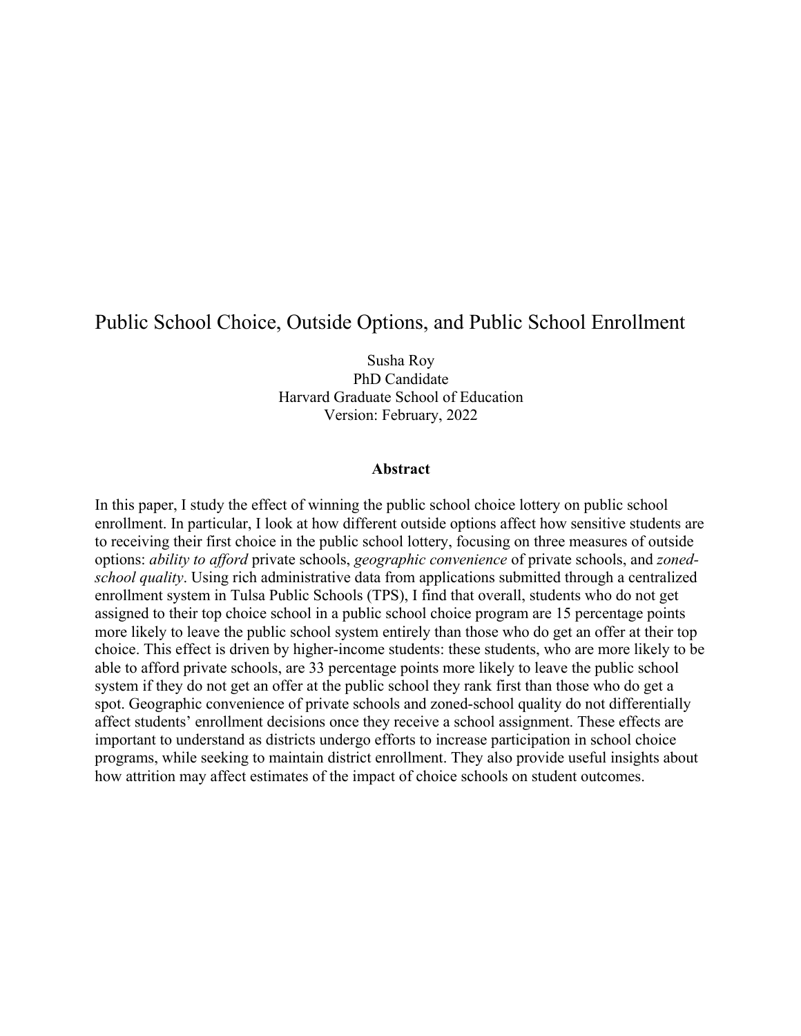# Public School Choice, Outside Options, and Public School Enrollment

Susha Roy
PhD Candidate
Harvard Graduate School of Education
Version: February, 2022

### Abstract

In this paper, I study the effect of winning the public school choice lottery on public school enrollment. In particular, I look at how different outside options affect how sensitive students are to receiving their first choice in the public school lottery, focusing on three measures of outside options: *ability to afford* private schools, *geographic convenience* of private schools, and *zoned-school quality*. Using rich administrative data from applications submitted through a centralized enrollment system in Tulsa Public Schools (TPS), I find that overall, students who do not get assigned to their top choice school in a public school choice program are 15 percentage points more likely to leave the public school system entirely than those who do get an offer at their top choice. This effect is driven by higher-income students: these students, who are more likely to be able to afford private schools, are 33 percentage points more likely to leave the public school system if they do not get an offer at the public school they rank first than those who do get a spot. Geographic convenience of private schools and zoned-school quality do not differentially affect students' enrollment decisions once they receive a school assignment. These effects are important to understand as districts undergo efforts to increase participation in school choice programs, while seeking to maintain district enrollment. They also provide useful insights about how attrition may affect estimates of the impact of choice schools on student outcomes.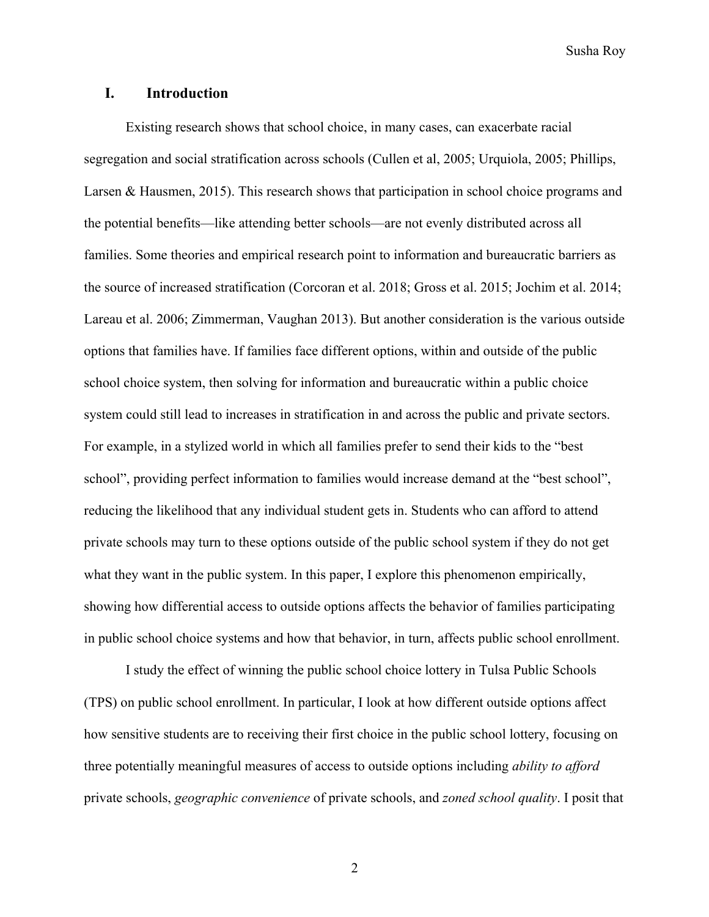## I. Introduction

Existing research shows that school choice, in many cases, can exacerbate racial segregation and social stratification across schools (Cullen et al, 2005; Urquiola, 2005; Phillips, Larsen & Hausmen, 2015). This research shows that participation in school choice programs and the potential benefits—like attending better schools—are not evenly distributed across all families. Some theories and empirical research point to information and bureaucratic barriers as the source of increased stratification (Corcoran et al. 2018; Gross et al. 2015; Jochim et al. 2014; Lareau et al. 2006; Zimmerman, Vaughan 2013). But another consideration is the various outside options that families have. If families face different options, within and outside of the public school choice system, then solving for information and bureaucratic within a public choice system could still lead to increases in stratification in and across the public and private sectors. For example, in a stylized world in which all families prefer to send their kids to the "best school", providing perfect information to families would increase demand at the "best school", reducing the likelihood that any individual student gets in. Students who can afford to attend private schools may turn to these options outside of the public school system if they do not get what they want in the public system. In this paper, I explore this phenomenon empirically, showing how differential access to outside options affects the behavior of families participating in public school choice systems and how that behavior, in turn, affects public school enrollment.

I study the effect of winning the public school choice lottery in Tulsa Public Schools (TPS) on public school enrollment. In particular, I look at how different outside options affect how sensitive students are to receiving their first choice in the public school lottery, focusing on three potentially meaningful measures of access to outside options including *ability to afford* private schools, *geographic convenience* of private schools, and *zoned school quality*. I posit that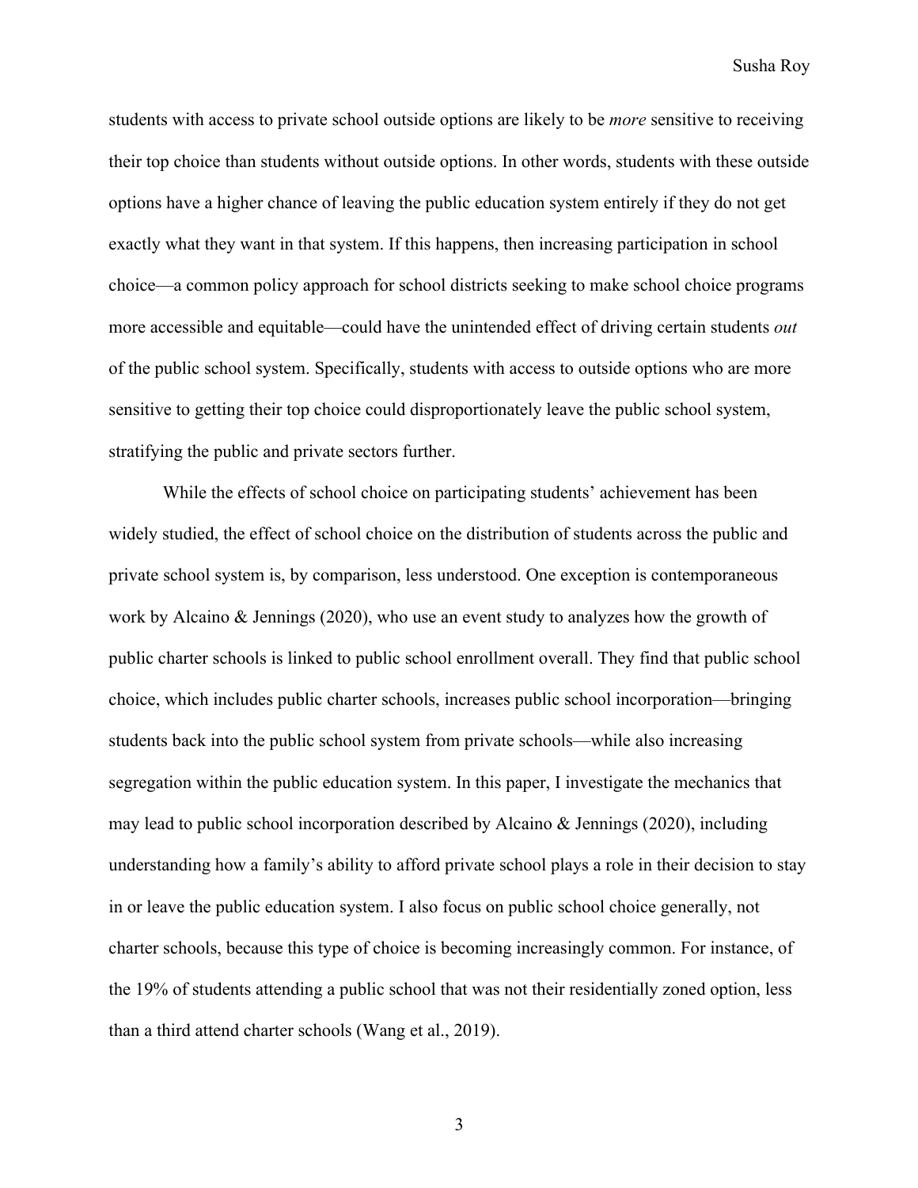students with access to private school outside options are likely to be *more* sensitive to receiving their top choice than students without outside options. In other words, students with these outside options have a higher chance of leaving the public education system entirely if they do not get exactly what they want in that system. If this happens, then increasing participation in school choice—a common policy approach for school districts seeking to make school choice programs more accessible and equitable—could have the unintended effect of driving certain students *out* of the public school system. Specifically, students with access to outside options who are more sensitive to getting their top choice could disproportionately leave the public school system, stratifying the public and private sectors further.

While the effects of school choice on participating students' achievement has been widely studied, the effect of school choice on the distribution of students across the public and private school system is, by comparison, less understood. One exception is contemporaneous work by Alcaino & Jennings (2020), who use an event study to analyzes how the growth of public charter schools is linked to public school enrollment overall. They find that public school choice, which includes public charter schools, increases public school incorporation—bringing students back into the public school system from private schools—while also increasing segregation within the public education system. In this paper, I investigate the mechanics that may lead to public school incorporation described by Alcaino & Jennings (2020), including understanding how a family's ability to afford private school plays a role in their decision to stay in or leave the public education system. I also focus on public school choice generally, not charter schools, because this type of choice is becoming increasingly common. For instance, of the 19% of students attending a public school that was not their residentially zoned option, less than a third attend charter schools (Wang et al., 2019).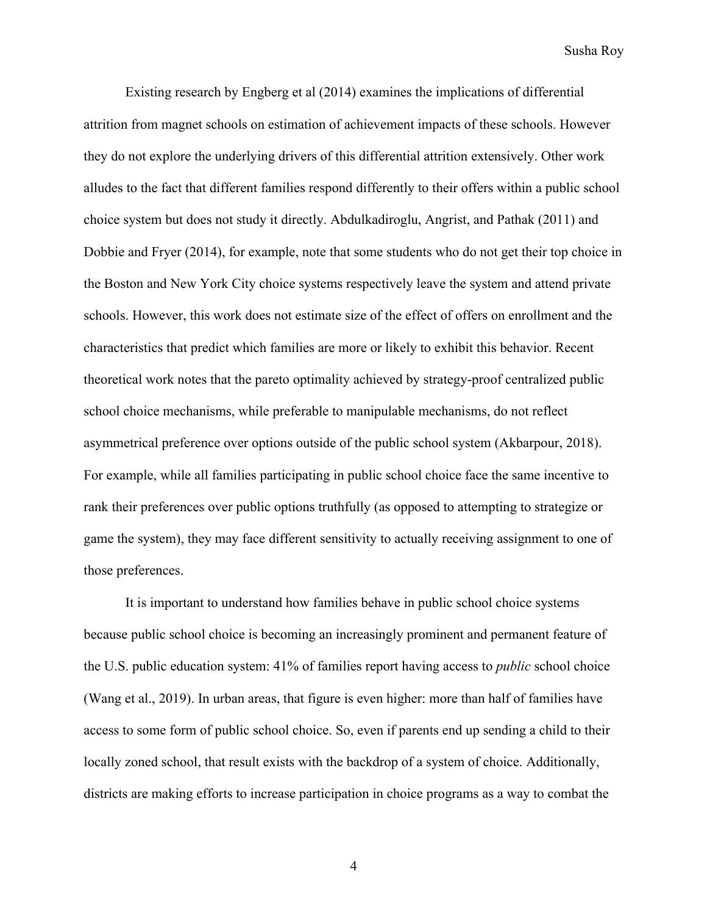Existing research by Engberg et al (2014) examines the implications of differential attrition from magnet schools on estimation of achievement impacts of these schools. However they do not explore the underlying drivers of this differential attrition extensively. Other work alludes to the fact that different families respond differently to their offers within a public school choice system but does not study it directly. Abdulkadiroglu, Angrist, and Pathak (2011) and Dobbie and Fryer (2014), for example, note that some students who do not get their top choice in the Boston and New York City choice systems respectively leave the system and attend private schools. However, this work does not estimate size of the effect of offers on enrollment and the characteristics that predict which families are more or likely to exhibit this behavior. Recent theoretical work notes that the pareto optimality achieved by strategy-proof centralized public school choice mechanisms, while preferable to manipulable mechanisms, do not reflect asymmetrical preference over options outside of the public school system (Akbarpour, 2018). For example, while all families participating in public school choice face the same incentive to rank their preferences over public options truthfully (as opposed to attempting to strategize or game the system), they may face different sensitivity to actually receiving assignment to one of those preferences.

It is important to understand how families behave in public school choice systems because public school choice is becoming an increasingly prominent and permanent feature of the U.S. public education system: 41% of families report having access to *public* school choice (Wang et al., 2019). In urban areas, that figure is even higher: more than half of families have access to some form of public school choice. So, even if parents end up sending a child to their locally zoned school, that result exists with the backdrop of a system of choice. Additionally, districts are making efforts to increase participation in choice programs as a way to combat the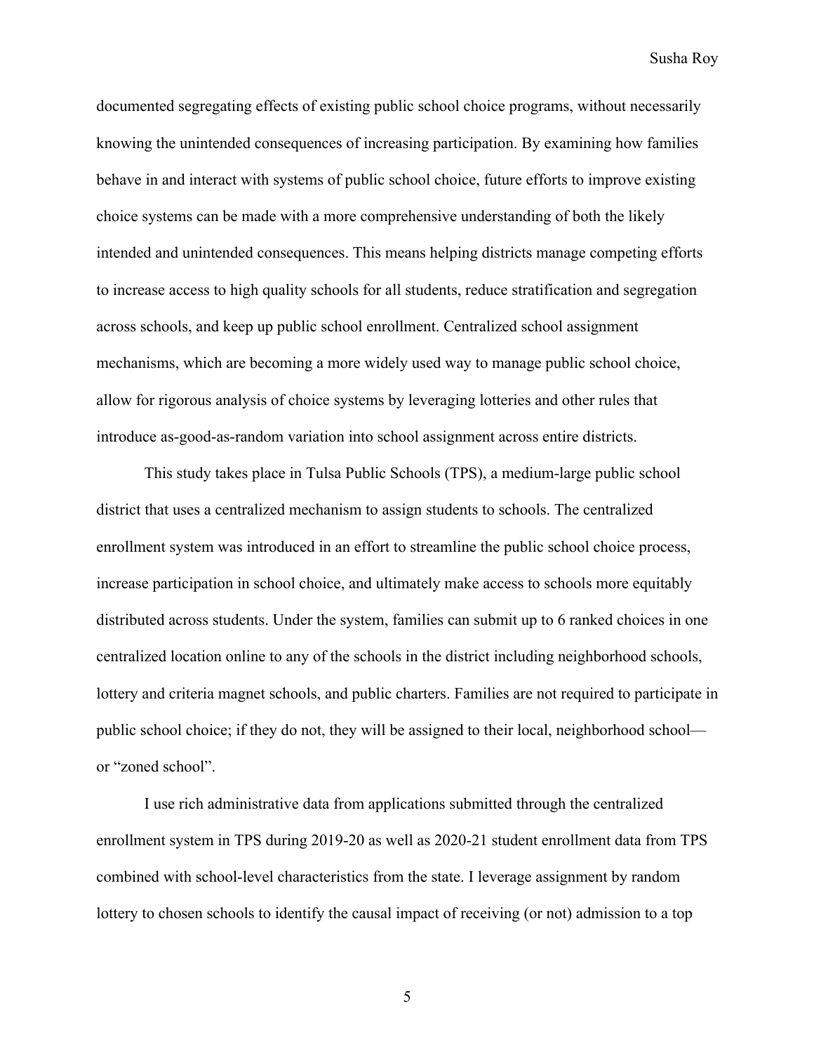documented segregating effects of existing public school choice programs, without necessarily knowing the unintended consequences of increasing participation. By examining how families behave in and interact with systems of public school choice, future efforts to improve existing choice systems can be made with a more comprehensive understanding of both the likely intended and unintended consequences. This means helping districts manage competing efforts to increase access to high quality schools for all students, reduce stratification and segregation across schools, and keep up public school enrollment. Centralized school assignment mechanisms, which are becoming a more widely used way to manage public school choice, allow for rigorous analysis of choice systems by leveraging lotteries and other rules that introduce as-good-as-random variation into school assignment across entire districts.

This study takes place in Tulsa Public Schools (TPS), a medium-large public school district that uses a centralized mechanism to assign students to schools. The centralized enrollment system was introduced in an effort to streamline the public school choice process, increase participation in school choice, and ultimately make access to schools more equitably distributed across students. Under the system, families can submit up to 6 ranked choices in one centralized location online to any of the schools in the district including neighborhood schools, lottery and criteria magnet schools, and public charters. Families are not required to participate in public school choice; if they do not, they will be assigned to their local, neighborhood school—or "zoned school".

I use rich administrative data from applications submitted through the centralized enrollment system in TPS during 2019-20 as well as 2020-21 student enrollment data from TPS combined with school-level characteristics from the state. I leverage assignment by random lottery to chosen schools to identify the causal impact of receiving (or not) admission to a top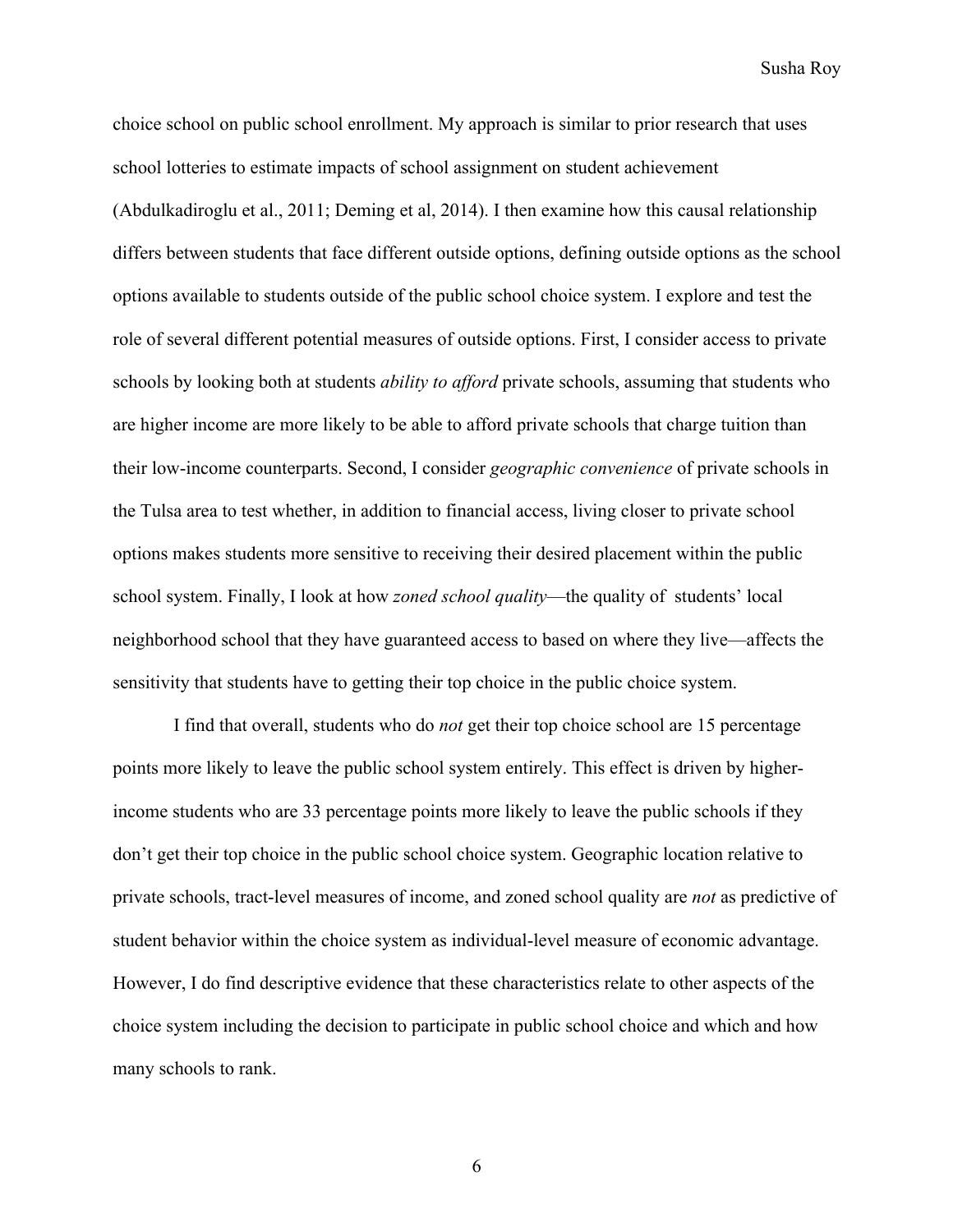choice school on public school enrollment. My approach is similar to prior research that uses school lotteries to estimate impacts of school assignment on student achievement (Abdulkadiroglu et al., 2011; Deming et al, 2014). I then examine how this causal relationship differs between students that face different outside options, defining outside options as the school options available to students outside of the public school choice system. I explore and test the role of several different potential measures of outside options. First, I consider access to private schools by looking both at students *ability to afford* private schools, assuming that students who are higher income are more likely to be able to afford private schools that charge tuition than their low-income counterparts. Second, I consider *geographic convenience* of private schools in the Tulsa area to test whether, in addition to financial access, living closer to private school options makes students more sensitive to receiving their desired placement within the public school system. Finally, I look at how *zoned school quality*—the quality of students' local neighborhood school that they have guaranteed access to based on where they live—affects the sensitivity that students have to getting their top choice in the public choice system.

I find that overall, students who do *not* get their top choice school are 15 percentage points more likely to leave the public school system entirely. This effect is driven by higher-income students who are 33 percentage points more likely to leave the public schools if they don't get their top choice in the public school choice system. Geographic location relative to private schools, tract-level measures of income, and zoned school quality are *not* as predictive of student behavior within the choice system as individual-level measure of economic advantage. However, I do find descriptive evidence that these characteristics relate to other aspects of the choice system including the decision to participate in public school choice and which and how many schools to rank.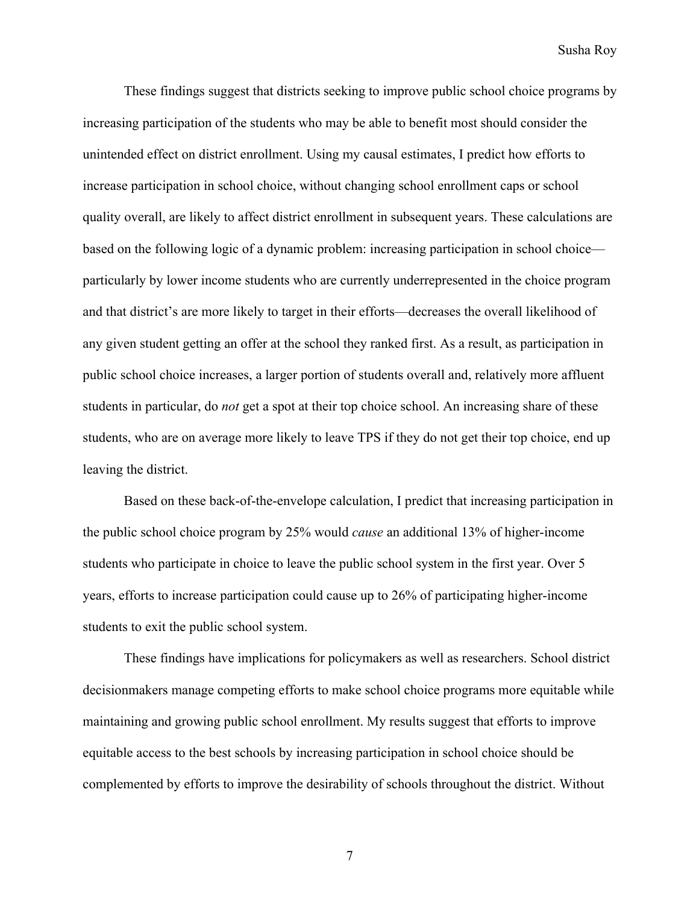These findings suggest that districts seeking to improve public school choice programs by increasing participation of the students who may be able to benefit most should consider the unintended effect on district enrollment. Using my causal estimates, I predict how efforts to increase participation in school choice, without changing school enrollment caps or school quality overall, are likely to affect district enrollment in subsequent years. These calculations are based on the following logic of a dynamic problem: increasing participation in school choice—particularly by lower income students who are currently underrepresented in the choice program and that district's are more likely to target in their efforts—decreases the overall likelihood of any given student getting an offer at the school they ranked first. As a result, as participation in public school choice increases, a larger portion of students overall and, relatively more affluent students in particular, do *not* get a spot at their top choice school. An increasing share of these students, who are on average more likely to leave TPS if they do not get their top choice, end up leaving the district.

Based on these back-of-the-envelope calculation, I predict that increasing participation in the public school choice program by 25% would *cause* an additional 13% of higher-income students who participate in choice to leave the public school system in the first year. Over 5 years, efforts to increase participation could cause up to 26% of participating higher-income students to exit the public school system.

These findings have implications for policymakers as well as researchers. School district decisionmakers manage competing efforts to make school choice programs more equitable while maintaining and growing public school enrollment. My results suggest that efforts to improve equitable access to the best schools by increasing participation in school choice should be complemented by efforts to improve the desirability of schools throughout the district. Without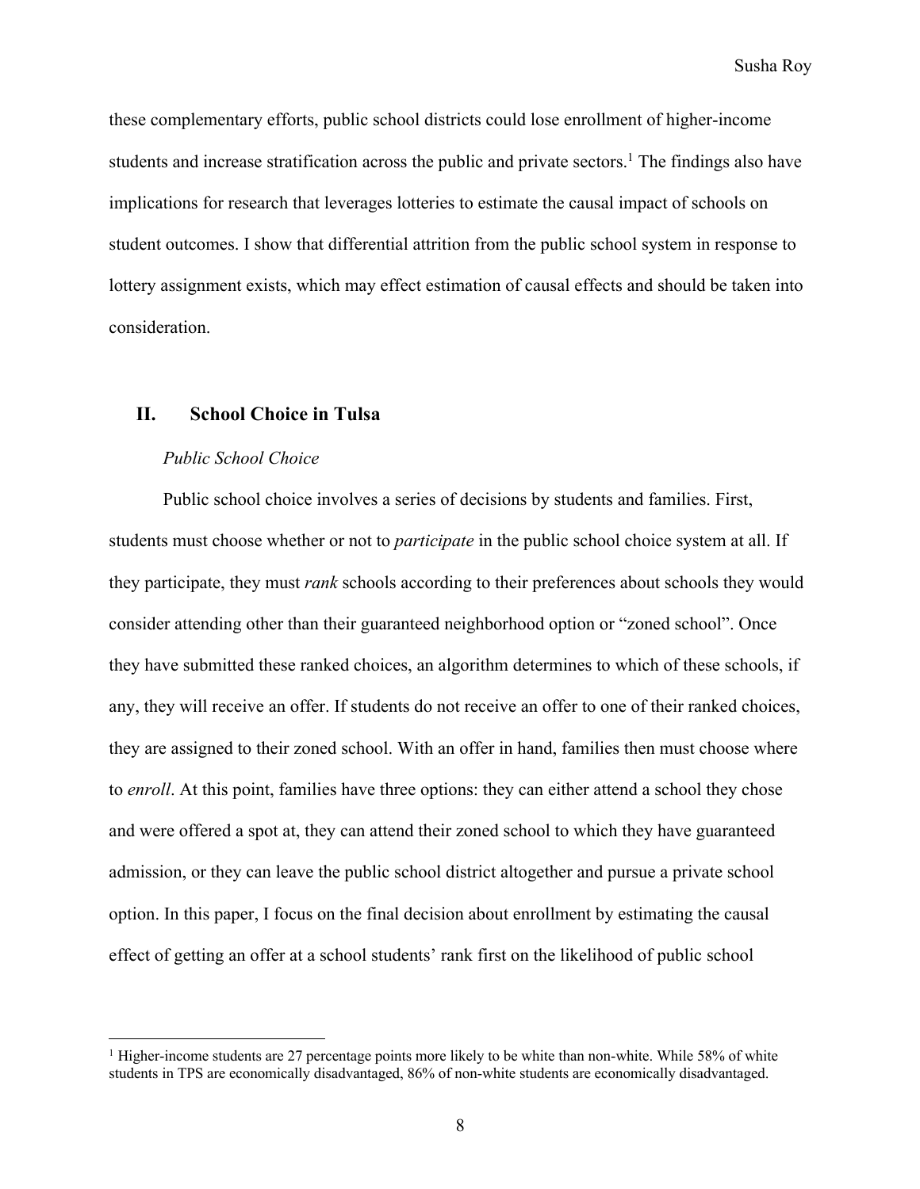these complementary efforts, public school districts could lose enrollment of higher-income students and increase stratification across the public and private sectors.[1] The findings also have implications for research that leverages lotteries to estimate the causal impact of schools on student outcomes. I show that differential attrition from the public school system in response to lottery assignment exists, which may effect estimation of causal effects and should be taken into consideration.

## II. School Choice in Tulsa

*Public School Choice*

Public school choice involves a series of decisions by students and families. First, students must choose whether or not to *participate* in the public school choice system at all. If they participate, they must *rank* schools according to their preferences about schools they would consider attending other than their guaranteed neighborhood option or "zoned school". Once they have submitted these ranked choices, an algorithm determines to which of these schools, if any, they will receive an offer. If students do not receive an offer to one of their ranked choices, they are assigned to their zoned school. With an offer in hand, families then must choose where to *enroll*. At this point, families have three options: they can either attend a school they chose and were offered a spot at, they can attend their zoned school to which they have guaranteed admission, or they can leave the public school district altogether and pursue a private school option. In this paper, I focus on the final decision about enrollment by estimating the causal effect of getting an offer at a school students' rank first on the likelihood of public school

[1] Higher-income students are 27 percentage points more likely to be white than non-white. While 58% of white students in TPS are economically disadvantaged, 86% of non-white students are economically disadvantaged.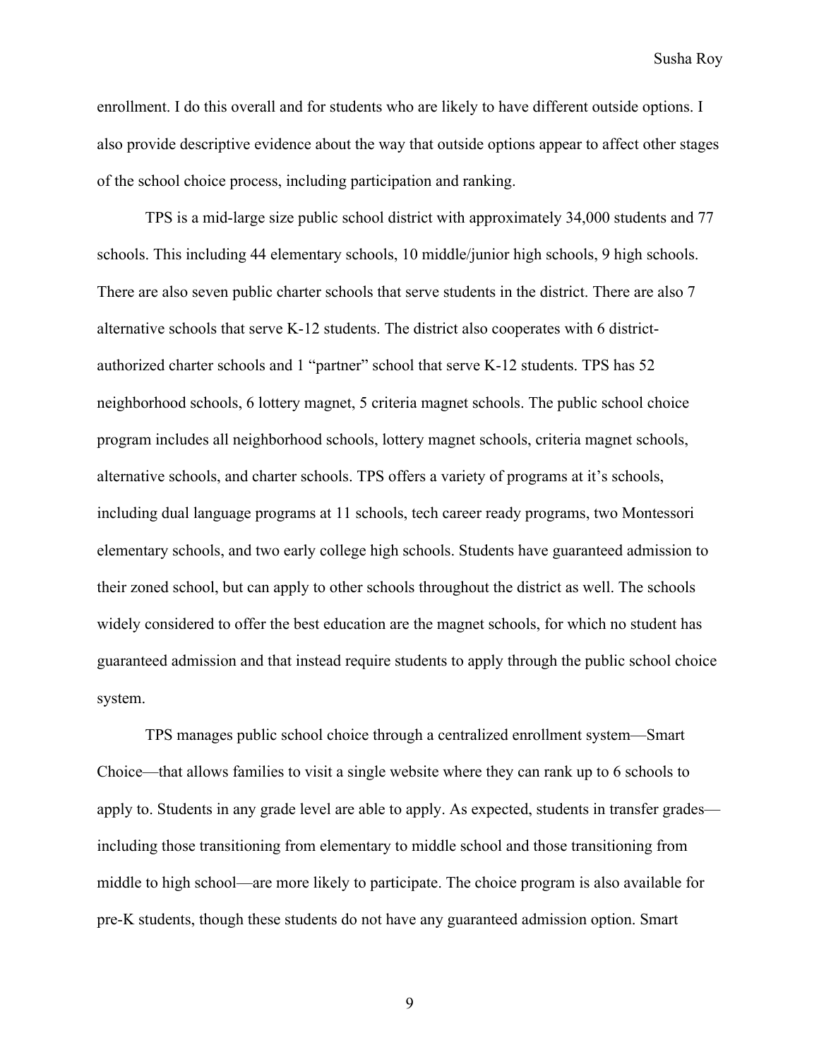enrollment. I do this overall and for students who are likely to have different outside options. I also provide descriptive evidence about the way that outside options appear to affect other stages of the school choice process, including participation and ranking.

TPS is a mid-large size public school district with approximately 34,000 students and 77 schools. This including 44 elementary schools, 10 middle/junior high schools, 9 high schools. There are also seven public charter schools that serve students in the district. There are also 7 alternative schools that serve K-12 students. The district also cooperates with 6 district-authorized charter schools and 1 "partner" school that serve K-12 students. TPS has 52 neighborhood schools, 6 lottery magnet, 5 criteria magnet schools. The public school choice program includes all neighborhood schools, lottery magnet schools, criteria magnet schools, alternative schools, and charter schools. TPS offers a variety of programs at it's schools, including dual language programs at 11 schools, tech career ready programs, two Montessori elementary schools, and two early college high schools. Students have guaranteed admission to their zoned school, but can apply to other schools throughout the district as well. The schools widely considered to offer the best education are the magnet schools, for which no student has guaranteed admission and that instead require students to apply through the public school choice system.

TPS manages public school choice through a centralized enrollment system—Smart Choice—that allows families to visit a single website where they can rank up to 6 schools to apply to. Students in any grade level are able to apply. As expected, students in transfer grades—including those transitioning from elementary to middle school and those transitioning from middle to high school—are more likely to participate. The choice program is also available for pre-K students, though these students do not have any guaranteed admission option. Smart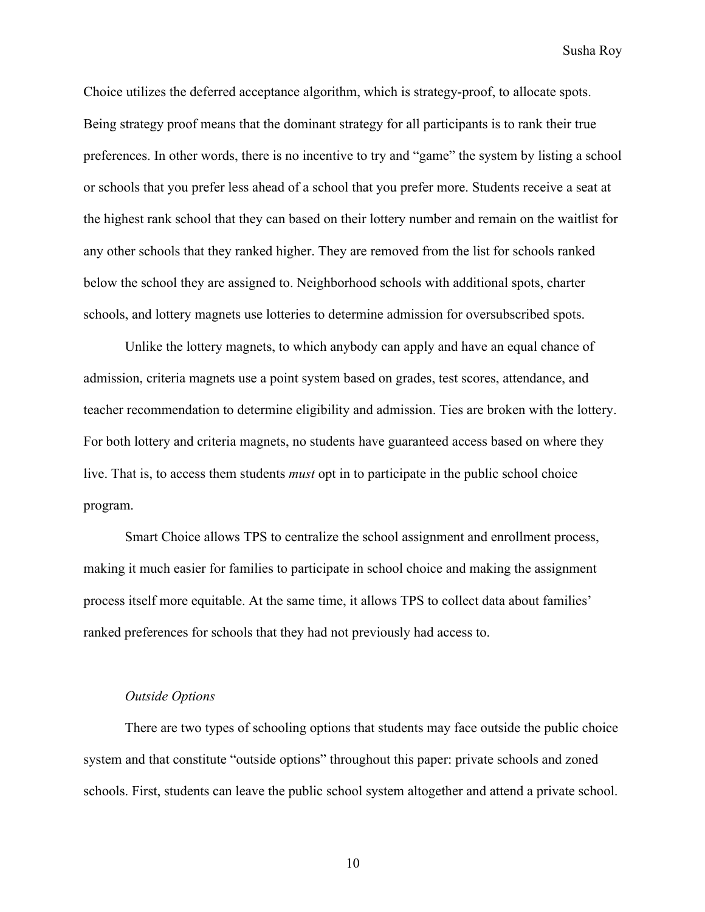Choice utilizes the deferred acceptance algorithm, which is strategy-proof, to allocate spots. Being strategy proof means that the dominant strategy for all participants is to rank their true preferences. In other words, there is no incentive to try and "game" the system by listing a school or schools that you prefer less ahead of a school that you prefer more. Students receive a seat at the highest rank school that they can based on their lottery number and remain on the waitlist for any other schools that they ranked higher. They are removed from the list for schools ranked below the school they are assigned to. Neighborhood schools with additional spots, charter schools, and lottery magnets use lotteries to determine admission for oversubscribed spots.

Unlike the lottery magnets, to which anybody can apply and have an equal chance of admission, criteria magnets use a point system based on grades, test scores, attendance, and teacher recommendation to determine eligibility and admission. Ties are broken with the lottery. For both lottery and criteria magnets, no students have guaranteed access based on where they live. That is, to access them students *must* opt in to participate in the public school choice program.

Smart Choice allows TPS to centralize the school assignment and enrollment process, making it much easier for families to participate in school choice and making the assignment process itself more equitable. At the same time, it allows TPS to collect data about families' ranked preferences for schools that they had not previously had access to.

*Outside Options*

There are two types of schooling options that students may face outside the public choice system and that constitute "outside options" throughout this paper: private schools and zoned schools. First, students can leave the public school system altogether and attend a private school.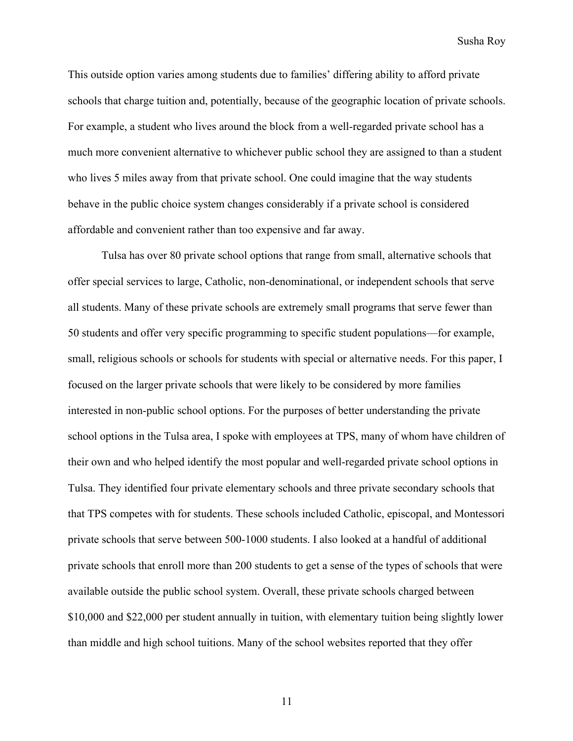This outside option varies among students due to families' differing ability to afford private schools that charge tuition and, potentially, because of the geographic location of private schools. For example, a student who lives around the block from a well-regarded private school has a much more convenient alternative to whichever public school they are assigned to than a student who lives 5 miles away from that private school. One could imagine that the way students behave in the public choice system changes considerably if a private school is considered affordable and convenient rather than too expensive and far away.

Tulsa has over 80 private school options that range from small, alternative schools that offer special services to large, Catholic, non-denominational, or independent schools that serve all students. Many of these private schools are extremely small programs that serve fewer than 50 students and offer very specific programming to specific student populations—for example, small, religious schools or schools for students with special or alternative needs. For this paper, I focused on the larger private schools that were likely to be considered by more families interested in non-public school options. For the purposes of better understanding the private school options in the Tulsa area, I spoke with employees at TPS, many of whom have children of their own and who helped identify the most popular and well-regarded private school options in Tulsa. They identified four private elementary schools and three private secondary schools that that TPS competes with for students. These schools included Catholic, episcopal, and Montessori private schools that serve between 500-1000 students. I also looked at a handful of additional private schools that enroll more than 200 students to get a sense of the types of schools that were available outside the public school system. Overall, these private schools charged between $10,000 and $22,000 per student annually in tuition, with elementary tuition being slightly lower than middle and high school tuitions. Many of the school websites reported that they offer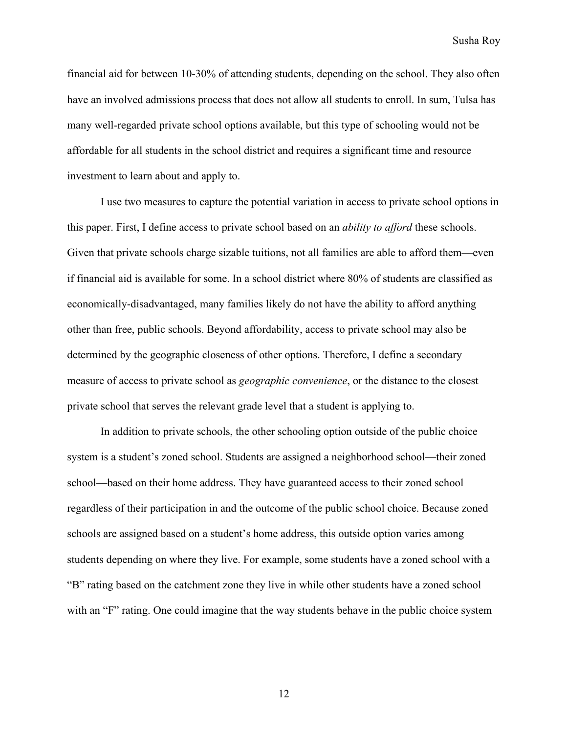financial aid for between 10-30% of attending students, depending on the school. They also often have an involved admissions process that does not allow all students to enroll. In sum, Tulsa has many well-regarded private school options available, but this type of schooling would not be affordable for all students in the school district and requires a significant time and resource investment to learn about and apply to.

I use two measures to capture the potential variation in access to private school options in this paper. First, I define access to private school based on an *ability to afford* these schools. Given that private schools charge sizable tuitions, not all families are able to afford them—even if financial aid is available for some. In a school district where 80% of students are classified as economically-disadvantaged, many families likely do not have the ability to afford anything other than free, public schools. Beyond affordability, access to private school may also be determined by the geographic closeness of other options. Therefore, I define a secondary measure of access to private school as *geographic convenience*, or the distance to the closest private school that serves the relevant grade level that a student is applying to.

In addition to private schools, the other schooling option outside of the public choice system is a student's zoned school. Students are assigned a neighborhood school—their zoned school—based on their home address. They have guaranteed access to their zoned school regardless of their participation in and the outcome of the public school choice. Because zoned schools are assigned based on a student's home address, this outside option varies among students depending on where they live. For example, some students have a zoned school with a "B" rating based on the catchment zone they live in while other students have a zoned school with an "F" rating. One could imagine that the way students behave in the public choice system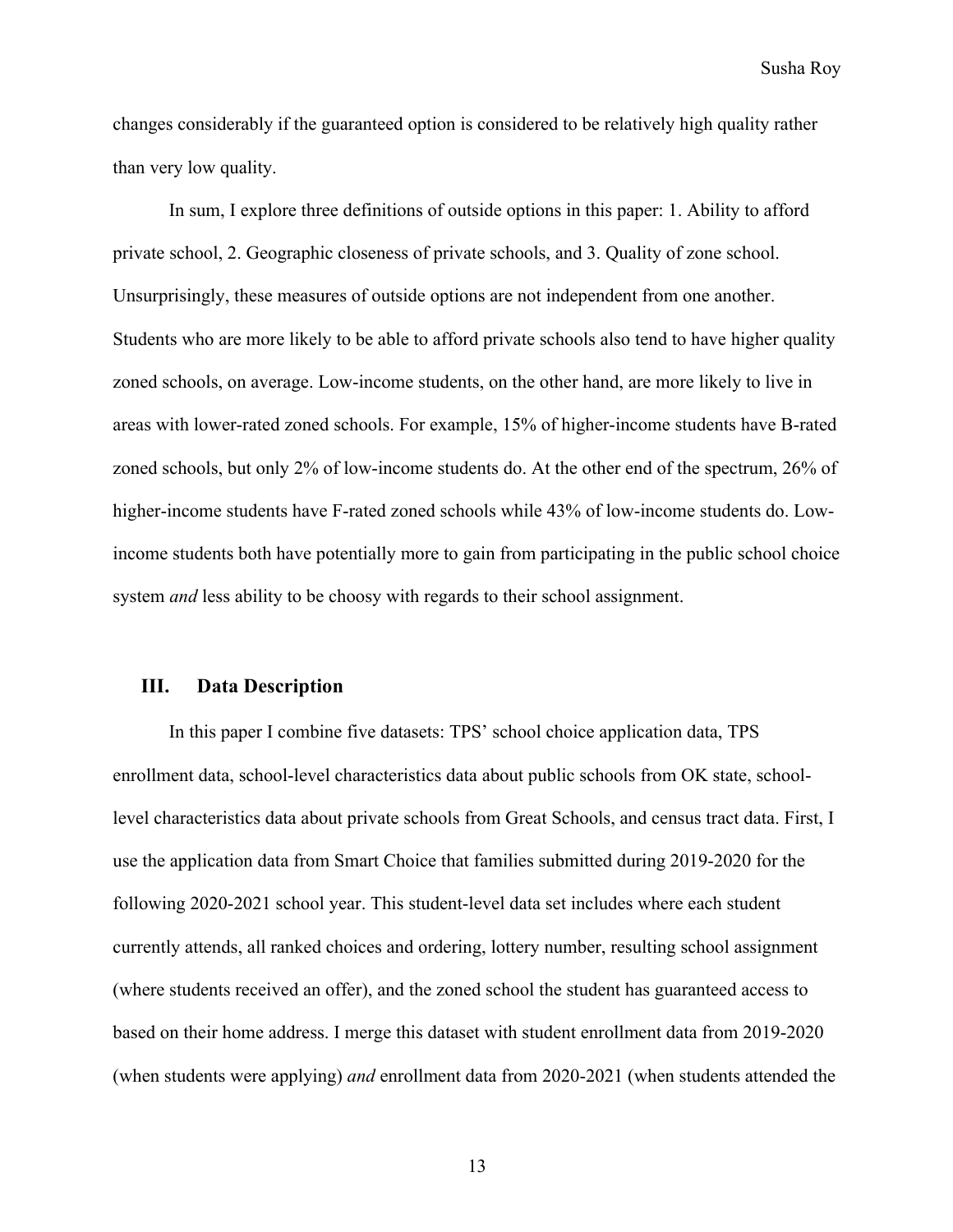changes considerably if the guaranteed option is considered to be relatively high quality rather than very low quality.

In sum, I explore three definitions of outside options in this paper: 1. Ability to afford private school, 2. Geographic closeness of private schools, and 3. Quality of zone school. Unsurprisingly, these measures of outside options are not independent from one another. Students who are more likely to be able to afford private schools also tend to have higher quality zoned schools, on average. Low-income students, on the other hand, are more likely to live in areas with lower-rated zoned schools. For example, 15% of higher-income students have B-rated zoned schools, but only 2% of low-income students do. At the other end of the spectrum, 26% of higher-income students have F-rated zoned schools while 43% of low-income students do. Low-income students both have potentially more to gain from participating in the public school choice system *and* less ability to be choosy with regards to their school assignment.

## III. Data Description

In this paper I combine five datasets: TPS' school choice application data, TPS enrollment data, school-level characteristics data about public schools from OK state, school-level characteristics data about private schools from Great Schools, and census tract data. First, I use the application data from Smart Choice that families submitted during 2019-2020 for the following 2020-2021 school year. This student-level data set includes where each student currently attends, all ranked choices and ordering, lottery number, resulting school assignment (where students received an offer), and the zoned school the student has guaranteed access to based on their home address. I merge this dataset with student enrollment data from 2019-2020 (when students were applying) *and* enrollment data from 2020-2021 (when students attended the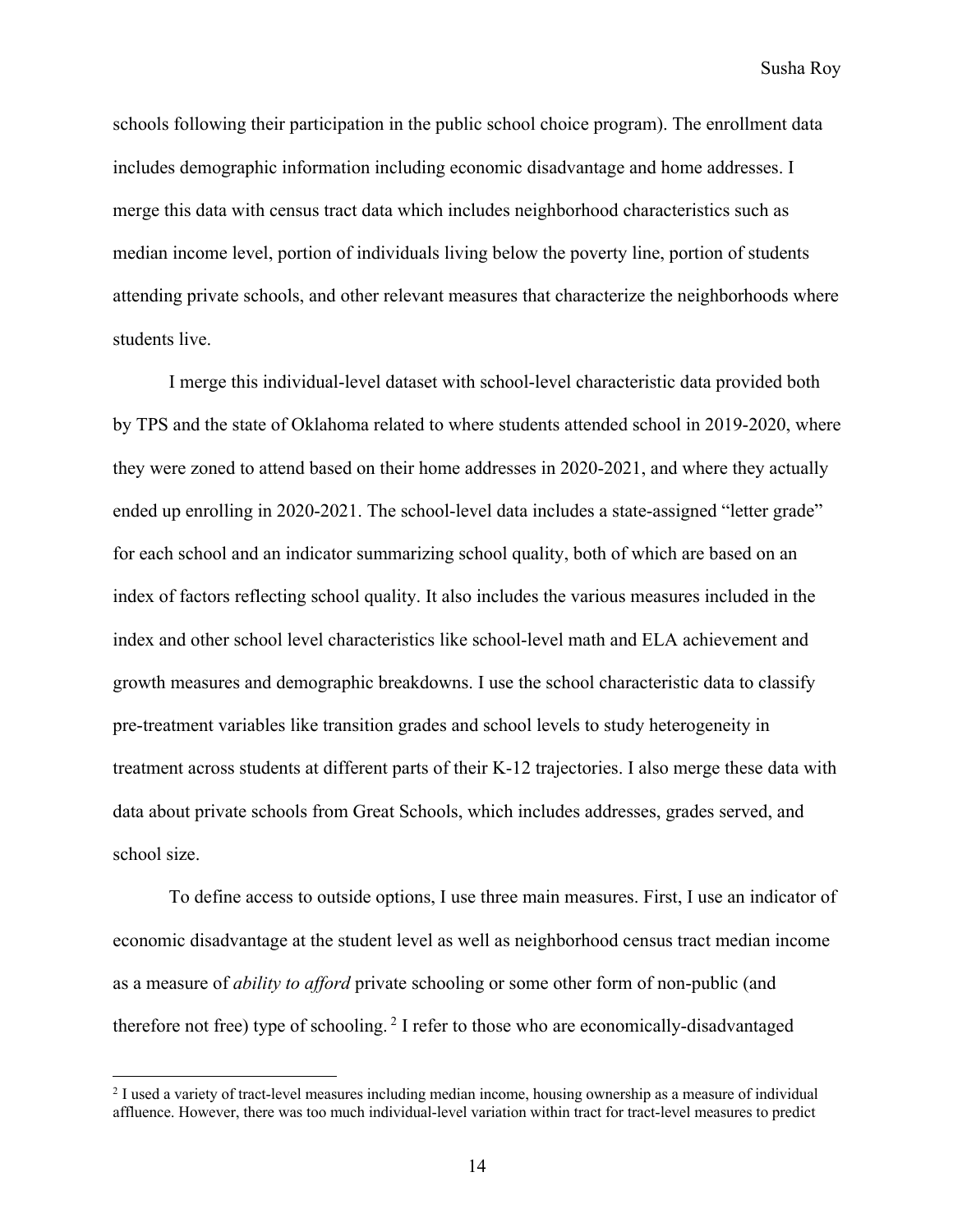schools following their participation in the public school choice program). The enrollment data includes demographic information including economic disadvantage and home addresses. I merge this data with census tract data which includes neighborhood characteristics such as median income level, portion of individuals living below the poverty line, portion of students attending private schools, and other relevant measures that characterize the neighborhoods where students live.

I merge this individual-level dataset with school-level characteristic data provided both by TPS and the state of Oklahoma related to where students attended school in 2019-2020, where they were zoned to attend based on their home addresses in 2020-2021, and where they actually ended up enrolling in 2020-2021. The school-level data includes a state-assigned "letter grade" for each school and an indicator summarizing school quality, both of which are based on an index of factors reflecting school quality. It also includes the various measures included in the index and other school level characteristics like school-level math and ELA achievement and growth measures and demographic breakdowns. I use the school characteristic data to classify pre-treatment variables like transition grades and school levels to study heterogeneity in treatment across students at different parts of their K-12 trajectories. I also merge these data with data about private schools from Great Schools, which includes addresses, grades served, and school size.

To define access to outside options, I use three main measures. First, I use an indicator of economic disadvantage at the student level as well as neighborhood census tract median income as a measure of *ability to afford* private schooling or some other form of non-public (and therefore not free) type of schooling. [2] I refer to those who are economically-disadvantaged

[2] I used a variety of tract-level measures including median income, housing ownership as a measure of individual affluence. However, there was too much individual-level variation within tract for tract-level measures to predict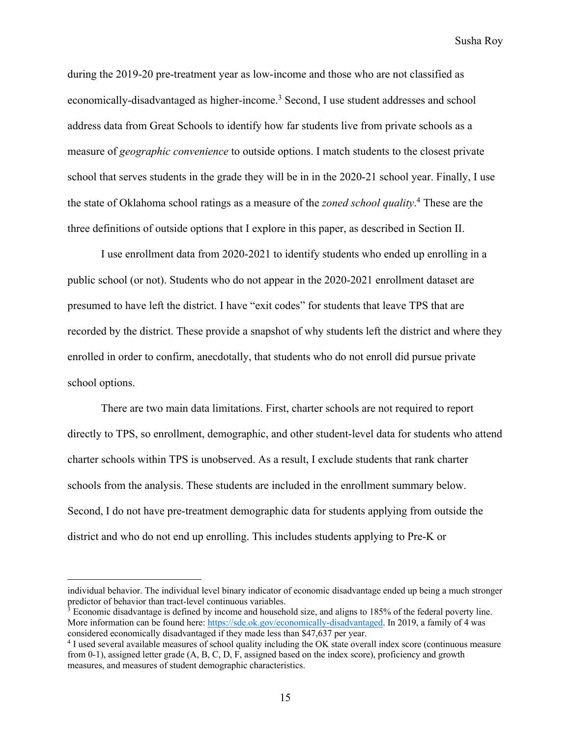during the 2019-20 pre-treatment year as low-income and those who are not classified as economically-disadvantaged as higher-income.[3] Second, I use student addresses and school address data from Great Schools to identify how far students live from private schools as a measure of *geographic convenience* to outside options. I match students to the closest private school that serves students in the grade they will be in in the 2020-21 school year. Finally, I use the state of Oklahoma school ratings as a measure of the *zoned school quality*.[4] These are the three definitions of outside options that I explore in this paper, as described in Section II.

I use enrollment data from 2020-2021 to identify students who ended up enrolling in a public school (or not). Students who do not appear in the 2020-2021 enrollment dataset are presumed to have left the district. I have "exit codes" for students that leave TPS that are recorded by the district. These provide a snapshot of why students left the district and where they enrolled in order to confirm, anecdotally, that students who do not enroll did pursue private school options.

There are two main data limitations. First, charter schools are not required to report directly to TPS, so enrollment, demographic, and other student-level data for students who attend charter schools within TPS is unobserved. As a result, I exclude students that rank charter schools from the analysis. These students are included in the enrollment summary below. Second, I do not have pre-treatment demographic data for students applying from outside the district and who do not end up enrolling. This includes students applying to Pre-K or

---

individual behavior. The individual level binary indicator of economic disadvantage ended up being a much stronger predictor of behavior than tract-level continuous variables.

[3] Economic disadvantage is defined by income and household size, and aligns to 185% of the federal poverty line. More information can be found here: https://sde.ok.gov/economically-disadvantaged. In 2019, a family of 4 was considered economically disadvantaged if they made less than $47,637 per year.

[4] I used several available measures of school quality including the OK state overall index score (continuous measure from 0-1), assigned letter grade (A, B, C, D, F, assigned based on the index score), proficiency and growth measures, and measures of student demographic characteristics.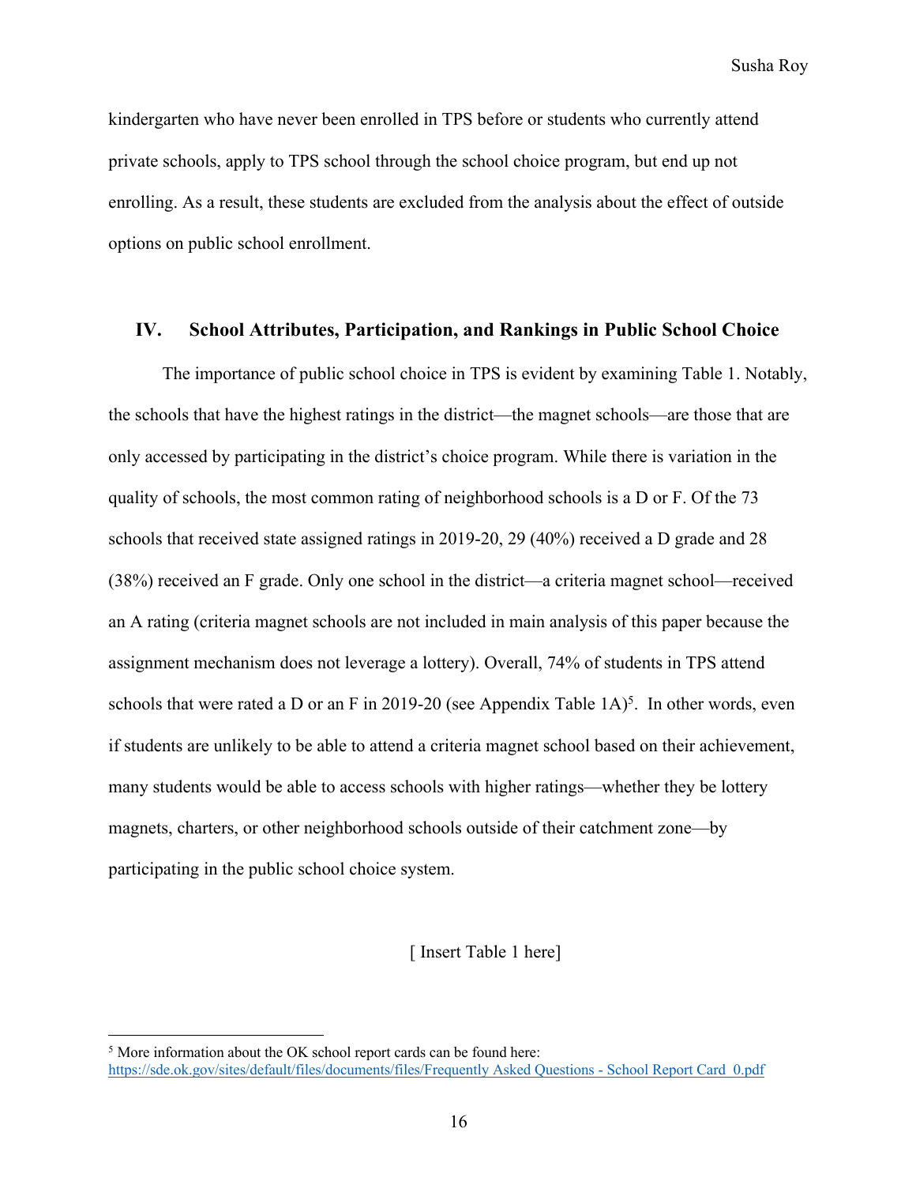kindergarten who have never been enrolled in TPS before or students who currently attend private schools, apply to TPS school through the school choice program, but end up not enrolling. As a result, these students are excluded from the analysis about the effect of outside options on public school enrollment.

## IV. School Attributes, Participation, and Rankings in Public School Choice

The importance of public school choice in TPS is evident by examining Table 1. Notably, the schools that have the highest ratings in the district—the magnet schools—are those that are only accessed by participating in the district's choice program. While there is variation in the quality of schools, the most common rating of neighborhood schools is a D or F. Of the 73 schools that received state assigned ratings in 2019-20, 29 (40%) received a D grade and 28 (38%) received an F grade. Only one school in the district—a criteria magnet school—received an A rating (criteria magnet schools are not included in main analysis of this paper because the assignment mechanism does not leverage a lottery). Overall, 74% of students in TPS attend schools that were rated a D or an F in 2019-20 (see Appendix Table 1A)[5]. In other words, even if students are unlikely to be able to attend a criteria magnet school based on their achievement, many students would be able to access schools with higher ratings—whether they be lottery magnets, charters, or other neighborhood schools outside of their catchment zone—by participating in the public school choice system.

[ Insert Table 1 here]

[5] More information about the OK school report cards can be found here: https://sde.ok.gov/sites/default/files/documents/files/Frequently Asked Questions - School Report Card_0.pdf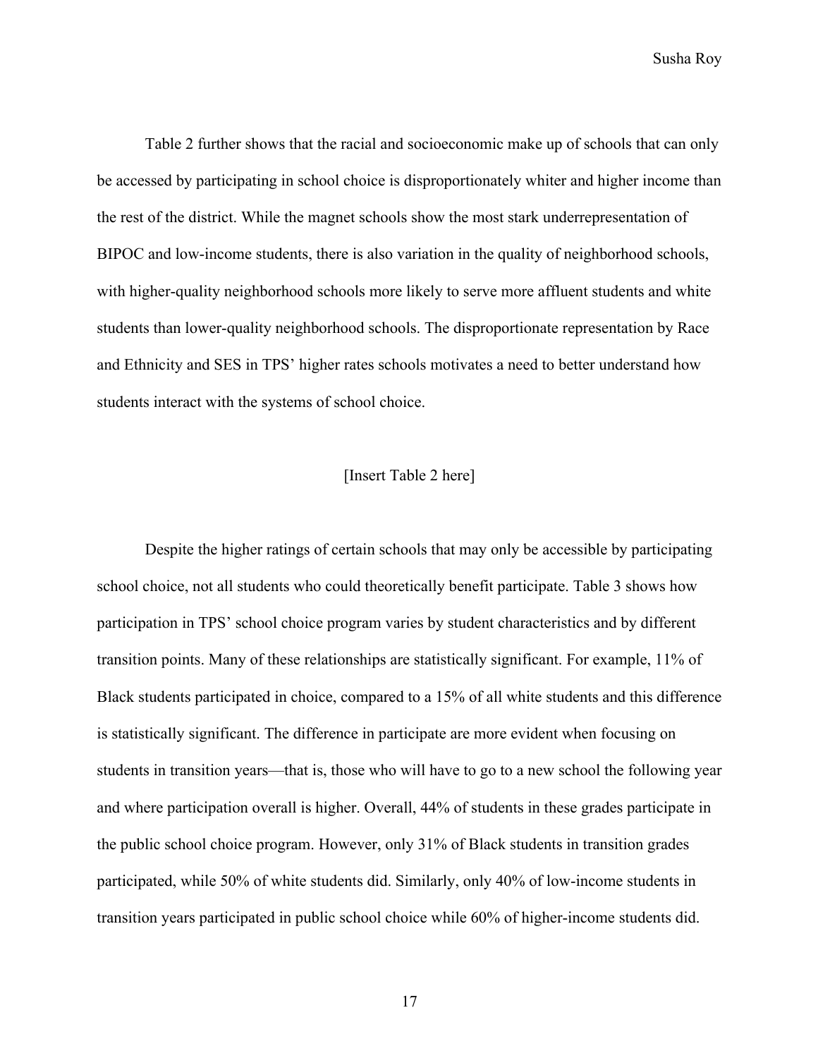Table 2 further shows that the racial and socioeconomic make up of schools that can only be accessed by participating in school choice is disproportionately whiter and higher income than the rest of the district. While the magnet schools show the most stark underrepresentation of BIPOC and low-income students, there is also variation in the quality of neighborhood schools, with higher-quality neighborhood schools more likely to serve more affluent students and white students than lower-quality neighborhood schools. The disproportionate representation by Race and Ethnicity and SES in TPS' higher rates schools motivates a need to better understand how students interact with the systems of school choice.

[Insert Table 2 here]

Despite the higher ratings of certain schools that may only be accessible by participating school choice, not all students who could theoretically benefit participate. Table 3 shows how participation in TPS' school choice program varies by student characteristics and by different transition points. Many of these relationships are statistically significant. For example, 11% of Black students participated in choice, compared to a 15% of all white students and this difference is statistically significant. The difference in participate are more evident when focusing on students in transition years—that is, those who will have to go to a new school the following year and where participation overall is higher. Overall, 44% of students in these grades participate in the public school choice program. However, only 31% of Black students in transition grades participated, while 50% of white students did. Similarly, only 40% of low-income students in transition years participated in public school choice while 60% of higher-income students did.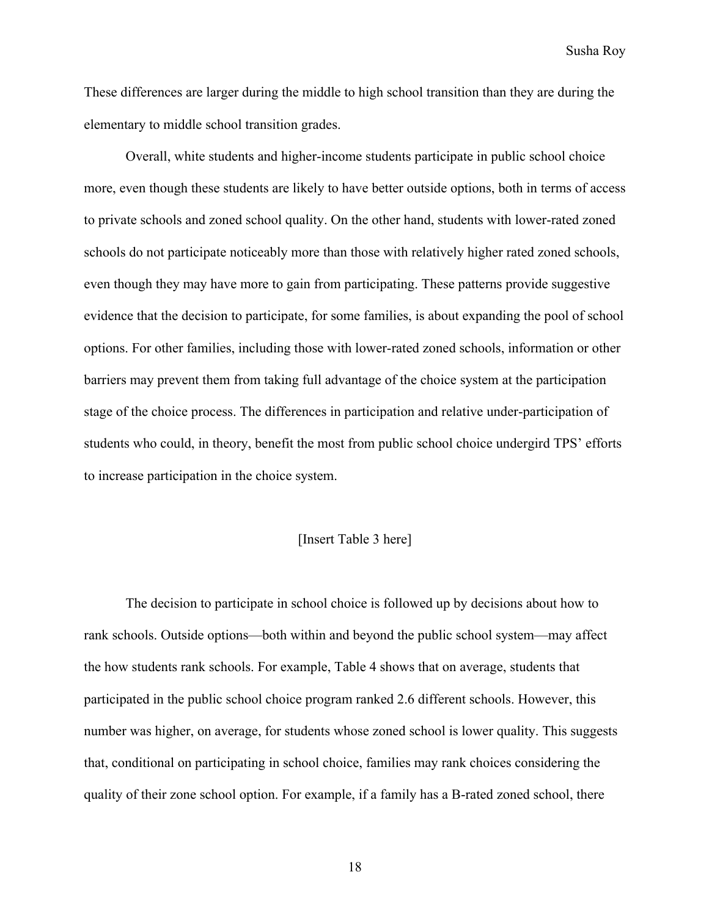These differences are larger during the middle to high school transition than they are during the elementary to middle school transition grades.

Overall, white students and higher-income students participate in public school choice more, even though these students are likely to have better outside options, both in terms of access to private schools and zoned school quality. On the other hand, students with lower-rated zoned schools do not participate noticeably more than those with relatively higher rated zoned schools, even though they may have more to gain from participating. These patterns provide suggestive evidence that the decision to participate, for some families, is about expanding the pool of school options. For other families, including those with lower-rated zoned schools, information or other barriers may prevent them from taking full advantage of the choice system at the participation stage of the choice process. The differences in participation and relative under-participation of students who could, in theory, benefit the most from public school choice undergird TPS' efforts to increase participation in the choice system.

[Insert Table 3 here]

The decision to participate in school choice is followed up by decisions about how to rank schools. Outside options—both within and beyond the public school system—may affect the how students rank schools. For example, Table 4 shows that on average, students that participated in the public school choice program ranked 2.6 different schools. However, this number was higher, on average, for students whose zoned school is lower quality. This suggests that, conditional on participating in school choice, families may rank choices considering the quality of their zone school option. For example, if a family has a B-rated zoned school, there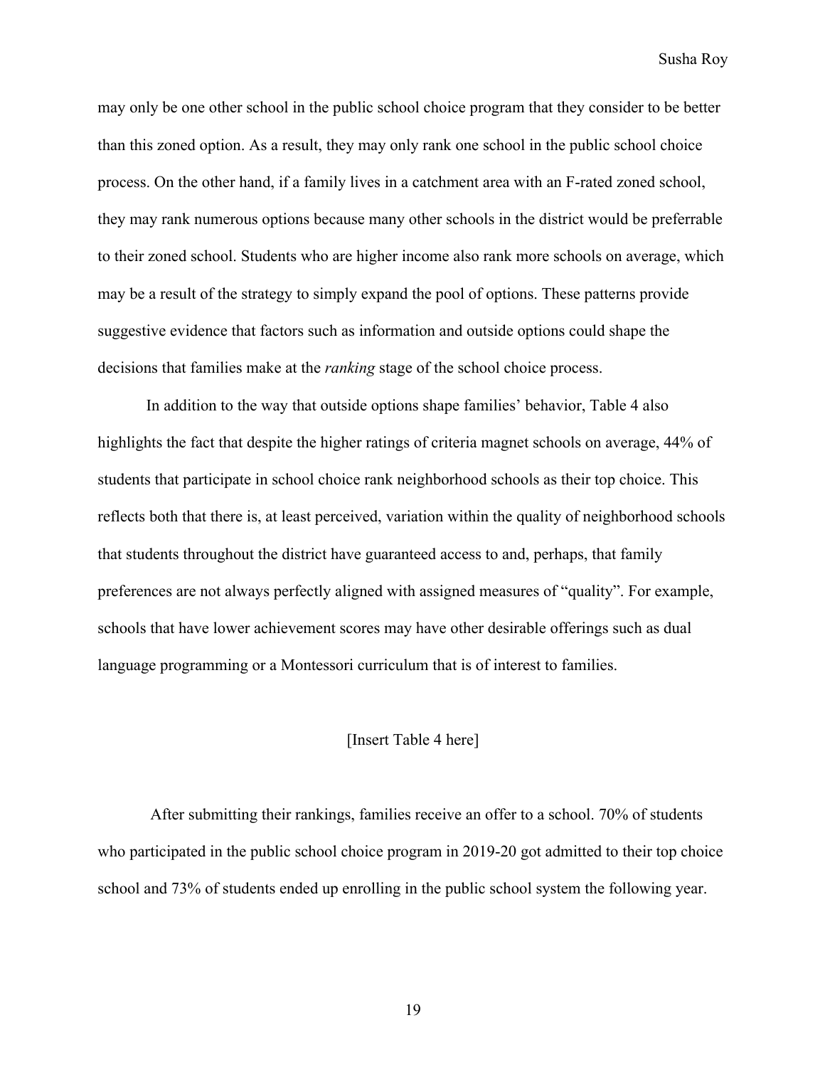may only be one other school in the public school choice program that they consider to be better than this zoned option. As a result, they may only rank one school in the public school choice process. On the other hand, if a family lives in a catchment area with an F-rated zoned school, they may rank numerous options because many other schools in the district would be preferrable to their zoned school. Students who are higher income also rank more schools on average, which may be a result of the strategy to simply expand the pool of options. These patterns provide suggestive evidence that factors such as information and outside options could shape the decisions that families make at the *ranking* stage of the school choice process.

In addition to the way that outside options shape families' behavior, Table 4 also highlights the fact that despite the higher ratings of criteria magnet schools on average, 44% of students that participate in school choice rank neighborhood schools as their top choice. This reflects both that there is, at least perceived, variation within the quality of neighborhood schools that students throughout the district have guaranteed access to and, perhaps, that family preferences are not always perfectly aligned with assigned measures of "quality". For example, schools that have lower achievement scores may have other desirable offerings such as dual language programming or a Montessori curriculum that is of interest to families.

[Insert Table 4 here]

After submitting their rankings, families receive an offer to a school. 70% of students who participated in the public school choice program in 2019-20 got admitted to their top choice school and 73% of students ended up enrolling in the public school system the following year.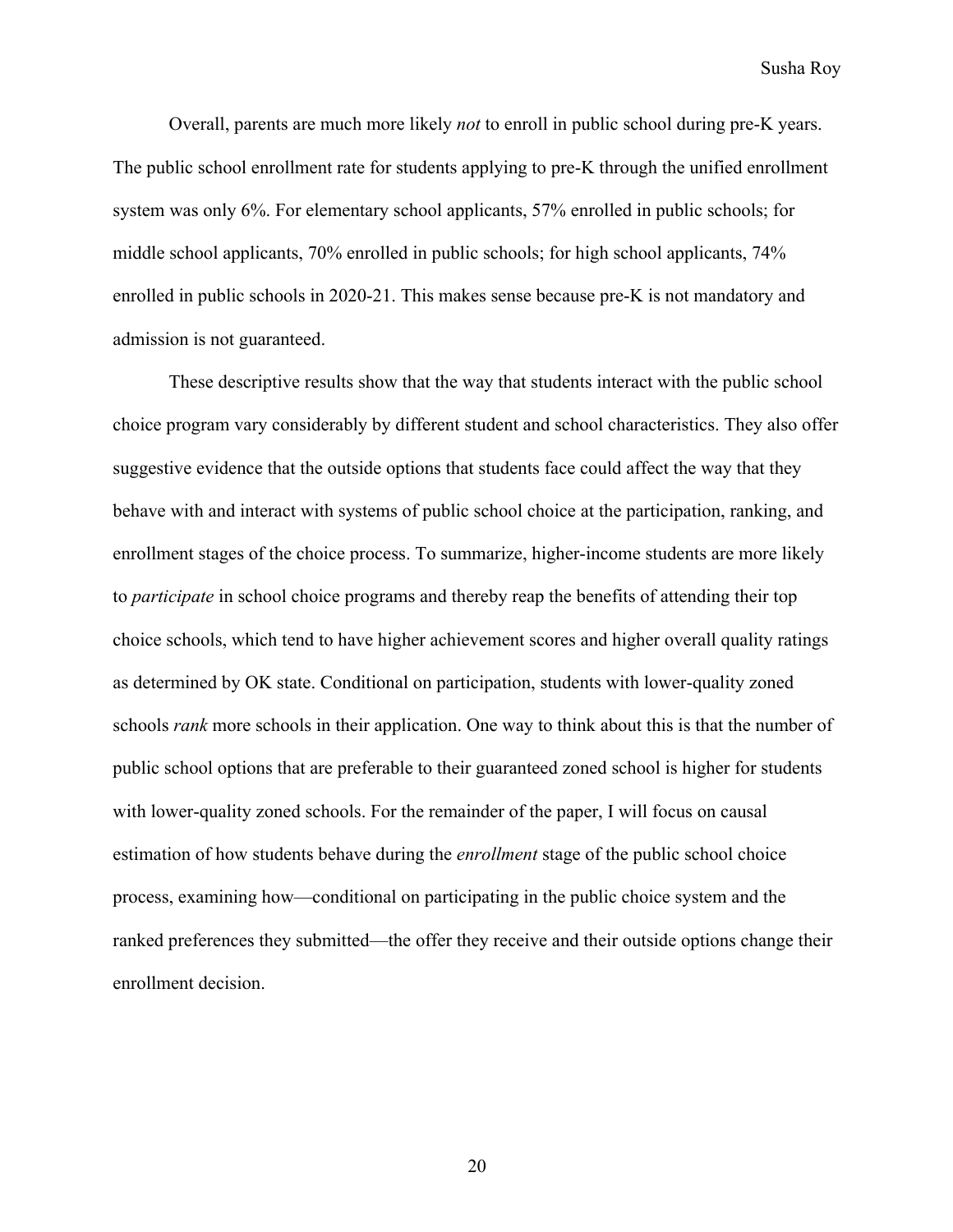Overall, parents are much more likely *not* to enroll in public school during pre-K years. The public school enrollment rate for students applying to pre-K through the unified enrollment system was only 6%. For elementary school applicants, 57% enrolled in public schools; for middle school applicants, 70% enrolled in public schools; for high school applicants, 74% enrolled in public schools in 2020-21. This makes sense because pre-K is not mandatory and admission is not guaranteed.

These descriptive results show that the way that students interact with the public school choice program vary considerably by different student and school characteristics. They also offer suggestive evidence that the outside options that students face could affect the way that they behave with and interact with systems of public school choice at the participation, ranking, and enrollment stages of the choice process. To summarize, higher-income students are more likely to *participate* in school choice programs and thereby reap the benefits of attending their top choice schools, which tend to have higher achievement scores and higher overall quality ratings as determined by OK state. Conditional on participation, students with lower-quality zoned schools *rank* more schools in their application. One way to think about this is that the number of public school options that are preferable to their guaranteed zoned school is higher for students with lower-quality zoned schools. For the remainder of the paper, I will focus on causal estimation of how students behave during the *enrollment* stage of the public school choice process, examining how—conditional on participating in the public choice system and the ranked preferences they submitted—the offer they receive and their outside options change their enrollment decision.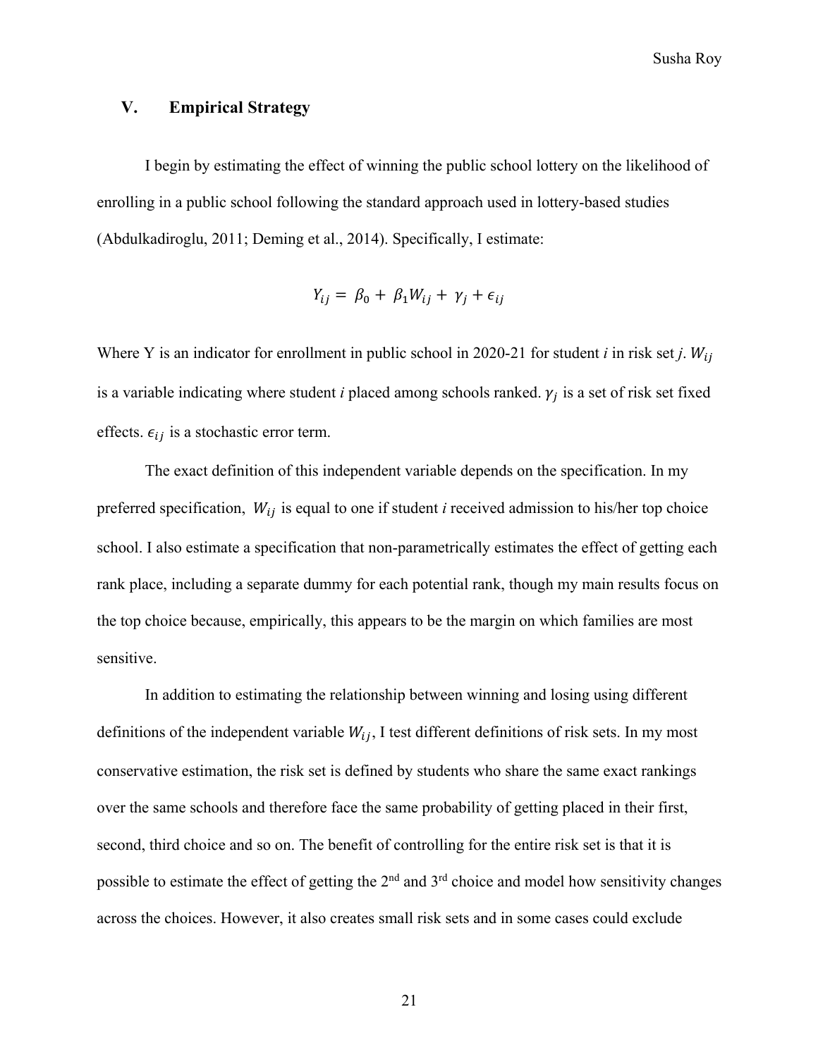## V. Empirical Strategy

I begin by estimating the effect of winning the public school lottery on the likelihood of enrolling in a public school following the standard approach used in lottery-based studies (Abdulkadiroglu, 2011; Deming et al., 2014). Specifically, I estimate:

$$Y_{ij} = \beta_0 + \beta_1 W_{ij} + \gamma_j + \epsilon_{ij}$$

Where Y is an indicator for enrollment in public school in 2020-21 for student *i* in risk set *j*. $W_{ij}$ is a variable indicating where student *i* placed among schools ranked. $\gamma_j$ is a set of risk set fixed effects. $\epsilon_{ij}$ is a stochastic error term.

The exact definition of this independent variable depends on the specification. In my preferred specification, $W_{ij}$ is equal to one if student *i* received admission to his/her top choice school. I also estimate a specification that non-parametrically estimates the effect of getting each rank place, including a separate dummy for each potential rank, though my main results focus on the top choice because, empirically, this appears to be the margin on which families are most sensitive.

In addition to estimating the relationship between winning and losing using different definitions of the independent variable $W_{ij}$, I test different definitions of risk sets. In my most conservative estimation, the risk set is defined by students who share the same exact rankings over the same schools and therefore face the same probability of getting placed in their first, second, third choice and so on. The benefit of controlling for the entire risk set is that it is possible to estimate the effect of getting the 2nd and 3rd choice and model how sensitivity changes across the choices. However, it also creates small risk sets and in some cases could exclude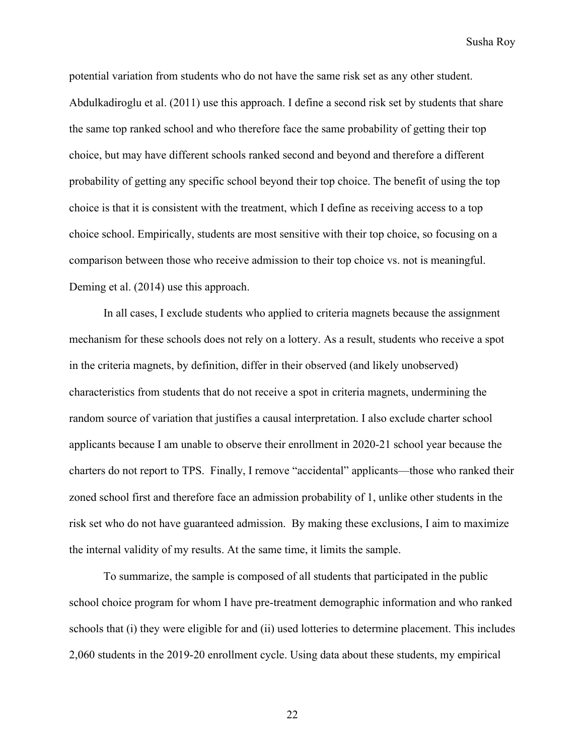potential variation from students who do not have the same risk set as any other student. Abdulkadiroglu et al. (2011) use this approach. I define a second risk set by students that share the same top ranked school and who therefore face the same probability of getting their top choice, but may have different schools ranked second and beyond and therefore a different probability of getting any specific school beyond their top choice. The benefit of using the top choice is that it is consistent with the treatment, which I define as receiving access to a top choice school. Empirically, students are most sensitive with their top choice, so focusing on a comparison between those who receive admission to their top choice vs. not is meaningful. Deming et al. (2014) use this approach.

In all cases, I exclude students who applied to criteria magnets because the assignment mechanism for these schools does not rely on a lottery. As a result, students who receive a spot in the criteria magnets, by definition, differ in their observed (and likely unobserved) characteristics from students that do not receive a spot in criteria magnets, undermining the random source of variation that justifies a causal interpretation. I also exclude charter school applicants because I am unable to observe their enrollment in 2020-21 school year because the charters do not report to TPS. Finally, I remove "accidental" applicants—those who ranked their zoned school first and therefore face an admission probability of 1, unlike other students in the risk set who do not have guaranteed admission. By making these exclusions, I aim to maximize the internal validity of my results. At the same time, it limits the sample.

To summarize, the sample is composed of all students that participated in the public school choice program for whom I have pre-treatment demographic information and who ranked schools that (i) they were eligible for and (ii) used lotteries to determine placement. This includes 2,060 students in the 2019-20 enrollment cycle. Using data about these students, my empirical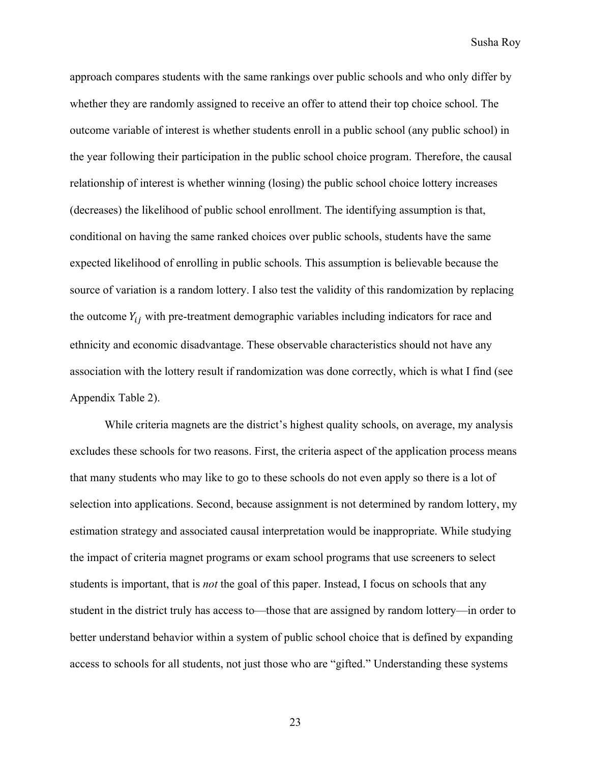approach compares students with the same rankings over public schools and who only differ by whether they are randomly assigned to receive an offer to attend their top choice school. The outcome variable of interest is whether students enroll in a public school (any public school) in the year following their participation in the public school choice program. Therefore, the causal relationship of interest is whether winning (losing) the public school choice lottery increases (decreases) the likelihood of public school enrollment. The identifying assumption is that, conditional on having the same ranked choices over public schools, students have the same expected likelihood of enrolling in public schools. This assumption is believable because the source of variation is a random lottery. I also test the validity of this randomization by replacing the outcome $Y_{ij}$ with pre-treatment demographic variables including indicators for race and ethnicity and economic disadvantage. These observable characteristics should not have any association with the lottery result if randomization was done correctly, which is what I find (see Appendix Table 2).

While criteria magnets are the district's highest quality schools, on average, my analysis excludes these schools for two reasons. First, the criteria aspect of the application process means that many students who may like to go to these schools do not even apply so there is a lot of selection into applications. Second, because assignment is not determined by random lottery, my estimation strategy and associated causal interpretation would be inappropriate. While studying the impact of criteria magnet programs or exam school programs that use screeners to select students is important, that is *not* the goal of this paper. Instead, I focus on schools that any student in the district truly has access to—those that are assigned by random lottery—in order to better understand behavior within a system of public school choice that is defined by expanding access to schools for all students, not just those who are "gifted." Understanding these systems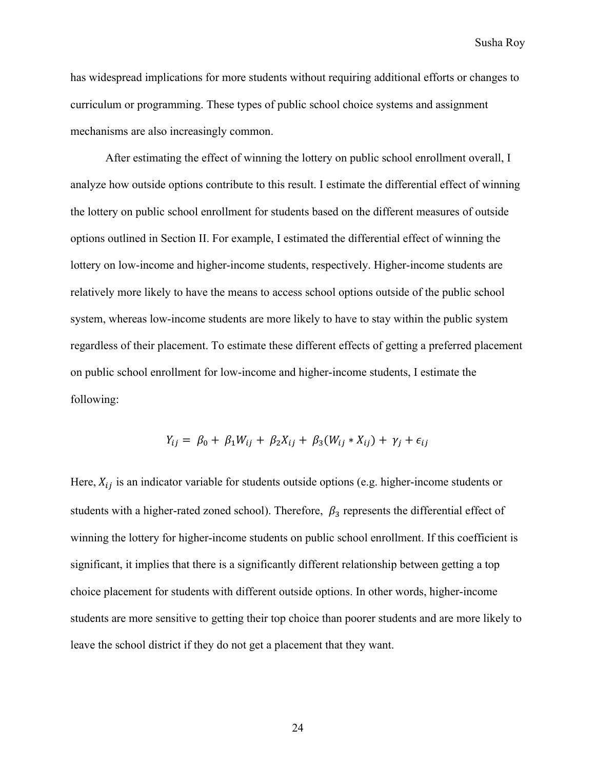has widespread implications for more students without requiring additional efforts or changes to curriculum or programming. These types of public school choice systems and assignment mechanisms are also increasingly common.

After estimating the effect of winning the lottery on public school enrollment overall, I analyze how outside options contribute to this result. I estimate the differential effect of winning the lottery on public school enrollment for students based on the different measures of outside options outlined in Section II. For example, I estimated the differential effect of winning the lottery on low-income and higher-income students, respectively. Higher-income students are relatively more likely to have the means to access school options outside of the public school system, whereas low-income students are more likely to have to stay within the public system regardless of their placement. To estimate these different effects of getting a preferred placement on public school enrollment for low-income and higher-income students, I estimate the following:

$$Y_{ij} = \beta_0 + \beta_1 W_{ij} + \beta_2 X_{ij} + \beta_3 (W_{ij} * X_{ij}) + \gamma_j + \epsilon_{ij}$$

Here, $X_{ij}$ is an indicator variable for students outside options (e.g. higher-income students or students with a higher-rated zoned school). Therefore, $\beta_3$ represents the differential effect of winning the lottery for higher-income students on public school enrollment. If this coefficient is significant, it implies that there is a significantly different relationship between getting a top choice placement for students with different outside options. In other words, higher-income students are more sensitive to getting their top choice than poorer students and are more likely to leave the school district if they do not get a placement that they want.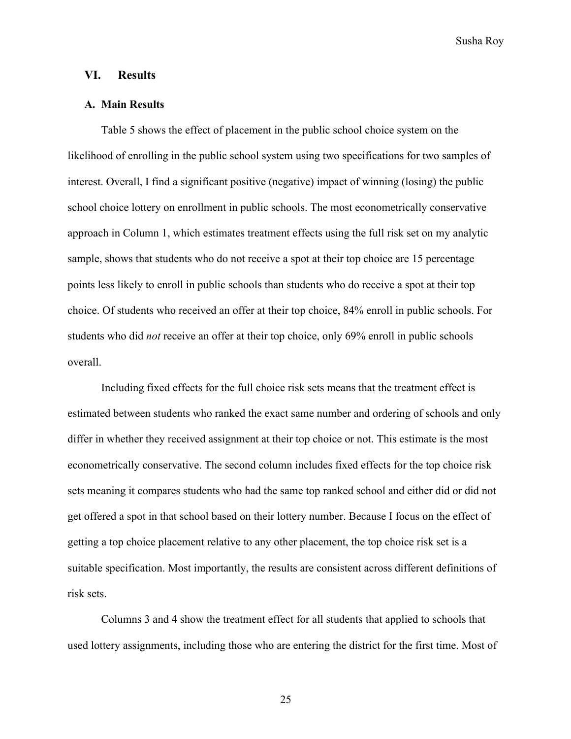## VI. Results

### A. Main Results

Table 5 shows the effect of placement in the public school choice system on the likelihood of enrolling in the public school system using two specifications for two samples of interest. Overall, I find a significant positive (negative) impact of winning (losing) the public school choice lottery on enrollment in public schools. The most econometrically conservative approach in Column 1, which estimates treatment effects using the full risk set on my analytic sample, shows that students who do not receive a spot at their top choice are 15 percentage points less likely to enroll in public schools than students who do receive a spot at their top choice. Of students who received an offer at their top choice, 84% enroll in public schools. For students who did *not* receive an offer at their top choice, only 69% enroll in public schools overall.

Including fixed effects for the full choice risk sets means that the treatment effect is estimated between students who ranked the exact same number and ordering of schools and only differ in whether they received assignment at their top choice or not. This estimate is the most econometrically conservative. The second column includes fixed effects for the top choice risk sets meaning it compares students who had the same top ranked school and either did or did not get offered a spot in that school based on their lottery number. Because I focus on the effect of getting a top choice placement relative to any other placement, the top choice risk set is a suitable specification. Most importantly, the results are consistent across different definitions of risk sets.

Columns 3 and 4 show the treatment effect for all students that applied to schools that used lottery assignments, including those who are entering the district for the first time. Most of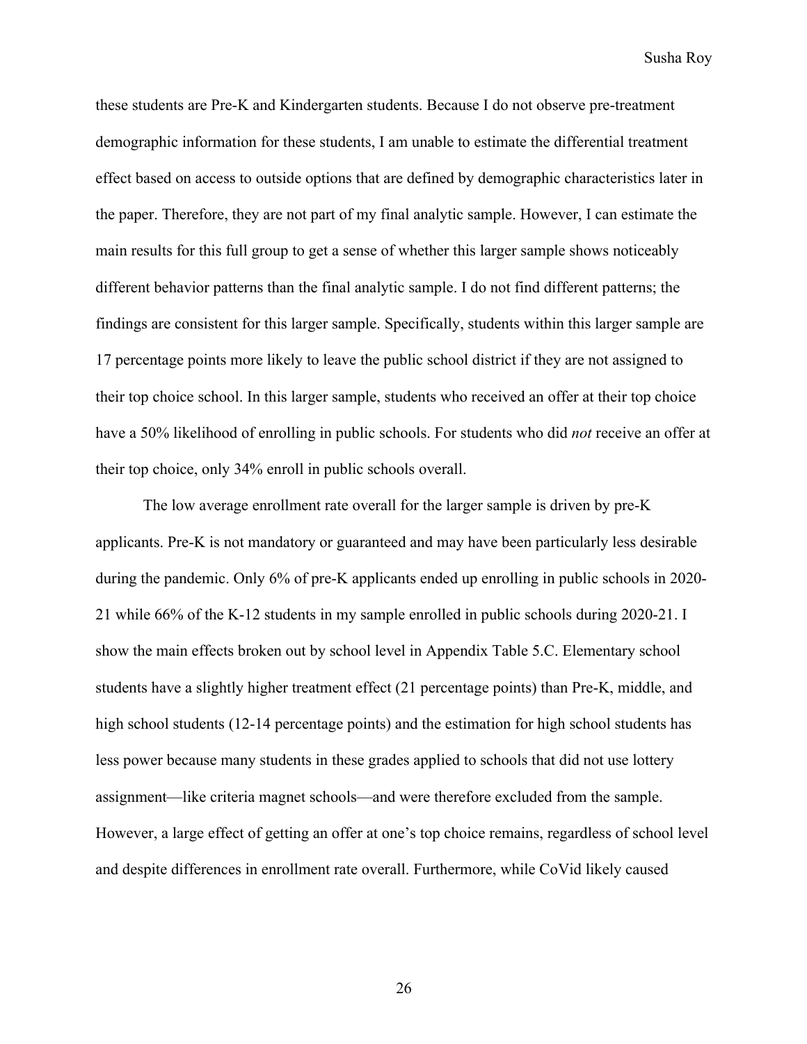these students are Pre-K and Kindergarten students. Because I do not observe pre-treatment demographic information for these students, I am unable to estimate the differential treatment effect based on access to outside options that are defined by demographic characteristics later in the paper. Therefore, they are not part of my final analytic sample. However, I can estimate the main results for this full group to get a sense of whether this larger sample shows noticeably different behavior patterns than the final analytic sample. I do not find different patterns; the findings are consistent for this larger sample. Specifically, students within this larger sample are 17 percentage points more likely to leave the public school district if they are not assigned to their top choice school. In this larger sample, students who received an offer at their top choice have a 50% likelihood of enrolling in public schools. For students who did *not* receive an offer at their top choice, only 34% enroll in public schools overall.

The low average enrollment rate overall for the larger sample is driven by pre-K applicants. Pre-K is not mandatory or guaranteed and may have been particularly less desirable during the pandemic. Only 6% of pre-K applicants ended up enrolling in public schools in 2020-21 while 66% of the K-12 students in my sample enrolled in public schools during 2020-21. I show the main effects broken out by school level in Appendix Table 5.C. Elementary school students have a slightly higher treatment effect (21 percentage points) than Pre-K, middle, and high school students (12-14 percentage points) and the estimation for high school students has less power because many students in these grades applied to schools that did not use lottery assignment—like criteria magnet schools—and were therefore excluded from the sample. However, a large effect of getting an offer at one's top choice remains, regardless of school level and despite differences in enrollment rate overall. Furthermore, while CoVid likely caused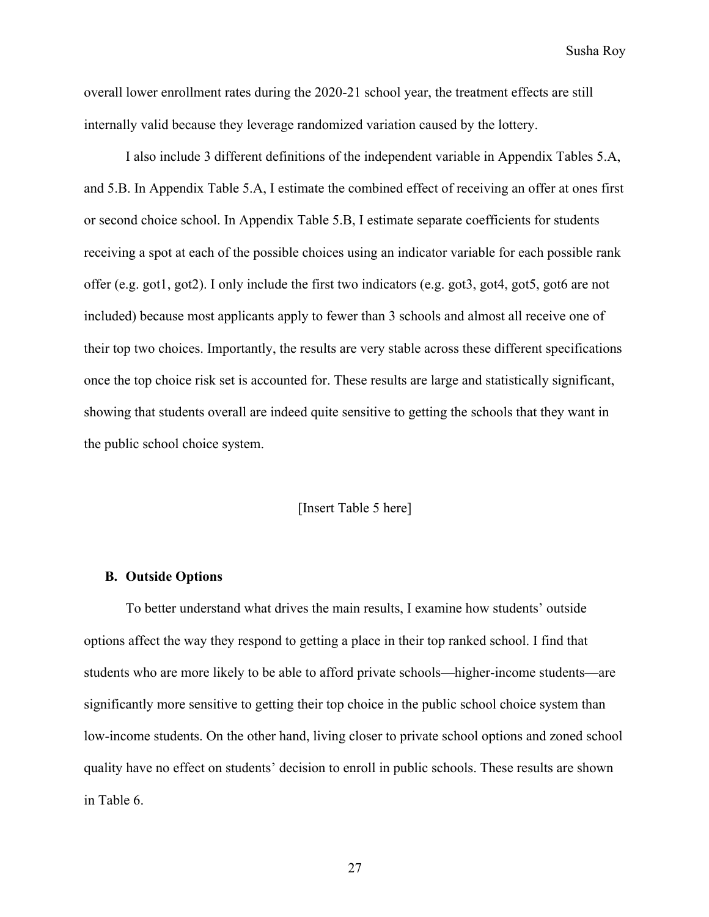overall lower enrollment rates during the 2020-21 school year, the treatment effects are still internally valid because they leverage randomized variation caused by the lottery.

I also include 3 different definitions of the independent variable in Appendix Tables 5.A, and 5.B. In Appendix Table 5.A, I estimate the combined effect of receiving an offer at ones first or second choice school. In Appendix Table 5.B, I estimate separate coefficients for students receiving a spot at each of the possible choices using an indicator variable for each possible rank offer (e.g. got1, got2). I only include the first two indicators (e.g. got3, got4, got5, got6 are not included) because most applicants apply to fewer than 3 schools and almost all receive one of their top two choices. Importantly, the results are very stable across these different specifications once the top choice risk set is accounted for. These results are large and statistically significant, showing that students overall are indeed quite sensitive to getting the schools that they want in the public school choice system.

[Insert Table 5 here]

### B. Outside Options

To better understand what drives the main results, I examine how students' outside options affect the way they respond to getting a place in their top ranked school. I find that students who are more likely to be able to afford private schools—higher-income students—are significantly more sensitive to getting their top choice in the public school choice system than low-income students. On the other hand, living closer to private school options and zoned school quality have no effect on students' decision to enroll in public schools. These results are shown in Table 6.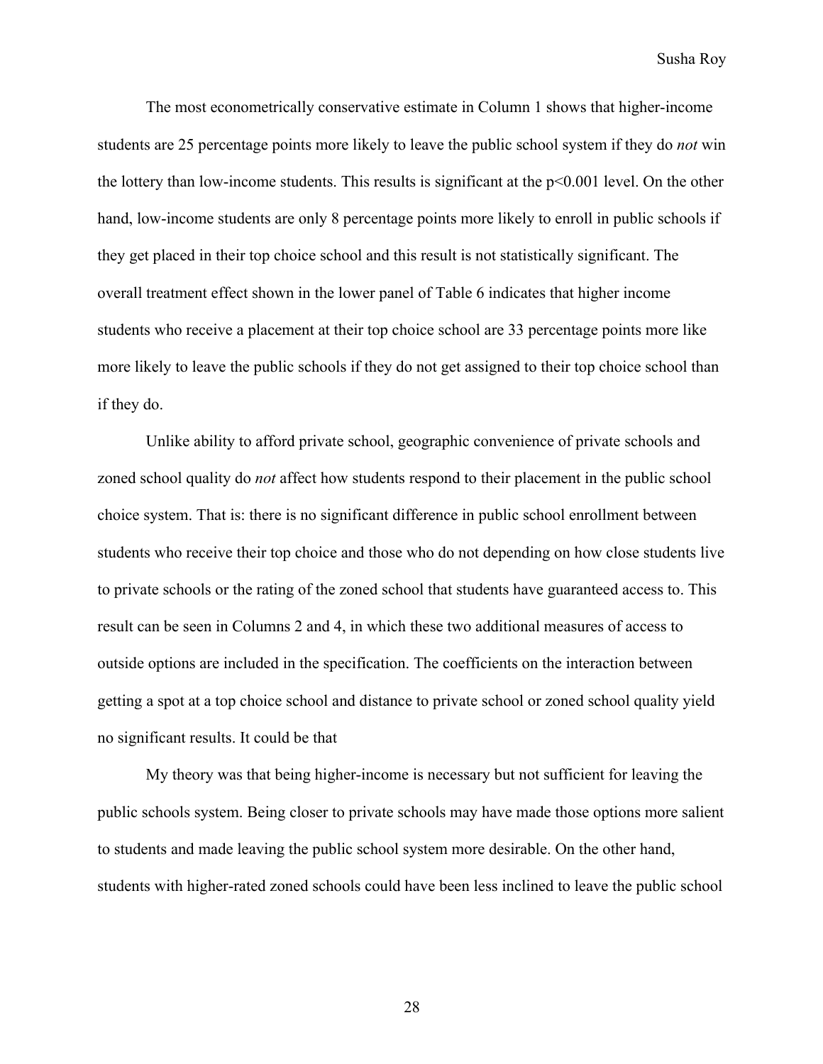The most econometrically conservative estimate in Column 1 shows that higher-income students are 25 percentage points more likely to leave the public school system if they do *not* win the lottery than low-income students. This results is significant at the $p<0.001$ level. On the other hand, low-income students are only 8 percentage points more likely to enroll in public schools if they get placed in their top choice school and this result is not statistically significant. The overall treatment effect shown in the lower panel of Table 6 indicates that higher income students who receive a placement at their top choice school are 33 percentage points more like more likely to leave the public schools if they do not get assigned to their top choice school than if they do.

Unlike ability to afford private school, geographic convenience of private schools and zoned school quality do *not* affect how students respond to their placement in the public school choice system. That is: there is no significant difference in public school enrollment between students who receive their top choice and those who do not depending on how close students live to private schools or the rating of the zoned school that students have guaranteed access to. This result can be seen in Columns 2 and 4, in which these two additional measures of access to outside options are included in the specification. The coefficients on the interaction between getting a spot at a top choice school and distance to private school or zoned school quality yield no significant results. It could be that

My theory was that being higher-income is necessary but not sufficient for leaving the public schools system. Being closer to private schools may have made those options more salient to students and made leaving the public school system more desirable. On the other hand, students with higher-rated zoned schools could have been less inclined to leave the public school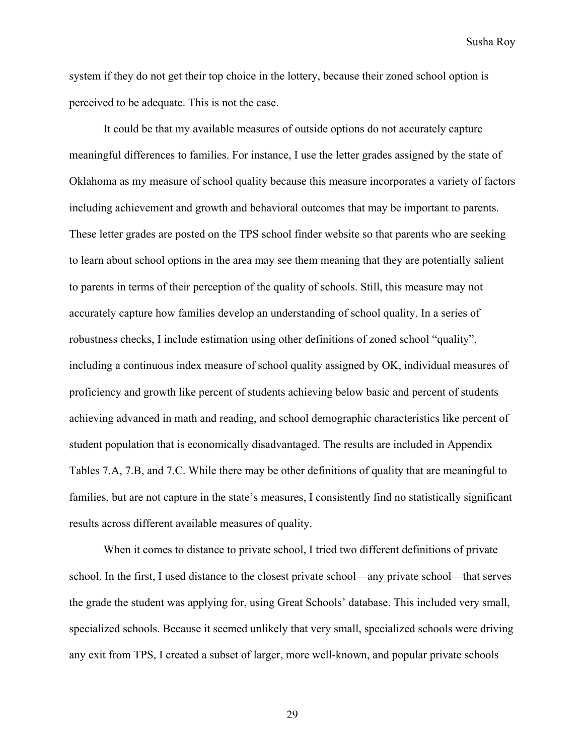system if they do not get their top choice in the lottery, because their zoned school option is perceived to be adequate. This is not the case.

It could be that my available measures of outside options do not accurately capture meaningful differences to families. For instance, I use the letter grades assigned by the state of Oklahoma as my measure of school quality because this measure incorporates a variety of factors including achievement and growth and behavioral outcomes that may be important to parents. These letter grades are posted on the TPS school finder website so that parents who are seeking to learn about school options in the area may see them meaning that they are potentially salient to parents in terms of their perception of the quality of schools. Still, this measure may not accurately capture how families develop an understanding of school quality. In a series of robustness checks, I include estimation using other definitions of zoned school "quality", including a continuous index measure of school quality assigned by OK, individual measures of proficiency and growth like percent of students achieving below basic and percent of students achieving advanced in math and reading, and school demographic characteristics like percent of student population that is economically disadvantaged. The results are included in Appendix Tables 7.A, 7.B, and 7.C. While there may be other definitions of quality that are meaningful to families, but are not capture in the state's measures, I consistently find no statistically significant results across different available measures of quality.

When it comes to distance to private school, I tried two different definitions of private school. In the first, I used distance to the closest private school—any private school—that serves the grade the student was applying for, using Great Schools' database. This included very small, specialized schools. Because it seemed unlikely that very small, specialized schools were driving any exit from TPS, I created a subset of larger, more well-known, and popular private schools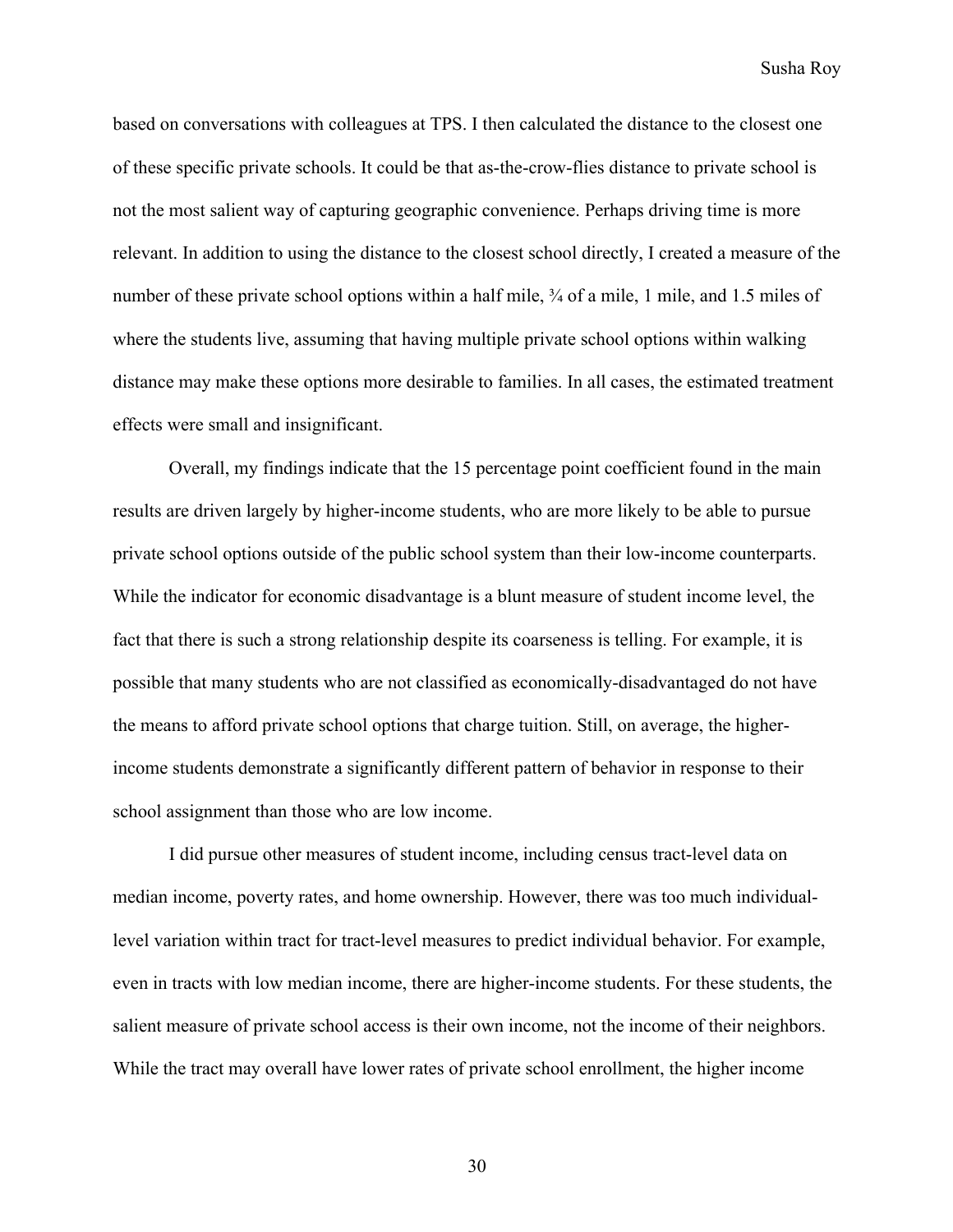based on conversations with colleagues at TPS. I then calculated the distance to the closest one of these specific private schools. It could be that as-the-crow-flies distance to private school is not the most salient way of capturing geographic convenience. Perhaps driving time is more relevant. In addition to using the distance to the closest school directly, I created a measure of the number of these private school options within a half mile, ¾ of a mile, 1 mile, and 1.5 miles of where the students live, assuming that having multiple private school options within walking distance may make these options more desirable to families. In all cases, the estimated treatment effects were small and insignificant.

Overall, my findings indicate that the 15 percentage point coefficient found in the main results are driven largely by higher-income students, who are more likely to be able to pursue private school options outside of the public school system than their low-income counterparts. While the indicator for economic disadvantage is a blunt measure of student income level, the fact that there is such a strong relationship despite its coarseness is telling. For example, it is possible that many students who are not classified as economically-disadvantaged do not have the means to afford private school options that charge tuition. Still, on average, the higher-income students demonstrate a significantly different pattern of behavior in response to their school assignment than those who are low income.

I did pursue other measures of student income, including census tract-level data on median income, poverty rates, and home ownership. However, there was too much individual-level variation within tract for tract-level measures to predict individual behavior. For example, even in tracts with low median income, there are higher-income students. For these students, the salient measure of private school access is their own income, not the income of their neighbors. While the tract may overall have lower rates of private school enrollment, the higher income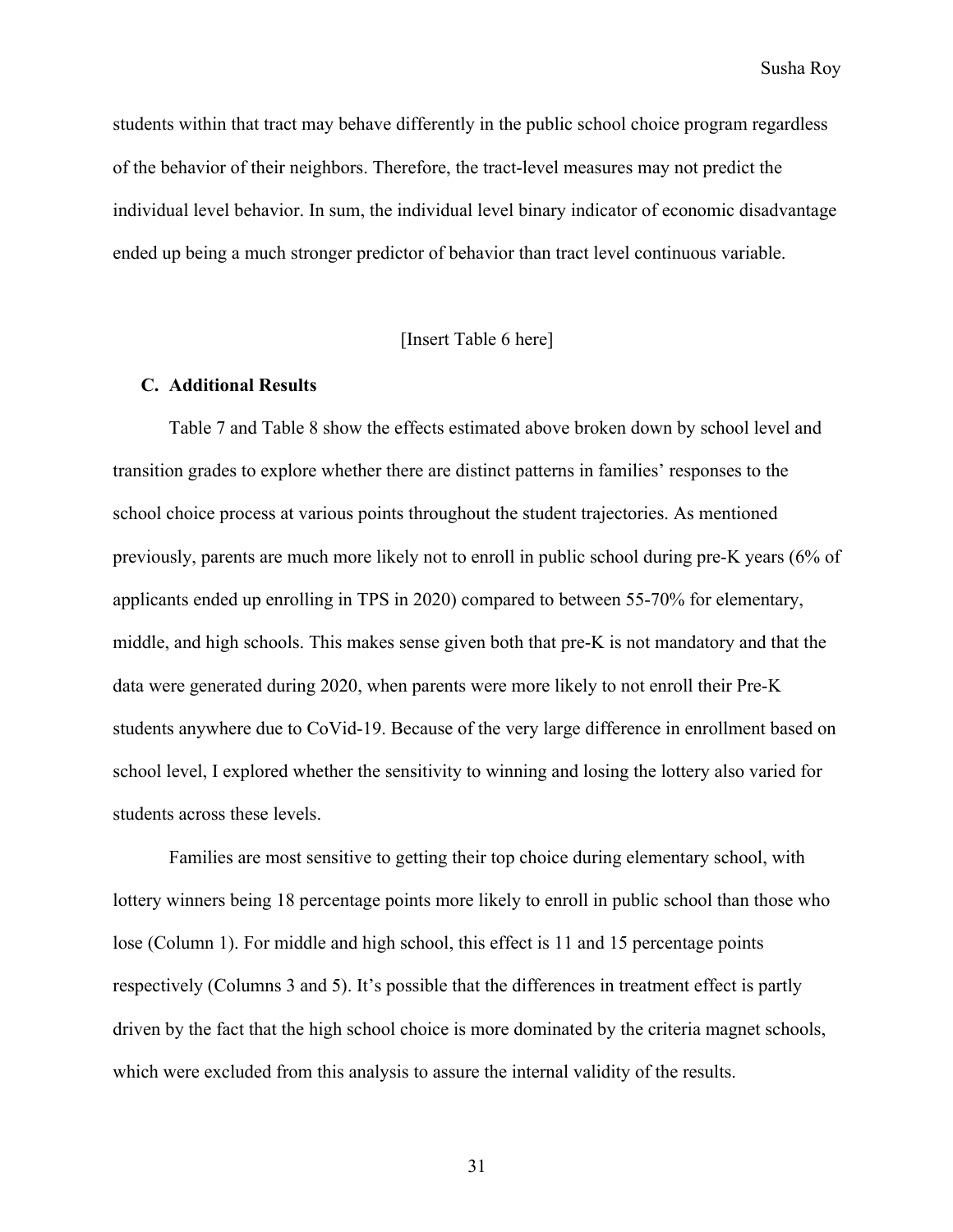students within that tract may behave differently in the public school choice program regardless of the behavior of their neighbors. Therefore, the tract-level measures may not predict the individual level behavior. In sum, the individual level binary indicator of economic disadvantage ended up being a much stronger predictor of behavior than tract level continuous variable.

[Insert Table 6 here]

### C. Additional Results

Table 7 and Table 8 show the effects estimated above broken down by school level and transition grades to explore whether there are distinct patterns in families' responses to the school choice process at various points throughout the student trajectories. As mentioned previously, parents are much more likely not to enroll in public school during pre-K years (6% of applicants ended up enrolling in TPS in 2020) compared to between 55-70% for elementary, middle, and high schools. This makes sense given both that pre-K is not mandatory and that the data were generated during 2020, when parents were more likely to not enroll their Pre-K students anywhere due to CoVid-19. Because of the very large difference in enrollment based on school level, I explored whether the sensitivity to winning and losing the lottery also varied for students across these levels.

Families are most sensitive to getting their top choice during elementary school, with lottery winners being 18 percentage points more likely to enroll in public school than those who lose (Column 1). For middle and high school, this effect is 11 and 15 percentage points respectively (Columns 3 and 5). It's possible that the differences in treatment effect is partly driven by the fact that the high school choice is more dominated by the criteria magnet schools, which were excluded from this analysis to assure the internal validity of the results.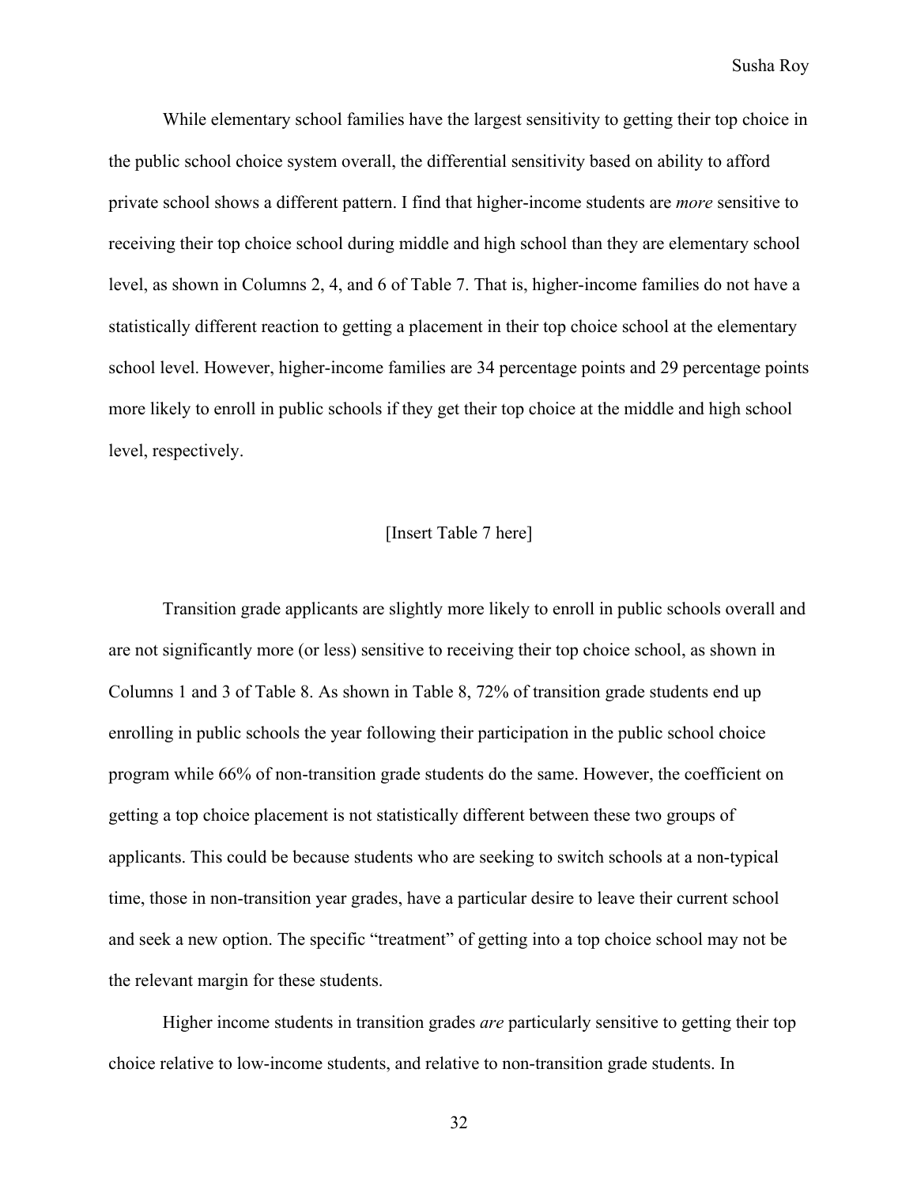While elementary school families have the largest sensitivity to getting their top choice in the public school choice system overall, the differential sensitivity based on ability to afford private school shows a different pattern. I find that higher-income students are *more* sensitive to receiving their top choice school during middle and high school than they are elementary school level, as shown in Columns 2, 4, and 6 of Table 7. That is, higher-income families do not have a statistically different reaction to getting a placement in their top choice school at the elementary school level. However, higher-income families are 34 percentage points and 29 percentage points more likely to enroll in public schools if they get their top choice at the middle and high school level, respectively.

[Insert Table 7 here]

Transition grade applicants are slightly more likely to enroll in public schools overall and are not significantly more (or less) sensitive to receiving their top choice school, as shown in Columns 1 and 3 of Table 8. As shown in Table 8, 72% of transition grade students end up enrolling in public schools the year following their participation in the public school choice program while 66% of non-transition grade students do the same. However, the coefficient on getting a top choice placement is not statistically different between these two groups of applicants. This could be because students who are seeking to switch schools at a non-typical time, those in non-transition year grades, have a particular desire to leave their current school and seek a new option. The specific "treatment" of getting into a top choice school may not be the relevant margin for these students.

Higher income students in transition grades *are* particularly sensitive to getting their top choice relative to low-income students, and relative to non-transition grade students. In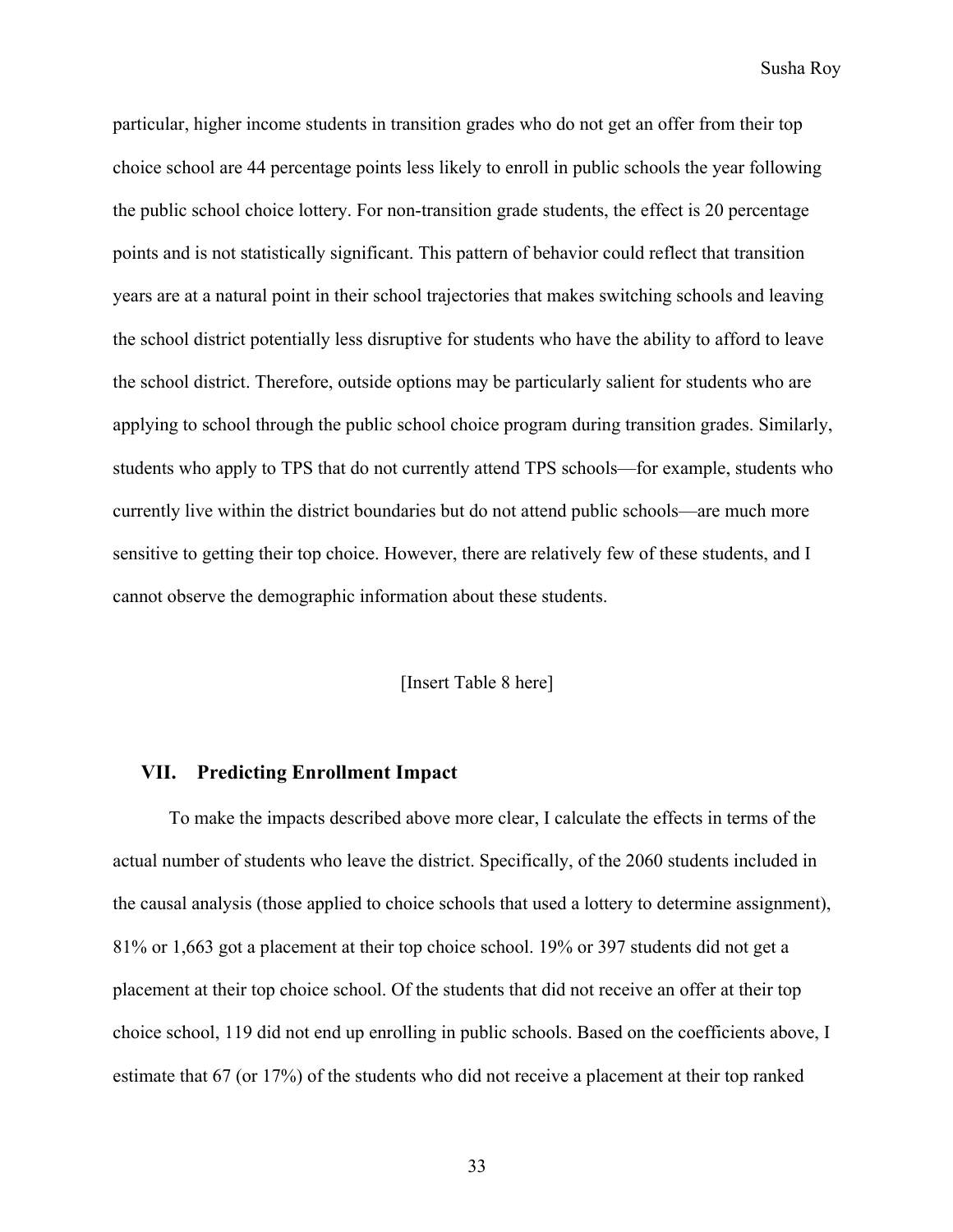particular, higher income students in transition grades who do not get an offer from their top choice school are 44 percentage points less likely to enroll in public schools the year following the public school choice lottery. For non-transition grade students, the effect is 20 percentage points and is not statistically significant. This pattern of behavior could reflect that transition years are at a natural point in their school trajectories that makes switching schools and leaving the school district potentially less disruptive for students who have the ability to afford to leave the school district. Therefore, outside options may be particularly salient for students who are applying to school through the public school choice program during transition grades. Similarly, students who apply to TPS that do not currently attend TPS schools—for example, students who currently live within the district boundaries but do not attend public schools—are much more sensitive to getting their top choice. However, there are relatively few of these students, and I cannot observe the demographic information about these students.

[Insert Table 8 here]

## VII. Predicting Enrollment Impact

To make the impacts described above more clear, I calculate the effects in terms of the actual number of students who leave the district. Specifically, of the 2060 students included in the causal analysis (those applied to choice schools that used a lottery to determine assignment), 81% or 1,663 got a placement at their top choice school. 19% or 397 students did not get a placement at their top choice school. Of the students that did not receive an offer at their top choice school, 119 did not end up enrolling in public schools. Based on the coefficients above, I estimate that 67 (or 17%) of the students who did not receive a placement at their top ranked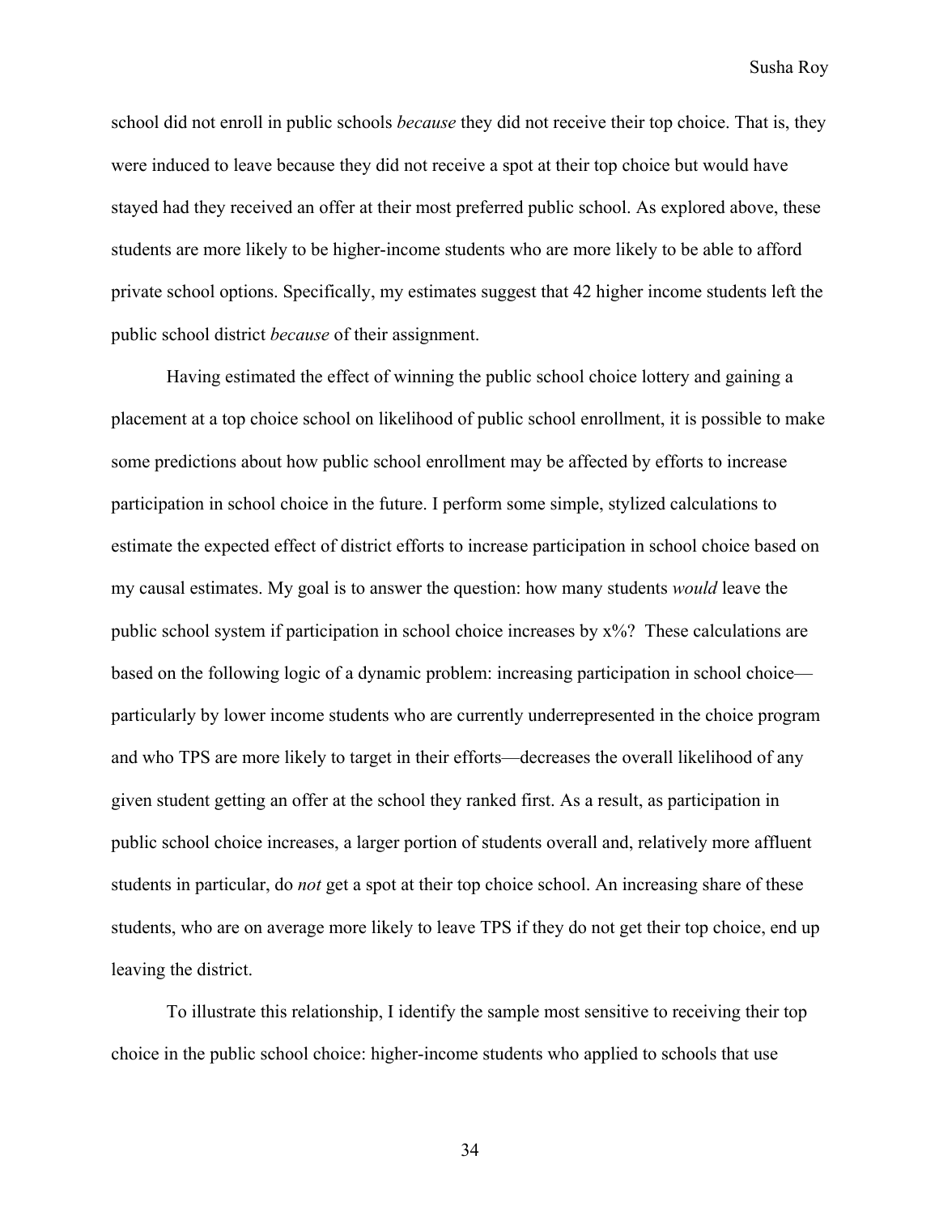school did not enroll in public schools *because* they did not receive their top choice. That is, they were induced to leave because they did not receive a spot at their top choice but would have stayed had they received an offer at their most preferred public school. As explored above, these students are more likely to be higher-income students who are more likely to be able to afford private school options. Specifically, my estimates suggest that 42 higher income students left the public school district *because* of their assignment.

Having estimated the effect of winning the public school choice lottery and gaining a placement at a top choice school on likelihood of public school enrollment, it is possible to make some predictions about how public school enrollment may be affected by efforts to increase participation in school choice in the future. I perform some simple, stylized calculations to estimate the expected effect of district efforts to increase participation in school choice based on my causal estimates. My goal is to answer the question: how many students *would* leave the public school system if participation in school choice increases by x%? These calculations are based on the following logic of a dynamic problem: increasing participation in school choice—particularly by lower income students who are currently underrepresented in the choice program and who TPS are more likely to target in their efforts—decreases the overall likelihood of any given student getting an offer at the school they ranked first. As a result, as participation in public school choice increases, a larger portion of students overall and, relatively more affluent students in particular, do *not* get a spot at their top choice school. An increasing share of these students, who are on average more likely to leave TPS if they do not get their top choice, end up leaving the district.

To illustrate this relationship, I identify the sample most sensitive to receiving their top choice in the public school choice: higher-income students who applied to schools that use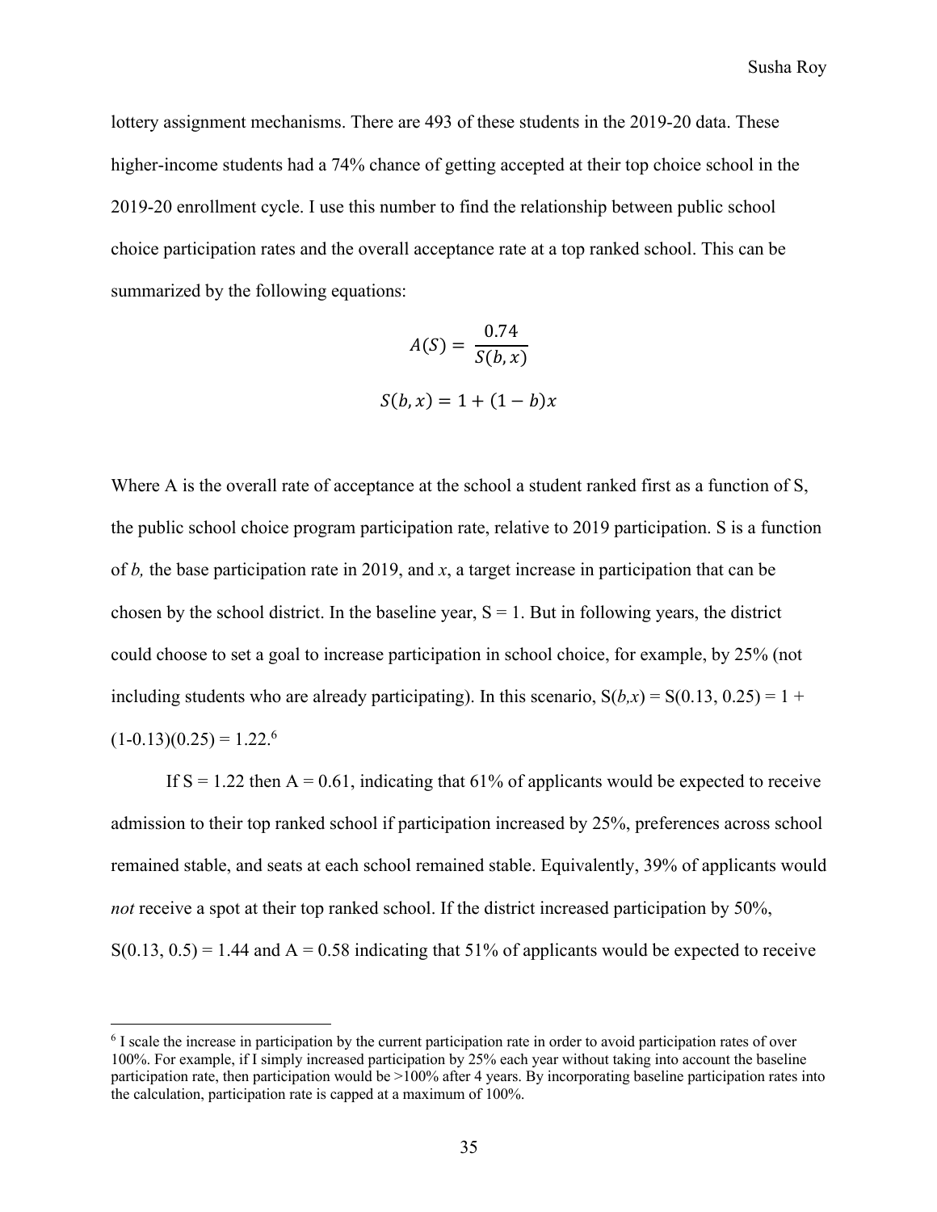lottery assignment mechanisms. There are 493 of these students in the 2019-20 data. These higher-income students had a 74% chance of getting accepted at their top choice school in the 2019-20 enrollment cycle. I use this number to find the relationship between public school choice participation rates and the overall acceptance rate at a top ranked school. This can be summarized by the following equations:

$$A(S) = \frac{0.74}{S(b, x)}$$

$$S(b, x) = 1 + (1 - b)x$$

Where A is the overall rate of acceptance at the school a student ranked first as a function of S, the public school choice program participation rate, relative to 2019 participation. S is a function of $b$, the base participation rate in 2019, and $x$, a target increase in participation that can be chosen by the school district. In the baseline year, S = 1. But in following years, the district could choose to set a goal to increase participation in school choice, for example, by 25% (not including students who are already participating). In this scenario, $S(b,x) = S(0.13, 0.25) = 1 + (1-0.13)(0.25) = 1.22$.[6]

If S = 1.22 then A = 0.61, indicating that 61% of applicants would be expected to receive admission to their top ranked school if participation increased by 25%, preferences across school remained stable, and seats at each school remained stable. Equivalently, 39% of applicants would *not* receive a spot at their top ranked school. If the district increased participation by 50%, S(0.13, 0.5) = 1.44 and A = 0.58 indicating that 51% of applicants would be expected to receive

[6] I scale the increase in participation by the current participation rate in order to avoid participation rates of over 100%. For example, if I simply increased participation by 25% each year without taking into account the baseline participation rate, then participation would be >100% after 4 years. By incorporating baseline participation rates into the calculation, participation rate is capped at a maximum of 100%.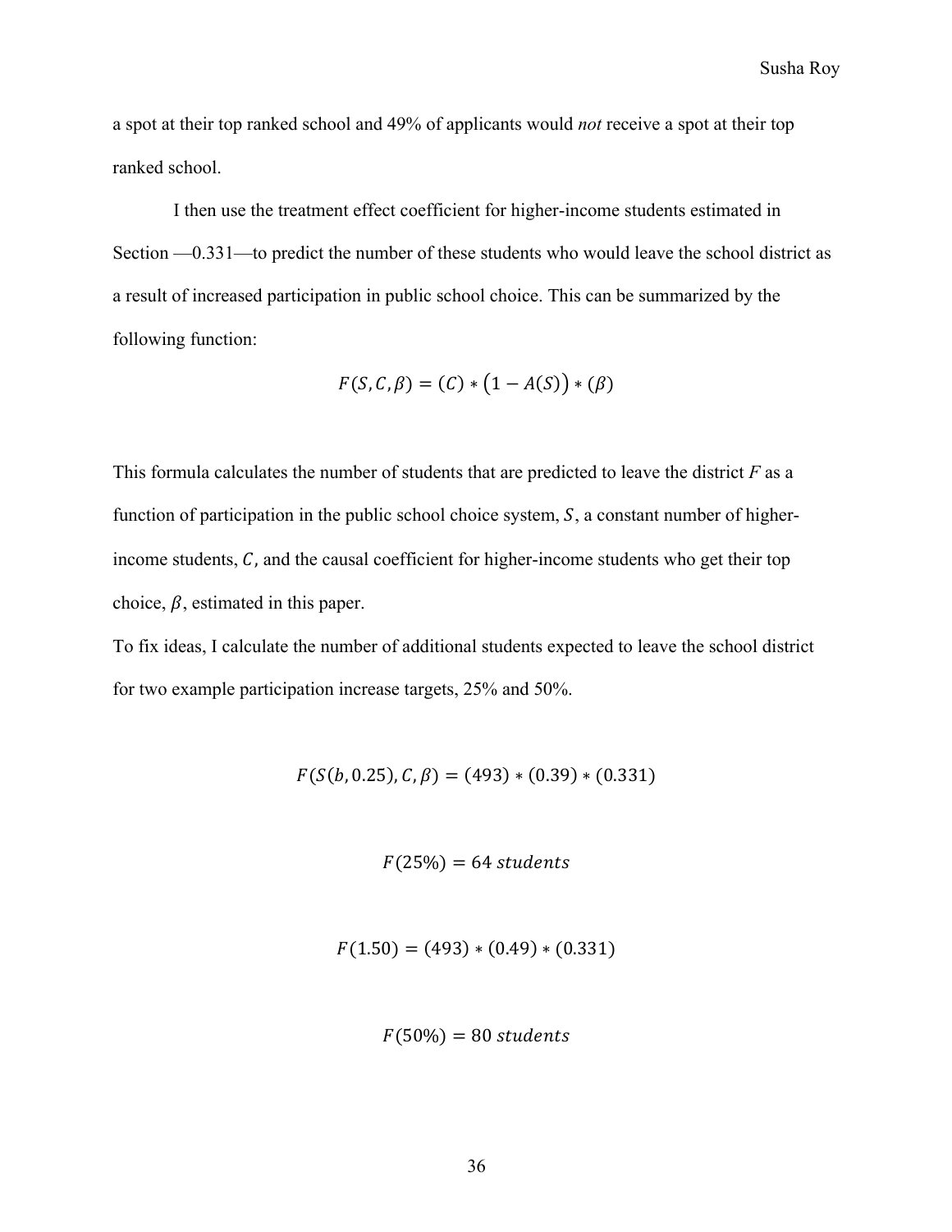a spot at their top ranked school and 49% of applicants would *not* receive a spot at their top ranked school.

I then use the treatment effect coefficient for higher-income students estimated in Section —0.331—to predict the number of these students who would leave the school district as a result of increased participation in public school choice. This can be summarized by the following function:

$$F(S, C, \beta) = (C) * \left(1 - A(S)\right) * (\beta)$$

This formula calculates the number of students that are predicted to leave the district $F$ as a function of participation in the public school choice system, $S$, a constant number of higher-income students, $C$, and the causal coefficient for higher-income students who get their top choice, $\beta$, estimated in this paper.

To fix ideas, I calculate the number of additional students expected to leave the school district for two example participation increase targets, 25% and 50%.

$$F(S(b, 0.25), C, \beta) = (493) * (0.39) * (0.331)$$

$$F(25\%) = 64 \ students$$

$$F(1.50) = (493) * (0.49) * (0.331)$$

$$F(50\%) = 80 \ students$$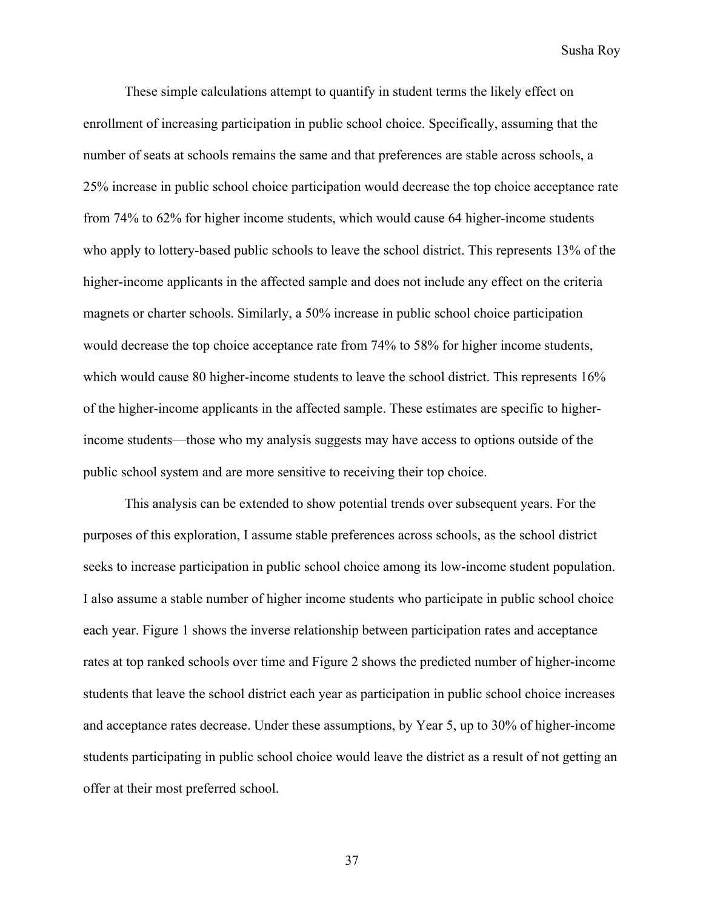These simple calculations attempt to quantify in student terms the likely effect on enrollment of increasing participation in public school choice. Specifically, assuming that the number of seats at schools remains the same and that preferences are stable across schools, a 25% increase in public school choice participation would decrease the top choice acceptance rate from 74% to 62% for higher income students, which would cause 64 higher-income students who apply to lottery-based public schools to leave the school district. This represents 13% of the higher-income applicants in the affected sample and does not include any effect on the criteria magnets or charter schools. Similarly, a 50% increase in public school choice participation would decrease the top choice acceptance rate from 74% to 58% for higher income students, which would cause 80 higher-income students to leave the school district. This represents 16% of the higher-income applicants in the affected sample. These estimates are specific to higher-income students—those who my analysis suggests may have access to options outside of the public school system and are more sensitive to receiving their top choice.

This analysis can be extended to show potential trends over subsequent years. For the purposes of this exploration, I assume stable preferences across schools, as the school district seeks to increase participation in public school choice among its low-income student population. I also assume a stable number of higher income students who participate in public school choice each year. Figure 1 shows the inverse relationship between participation rates and acceptance rates at top ranked schools over time and Figure 2 shows the predicted number of higher-income students that leave the school district each year as participation in public school choice increases and acceptance rates decrease. Under these assumptions, by Year 5, up to 30% of higher-income students participating in public school choice would leave the district as a result of not getting an offer at their most preferred school.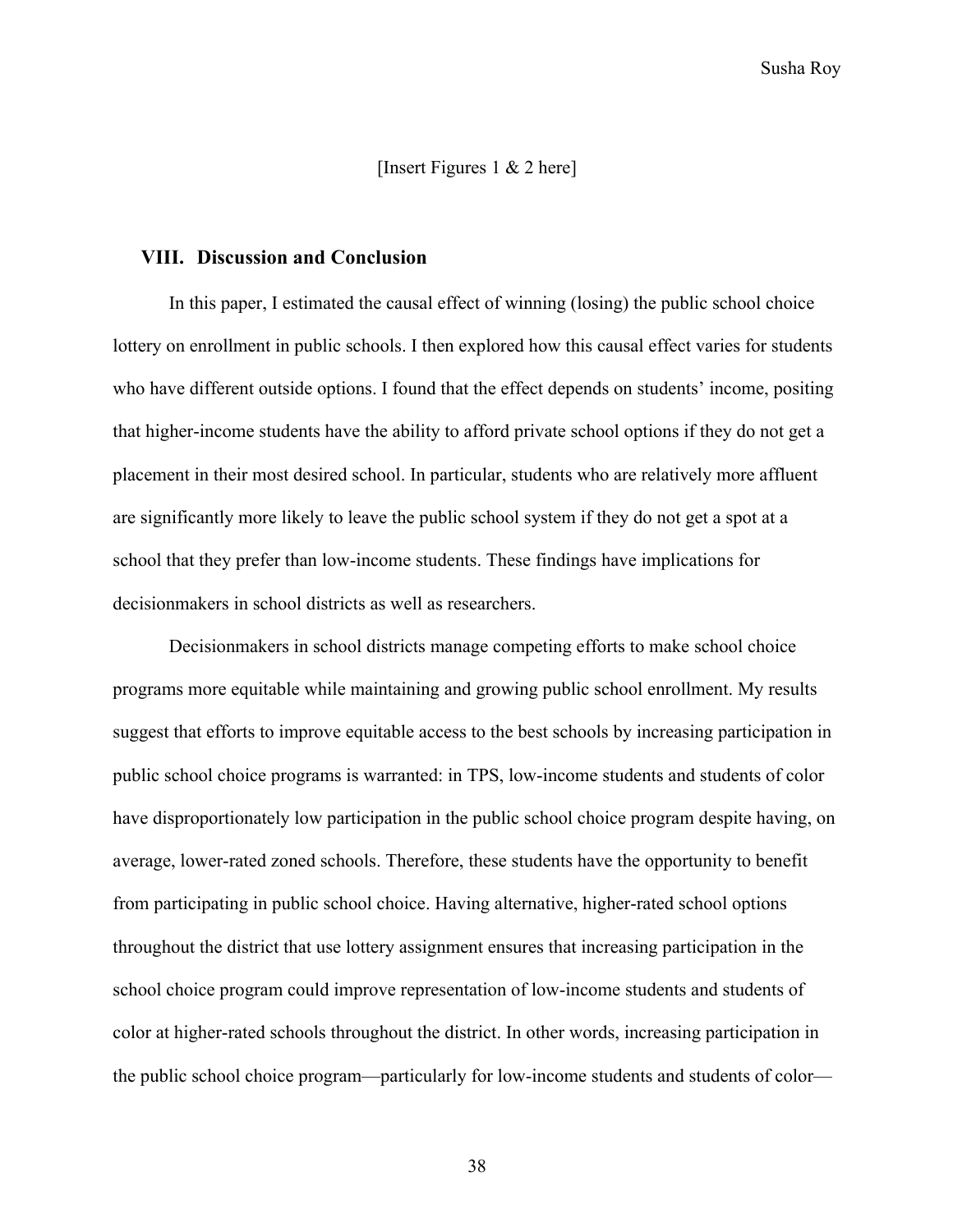[Insert Figures 1 & 2 here]

## VIII. Discussion and Conclusion

In this paper, I estimated the causal effect of winning (losing) the public school choice lottery on enrollment in public schools. I then explored how this causal effect varies for students who have different outside options. I found that the effect depends on students' income, positing that higher-income students have the ability to afford private school options if they do not get a placement in their most desired school. In particular, students who are relatively more affluent are significantly more likely to leave the public school system if they do not get a spot at a school that they prefer than low-income students. These findings have implications for decisionmakers in school districts as well as researchers.

Decisionmakers in school districts manage competing efforts to make school choice programs more equitable while maintaining and growing public school enrollment. My results suggest that efforts to improve equitable access to the best schools by increasing participation in public school choice programs is warranted: in TPS, low-income students and students of color have disproportionately low participation in the public school choice program despite having, on average, lower-rated zoned schools. Therefore, these students have the opportunity to benefit from participating in public school choice. Having alternative, higher-rated school options throughout the district that use lottery assignment ensures that increasing participation in the school choice program could improve representation of low-income students and students of color at higher-rated schools throughout the district. In other words, increasing participation in the public school choice program—particularly for low-income students and students of color—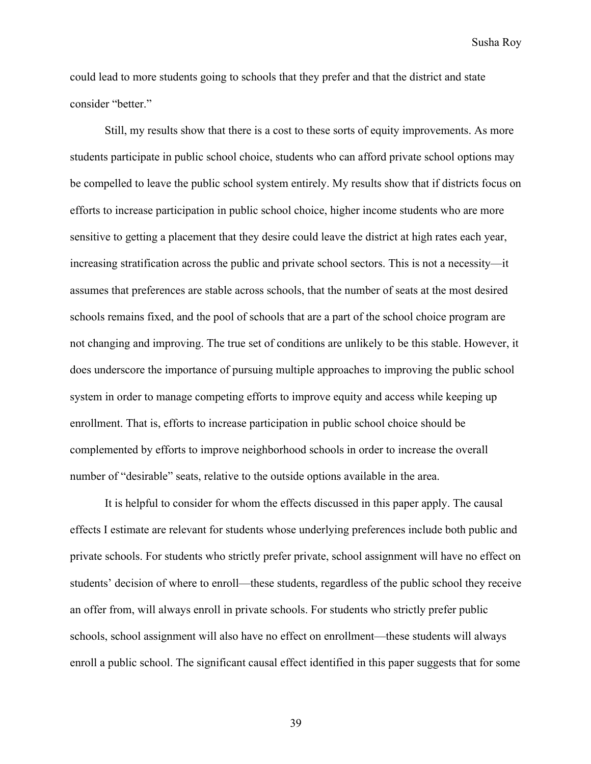could lead to more students going to schools that they prefer and that the district and state consider "better."

Still, my results show that there is a cost to these sorts of equity improvements. As more students participate in public school choice, students who can afford private school options may be compelled to leave the public school system entirely. My results show that if districts focus on efforts to increase participation in public school choice, higher income students who are more sensitive to getting a placement that they desire could leave the district at high rates each year, increasing stratification across the public and private school sectors. This is not a necessity—it assumes that preferences are stable across schools, that the number of seats at the most desired schools remains fixed, and the pool of schools that are a part of the school choice program are not changing and improving. The true set of conditions are unlikely to be this stable. However, it does underscore the importance of pursuing multiple approaches to improving the public school system in order to manage competing efforts to improve equity and access while keeping up enrollment. That is, efforts to increase participation in public school choice should be complemented by efforts to improve neighborhood schools in order to increase the overall number of "desirable" seats, relative to the outside options available in the area.

It is helpful to consider for whom the effects discussed in this paper apply. The causal effects I estimate are relevant for students whose underlying preferences include both public and private schools. For students who strictly prefer private, school assignment will have no effect on students' decision of where to enroll—these students, regardless of the public school they receive an offer from, will always enroll in private schools. For students who strictly prefer public schools, school assignment will also have no effect on enrollment—these students will always enroll a public school. The significant causal effect identified in this paper suggests that for some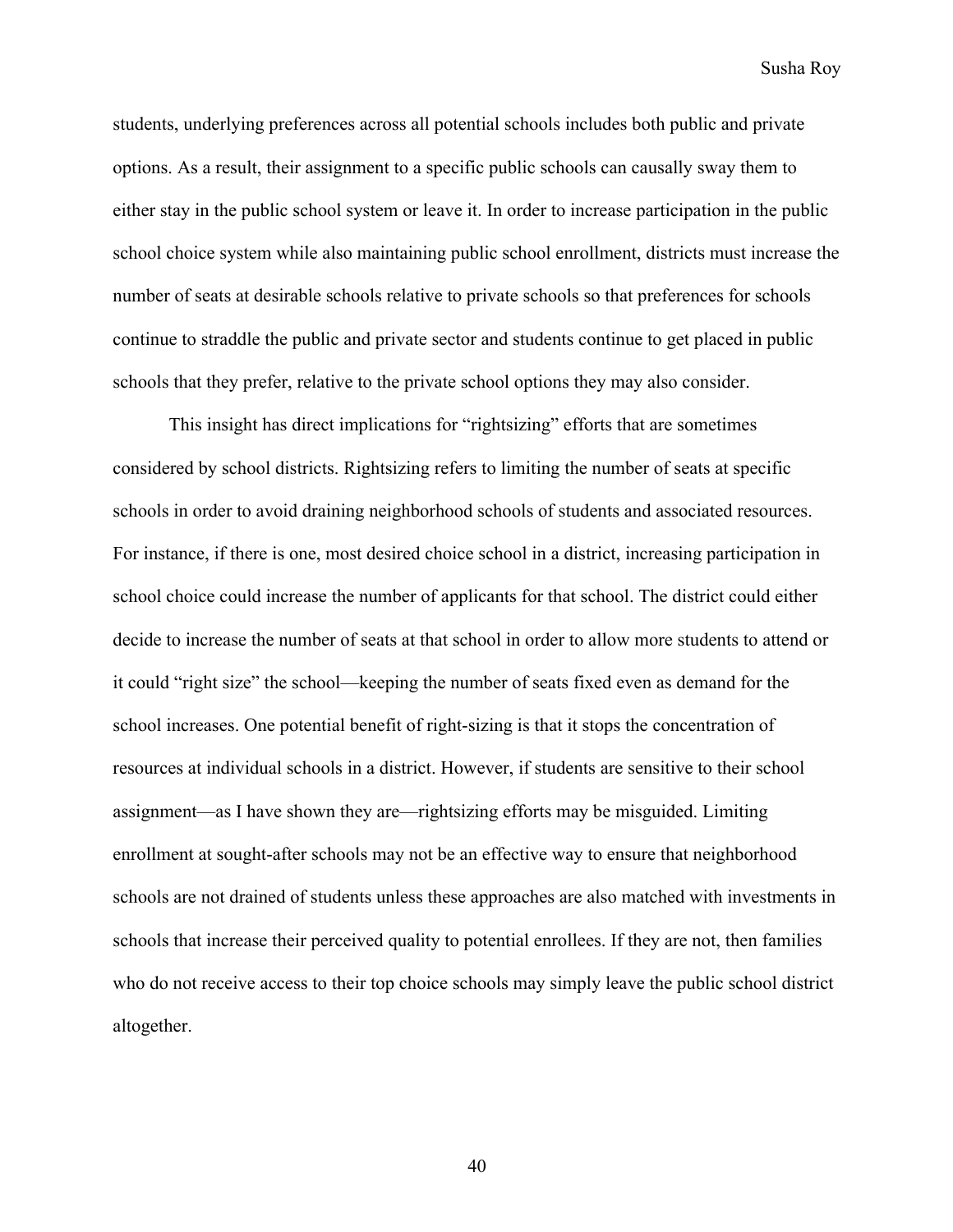students, underlying preferences across all potential schools includes both public and private options. As a result, their assignment to a specific public schools can causally sway them to either stay in the public school system or leave it. In order to increase participation in the public school choice system while also maintaining public school enrollment, districts must increase the number of seats at desirable schools relative to private schools so that preferences for schools continue to straddle the public and private sector and students continue to get placed in public schools that they prefer, relative to the private school options they may also consider.

This insight has direct implications for "rightsizing" efforts that are sometimes considered by school districts. Rightsizing refers to limiting the number of seats at specific schools in order to avoid draining neighborhood schools of students and associated resources. For instance, if there is one, most desired choice school in a district, increasing participation in school choice could increase the number of applicants for that school. The district could either decide to increase the number of seats at that school in order to allow more students to attend or it could "right size" the school—keeping the number of seats fixed even as demand for the school increases. One potential benefit of right-sizing is that it stops the concentration of resources at individual schools in a district. However, if students are sensitive to their school assignment—as I have shown they are—rightsizing efforts may be misguided. Limiting enrollment at sought-after schools may not be an effective way to ensure that neighborhood schools are not drained of students unless these approaches are also matched with investments in schools that increase their perceived quality to potential enrollees. If they are not, then families who do not receive access to their top choice schools may simply leave the public school district altogether.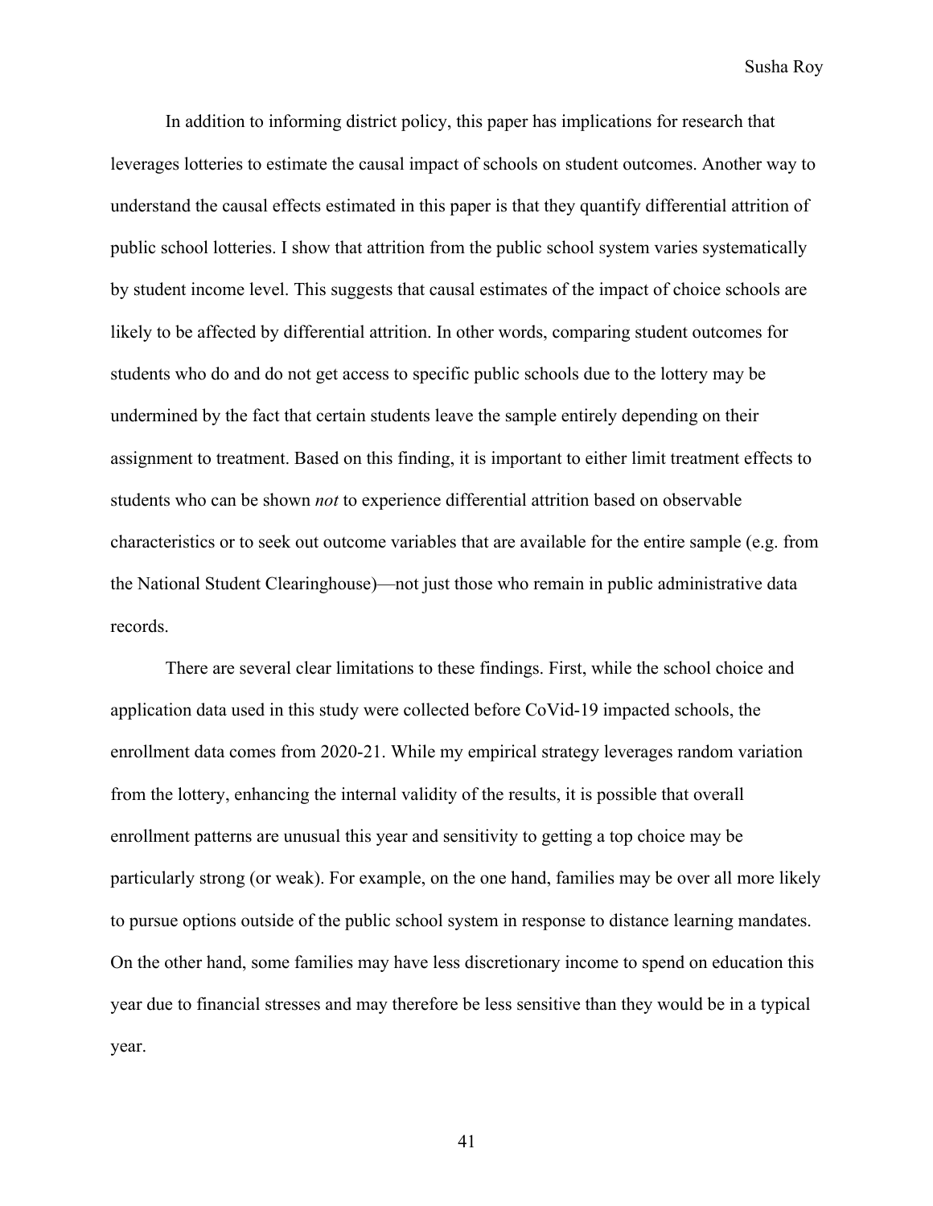In addition to informing district policy, this paper has implications for research that leverages lotteries to estimate the causal impact of schools on student outcomes. Another way to understand the causal effects estimated in this paper is that they quantify differential attrition of public school lotteries. I show that attrition from the public school system varies systematically by student income level. This suggests that causal estimates of the impact of choice schools are likely to be affected by differential attrition. In other words, comparing student outcomes for students who do and do not get access to specific public schools due to the lottery may be undermined by the fact that certain students leave the sample entirely depending on their assignment to treatment. Based on this finding, it is important to either limit treatment effects to students who can be shown *not* to experience differential attrition based on observable characteristics or to seek out outcome variables that are available for the entire sample (e.g. from the National Student Clearinghouse)—not just those who remain in public administrative data records.

There are several clear limitations to these findings. First, while the school choice and application data used in this study were collected before CoVid-19 impacted schools, the enrollment data comes from 2020-21. While my empirical strategy leverages random variation from the lottery, enhancing the internal validity of the results, it is possible that overall enrollment patterns are unusual this year and sensitivity to getting a top choice may be particularly strong (or weak). For example, on the one hand, families may be over all more likely to pursue options outside of the public school system in response to distance learning mandates. On the other hand, some families may have less discretionary income to spend on education this year due to financial stresses and may therefore be less sensitive than they would be in a typical year.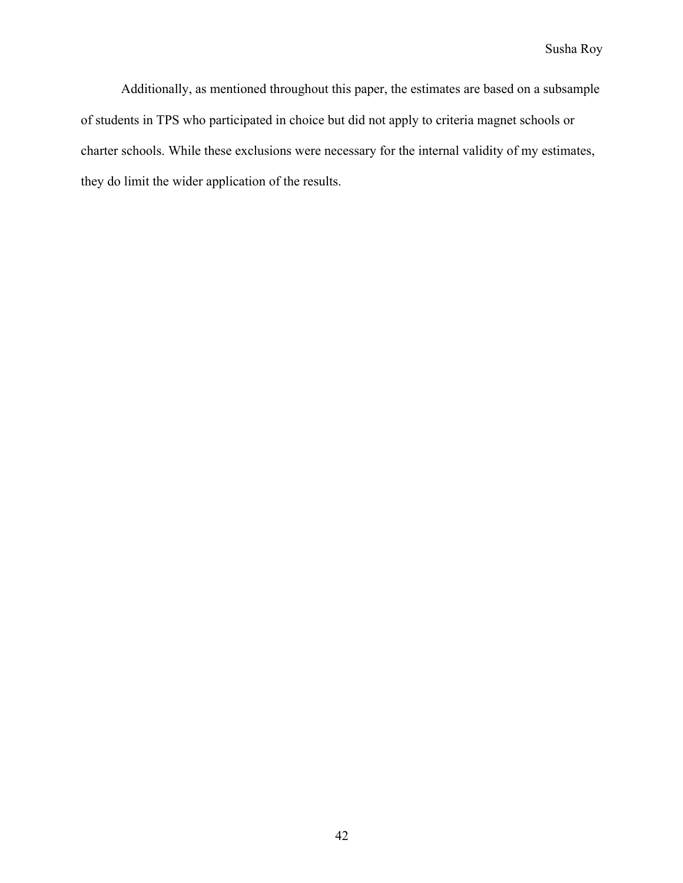Additionally, as mentioned throughout this paper, the estimates are based on a subsample of students in TPS who participated in choice but did not apply to criteria magnet schools or charter schools. While these exclusions were necessary for the internal validity of my estimates, they do limit the wider application of the results.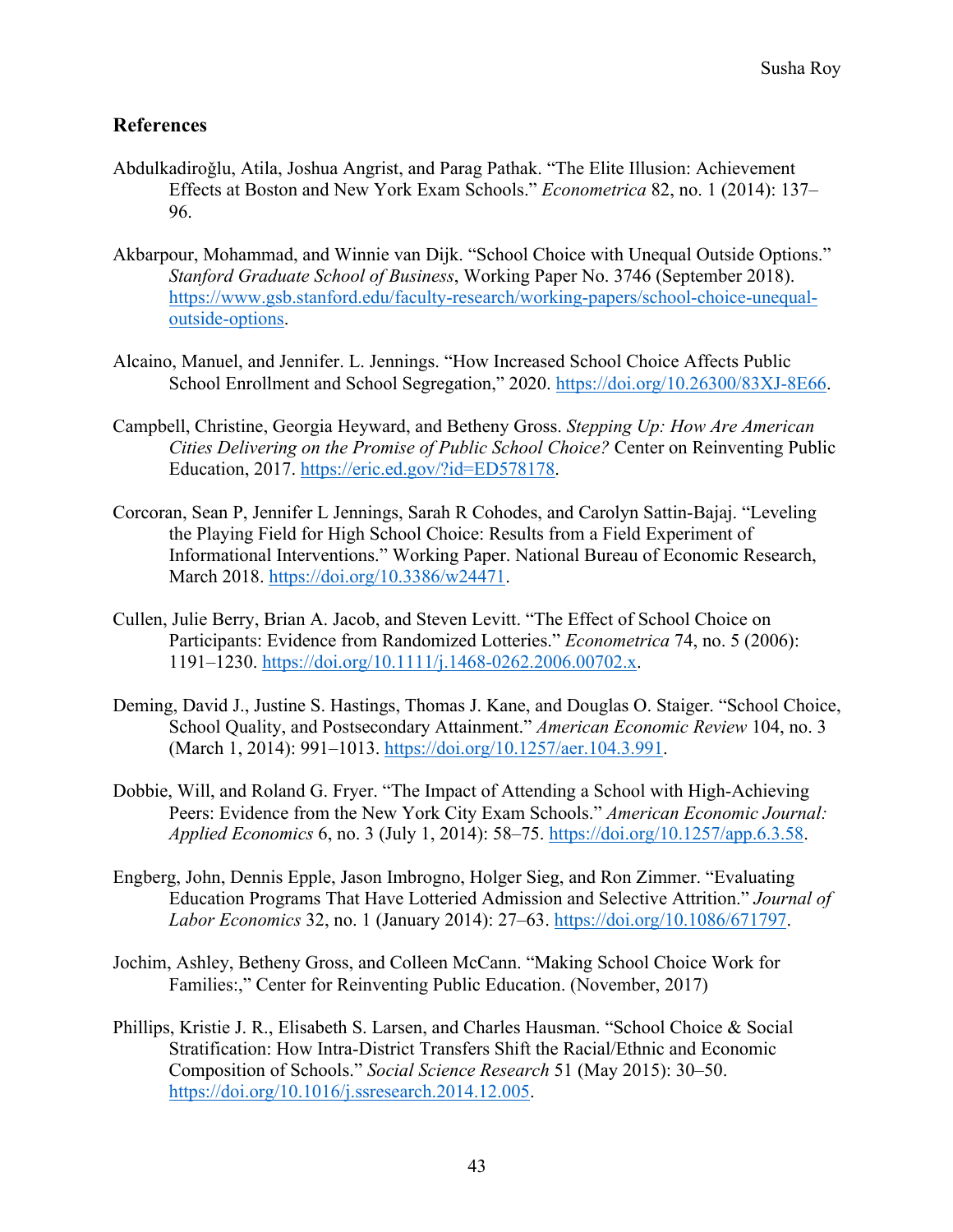## References

Abdulkadiroğlu, Atila, Joshua Angrist, and Parag Pathak. "The Elite Illusion: Achievement Effects at Boston and New York Exam Schools." *Econometrica* 82, no. 1 (2014): 137–96.

Akbarpour, Mohammad, and Winnie van Dijk. "School Choice with Unequal Outside Options." *Stanford Graduate School of Business*, Working Paper No. 3746 (September 2018). https://www.gsb.stanford.edu/faculty-research/working-papers/school-choice-unequal-outside-options.

Alcaino, Manuel, and Jennifer. L. Jennings. "How Increased School Choice Affects Public School Enrollment and School Segregation," 2020. https://doi.org/10.26300/83XJ-8E66.

Campbell, Christine, Georgia Heyward, and Betheny Gross. *Stepping Up: How Are American Cities Delivering on the Promise of Public School Choice?* Center on Reinventing Public Education, 2017. https://eric.ed.gov/?id=ED578178.

Corcoran, Sean P, Jennifer L Jennings, Sarah R Cohodes, and Carolyn Sattin-Bajaj. "Leveling the Playing Field for High School Choice: Results from a Field Experiment of Informational Interventions." Working Paper. National Bureau of Economic Research, March 2018. https://doi.org/10.3386/w24471.

Cullen, Julie Berry, Brian A. Jacob, and Steven Levitt. "The Effect of School Choice on Participants: Evidence from Randomized Lotteries." *Econometrica* 74, no. 5 (2006): 1191–1230. https://doi.org/10.1111/j.1468-0262.2006.00702.x.

Deming, David J., Justine S. Hastings, Thomas J. Kane, and Douglas O. Staiger. "School Choice, School Quality, and Postsecondary Attainment." *American Economic Review* 104, no. 3 (March 1, 2014): 991–1013. https://doi.org/10.1257/aer.104.3.991.

Dobbie, Will, and Roland G. Fryer. "The Impact of Attending a School with High-Achieving Peers: Evidence from the New York City Exam Schools." *American Economic Journal: Applied Economics* 6, no. 3 (July 1, 2014): 58–75. https://doi.org/10.1257/app.6.3.58.

Engberg, John, Dennis Epple, Jason Imbrogno, Holger Sieg, and Ron Zimmer. "Evaluating Education Programs That Have Lotteried Admission and Selective Attrition." *Journal of Labor Economics* 32, no. 1 (January 2014): 27–63. https://doi.org/10.1086/671797.

Jochim, Ashley, Betheny Gross, and Colleen McCann. "Making School Choice Work for Families:," Center for Reinventing Public Education. (November, 2017)

Phillips, Kristie J. R., Elisabeth S. Larsen, and Charles Hausman. "School Choice & Social Stratification: How Intra-District Transfers Shift the Racial/Ethnic and Economic Composition of Schools." *Social Science Research* 51 (May 2015): 30–50. https://doi.org/10.1016/j.ssresearch.2014.12.005.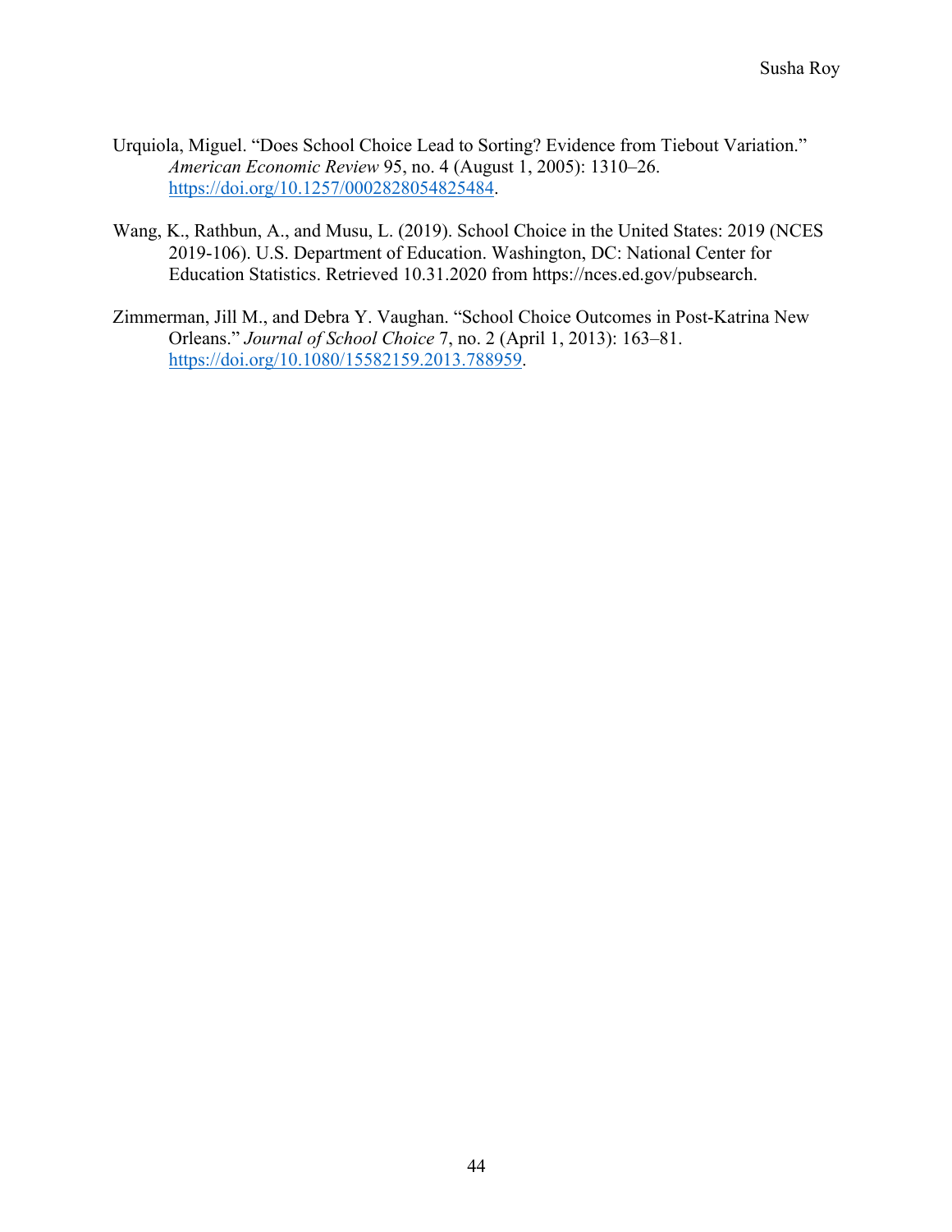Urquiola, Miguel. “Does School Choice Lead to Sorting? Evidence from Tiebout Variation.” *American Economic Review* 95, no. 4 (August 1, 2005): 1310–26. https://doi.org/10.1257/0002828054825484.

Wang, K., Rathbun, A., and Musu, L. (2019). School Choice in the United States: 2019 (NCES 2019-106). U.S. Department of Education. Washington, DC: National Center for Education Statistics. Retrieved 10.31.2020 from https://nces.ed.gov/pubsearch.

Zimmerman, Jill M., and Debra Y. Vaughan. “School Choice Outcomes in Post-Katrina New Orleans.” *Journal of School Choice* 7, no. 2 (April 1, 2013): 163–81. https://doi.org/10.1080/15582159.2013.788959.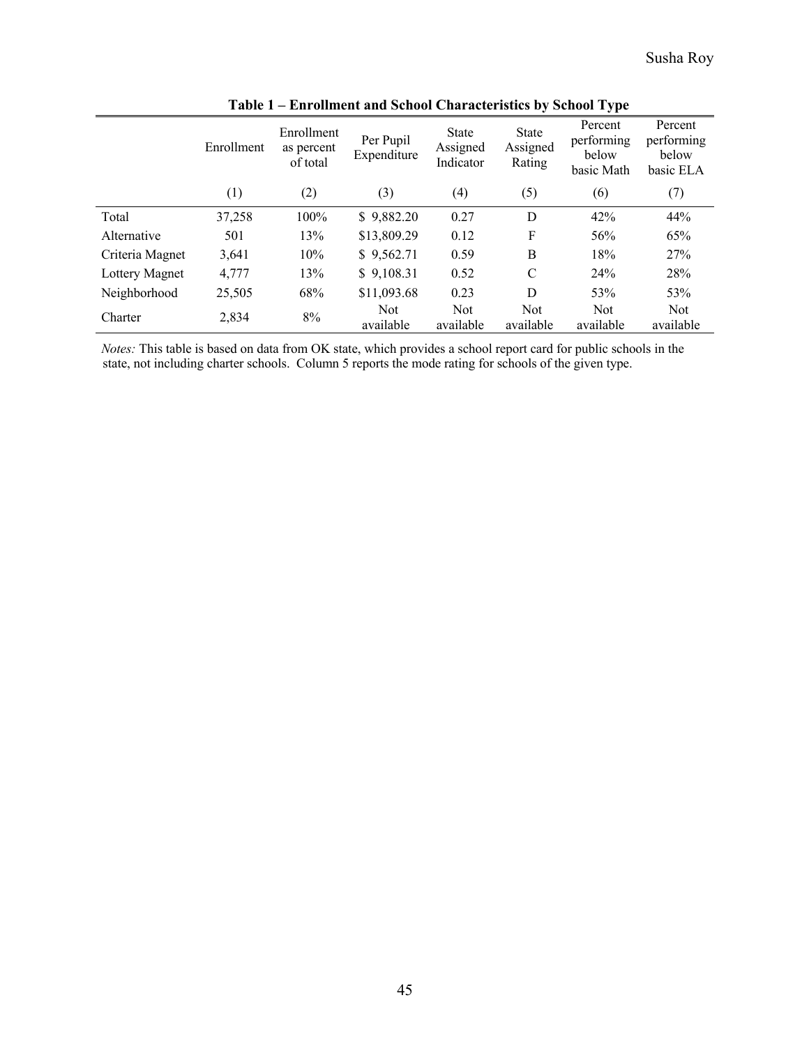**Table 1 – Enrollment and School Characteristics by School Type**

| | Enrollment | Enrollment as percent of total | Per Pupil Expenditure | State Assigned Indicator | State Assigned Rating | Percent performing below basic Math | Percent performing below basic ELA |
|---|---|---|---|---|---|---|---|
| | (1) | (2) | (3) | (4) | (5) | (6) | (7) |
| Total | 37,258 | 100% | $ 9,882.20 | 0.27 | D | 42% | 44% |
| Alternative | 501 | 13% | $13,809.29 | 0.12 | F | 56% | 65% |
| Criteria Magnet | 3,641 | 10% | $ 9,562.71 | 0.59 | B | 18% | 27% |
| Lottery Magnet | 4,777 | 13% | $ 9,108.31 | 0.52 | C | 24% | 28% |
| Neighborhood | 25,505 | 68% | $11,093.68 | 0.23 | D | 53% | 53% |
| Charter | 2,834 | 8% | Not available | Not available | Not available | Not available | Not available |

*Notes:* This table is based on data from OK state, which provides a school report card for public schools in the state, not including charter schools. Column 5 reports the mode rating for schools of the given type.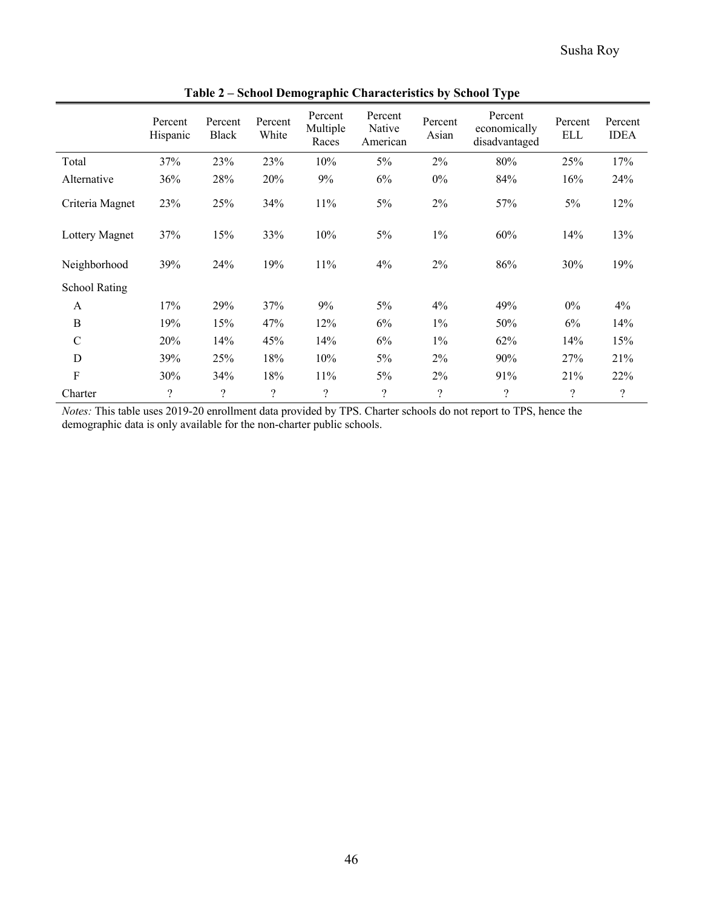**Table 2 – School Demographic Characteristics by School Type**

| | Percent Hispanic | Percent Black | Percent White | Percent Multiple Races | Percent Native American | Percent Asian | Percent economically disadvantaged | Percent ELL | Percent IDEA |
|---|---|---|---|---|---|---|---|---|---|
| Total | 37% | 23% | 23% | 10% | 5% | 2% | 80% | 25% | 17% |
| Alternative | 36% | 28% | 20% | 9% | 6% | 0% | 84% | 16% | 24% |
| Criteria Magnet | 23% | 25% | 34% | 11% | 5% | 2% | 57% | 5% | 12% |
| Lottery Magnet | 37% | 15% | 33% | 10% | 5% | 1% | 60% | 14% | 13% |
| Neighborhood | 39% | 24% | 19% | 11% | 4% | 2% | 86% | 30% | 19% |
| School Rating | | | | | | | | | |
| A | 17% | 29% | 37% | 9% | 5% | 4% | 49% | 0% | 4% |
| B | 19% | 15% | 47% | 12% | 6% | 1% | 50% | 6% | 14% |
| C | 20% | 14% | 45% | 14% | 6% | 1% | 62% | 14% | 15% |
| D | 39% | 25% | 18% | 10% | 5% | 2% | 90% | 27% | 21% |
| F | 30% | 34% | 18% | 11% | 5% | 2% | 91% | 21% | 22% |
| Charter | ? | ? | ? | ? | ? | ? | ? | ? | ? |

*Notes:* This table uses 2019-20 enrollment data provided by TPS. Charter schools do not report to TPS, hence the demographic data is only available for the non-charter public schools.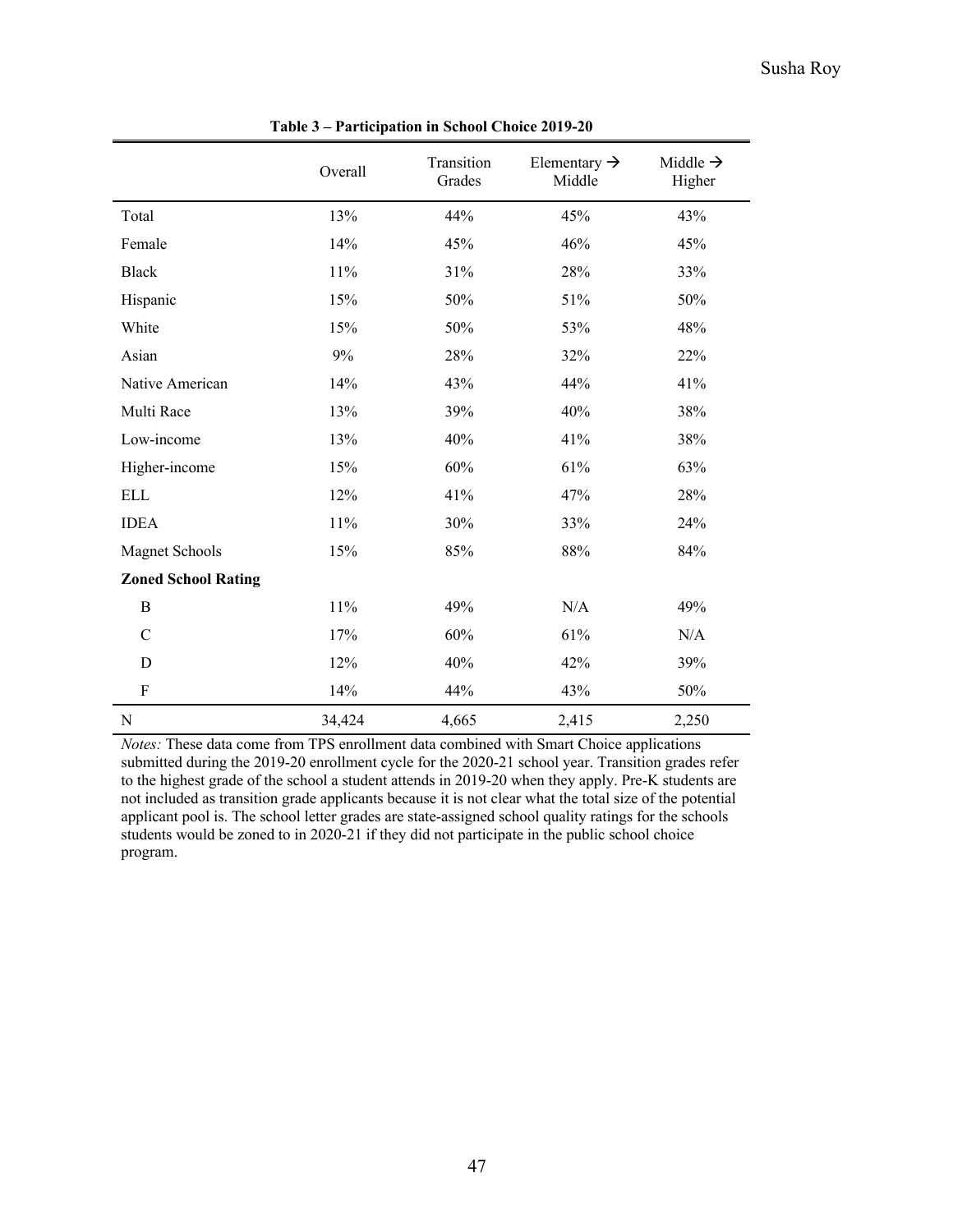**Table 3 – Participation in School Choice 2019-20**

| | Overall | Transition Grades | Elementary → Middle | Middle → Higher |
|---|---|---|---|---|
| Total | 13% | 44% | 45% | 43% |
| Female | 14% | 45% | 46% | 45% |
| Black | 11% | 31% | 28% | 33% |
| Hispanic | 15% | 50% | 51% | 50% |
| White | 15% | 50% | 53% | 48% |
| Asian | 9% | 28% | 32% | 22% |
| Native American | 14% | 43% | 44% | 41% |
| Multi Race | 13% | 39% | 40% | 38% |
| Low-income | 13% | 40% | 41% | 38% |
| Higher-income | 15% | 60% | 61% | 63% |
| ELL | 12% | 41% | 47% | 28% |
| IDEA | 11% | 30% | 33% | 24% |
| Magnet Schools | 15% | 85% | 88% | 84% |
| **Zoned School Rating** | | | | |
| B | 11% | 49% | N/A | 49% |
| C | 17% | 60% | 61% | N/A |
| D | 12% | 40% | 42% | 39% |
| F | 14% | 44% | 43% | 50% |
| N | 34,424 | 4,665 | 2,415 | 2,250 |

*Notes:* These data come from TPS enrollment data combined with Smart Choice applications submitted during the 2019-20 enrollment cycle for the 2020-21 school year. Transition grades refer to the highest grade of the school a student attends in 2019-20 when they apply. Pre-K students are not included as transition grade applicants because it is not clear what the total size of the potential applicant pool is. The school letter grades are state-assigned school quality ratings for the schools students would be zoned to in 2020-21 if they did not participate in the public school choice program.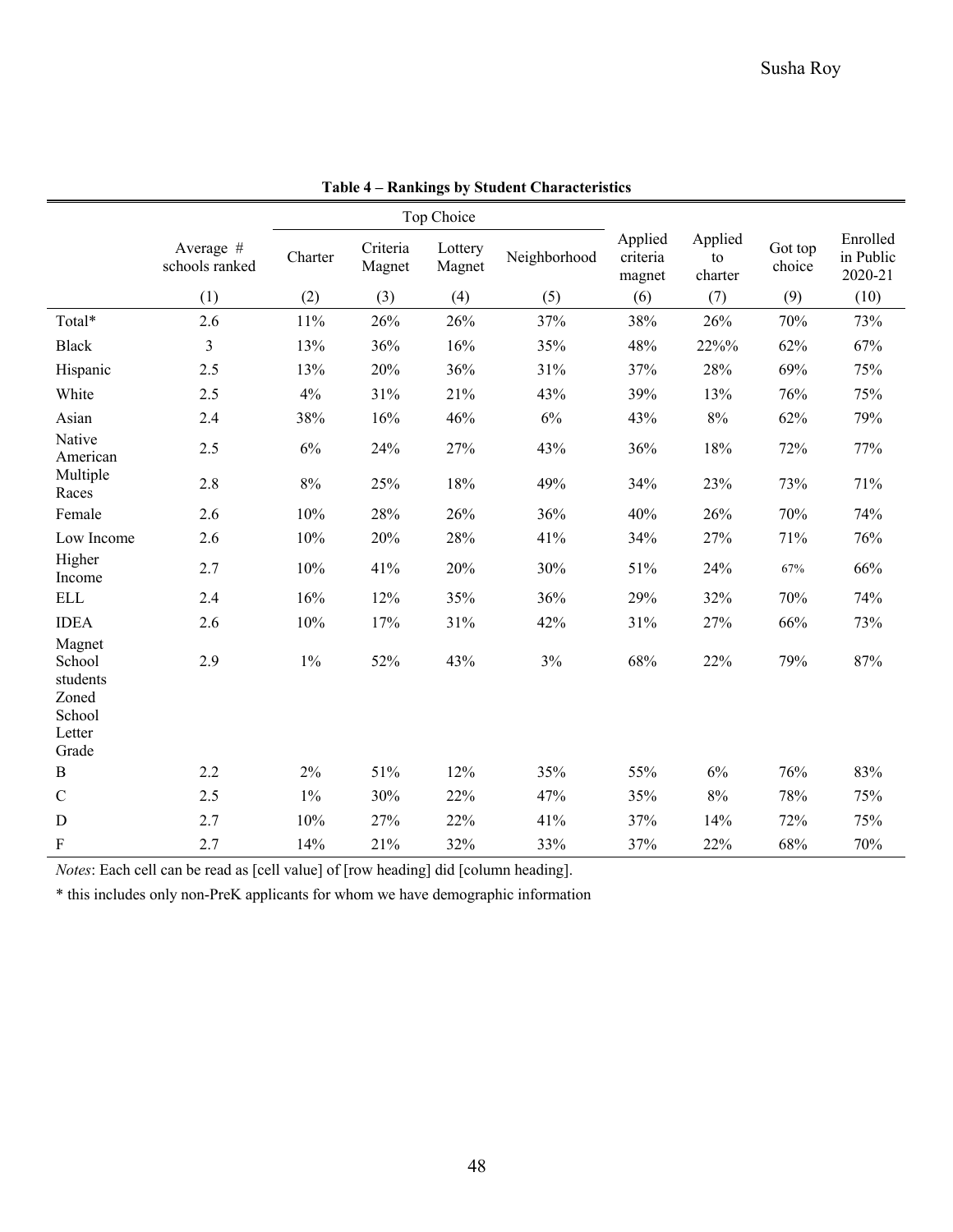**Table 4 – Rankings by Student Characteristics**

| | Average # schools ranked | Top Choice | | | | Applied criteria magnet | Applied to charter | Got top choice | Enrolled in Public 2020-21 |
|---|---|---|---|---|---|---|---|---|---|
| | | Charter | Criteria Magnet | Lottery Magnet | Neighborhood | | | | |
| | (1) | (2) | (3) | (4) | (5) | (6) | (7) | (9) | (10) |
| Total* | 2.6 | 11% | 26% | 26% | 37% | 38% | 26% | 70% | 73% |
| Black | 3 | 13% | 36% | 16% | 35% | 48% | 22%% | 62% | 67% |
| Hispanic | 2.5 | 13% | 20% | 36% | 31% | 37% | 28% | 69% | 75% |
| White | 2.5 | 4% | 31% | 21% | 43% | 39% | 13% | 76% | 75% |
| Asian | 2.4 | 38% | 16% | 46% | 6% | 43% | 8% | 62% | 79% |
| Native American | 2.5 | 6% | 24% | 27% | 43% | 36% | 18% | 72% | 77% |
| Multiple Races | 2.8 | 8% | 25% | 18% | 49% | 34% | 23% | 73% | 71% |
| Female | 2.6 | 10% | 28% | 26% | 36% | 40% | 26% | 70% | 74% |
| Low Income | 2.6 | 10% | 20% | 28% | 41% | 34% | 27% | 71% | 76% |
| Higher Income | 2.7 | 10% | 41% | 20% | 30% | 51% | 24% | 67% | 66% |
| ELL | 2.4 | 16% | 12% | 35% | 36% | 29% | 32% | 70% | 74% |
| IDEA | 2.6 | 10% | 17% | 31% | 42% | 31% | 27% | 66% | 73% |
| Magnet School students | 2.9 | 1% | 52% | 43% | 3% | 68% | 22% | 79% | 87% |
| Zoned School Letter Grade | | | | | | | | | |
| B | 2.2 | 2% | 51% | 12% | 35% | 55% | 6% | 76% | 83% |
| C | 2.5 | 1% | 30% | 22% | 47% | 35% | 8% | 78% | 75% |
| D | 2.7 | 10% | 27% | 22% | 41% | 37% | 14% | 72% | 75% |
| F | 2.7 | 14% | 21% | 32% | 33% | 37% | 22% | 68% | 70% |

*Notes*: Each cell can be read as [cell value] of [row heading] did [column heading].

* this includes only non-PreK applicants for whom we have demographic information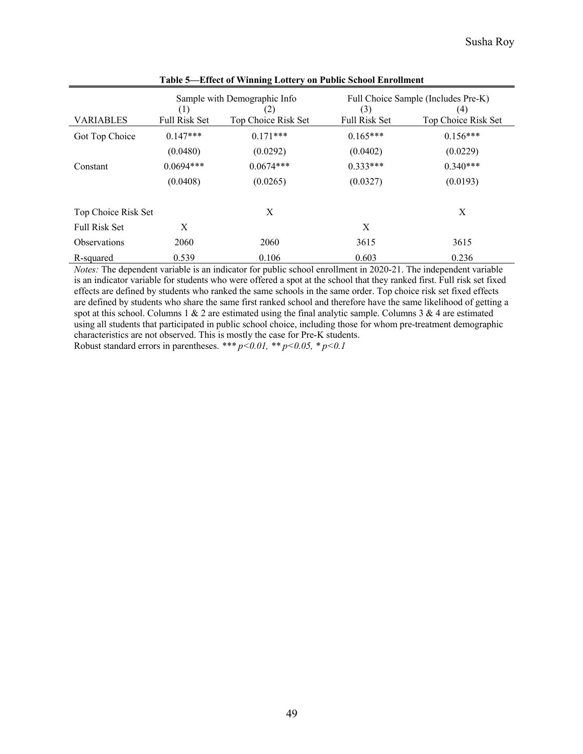**Table 5—Effect of Winning Lottery on Public School Enrollment**

| | Sample with Demographic Info | | Full Choice Sample (Includes Pre-K) | |
|---|---|---|---|---|
| | (1) | (2) | (3) | (4) |
| VARIABLES | Full Risk Set | Top Choice Risk Set | Full Risk Set | Top Choice Risk Set |
| Got Top Choice | 0.147*** | 0.171*** | 0.165*** | 0.156*** |
| | (0.0480) | (0.0292) | (0.0402) | (0.0229) |
| Constant | 0.0694*** | 0.0674*** | 0.333*** | 0.340*** |
| | (0.0408) | (0.0265) | (0.0327) | (0.0193) |
| | | | | |
| Top Choice Risk Set | | X | | X |
| Full Risk Set | X | | X | |
| Observations | 2060 | 2060 | 3615 | 3615 |
| R-squared | 0.539 | 0.106 | 0.603 | 0.236 |

*Notes:* The dependent variable is an indicator for public school enrollment in 2020-21. The independent variable is an indicator variable for students who were offered a spot at the school that they ranked first. Full risk set fixed effects are defined by students who ranked the same schools in the same order. Top choice risk set fixed effects are defined by students who share the same first ranked school and therefore have the same likelihood of getting a spot at this school. Columns 1 & 2 are estimated using the final analytic sample. Columns 3 & 4 are estimated using all students that participated in public school choice, including those for whom pre-treatment demographic characteristics are not observed. This is mostly the case for Pre-K students.
Robust standard errors in parentheses. *** $p<0.01$, ** $p<0.05$, * $p<0.1$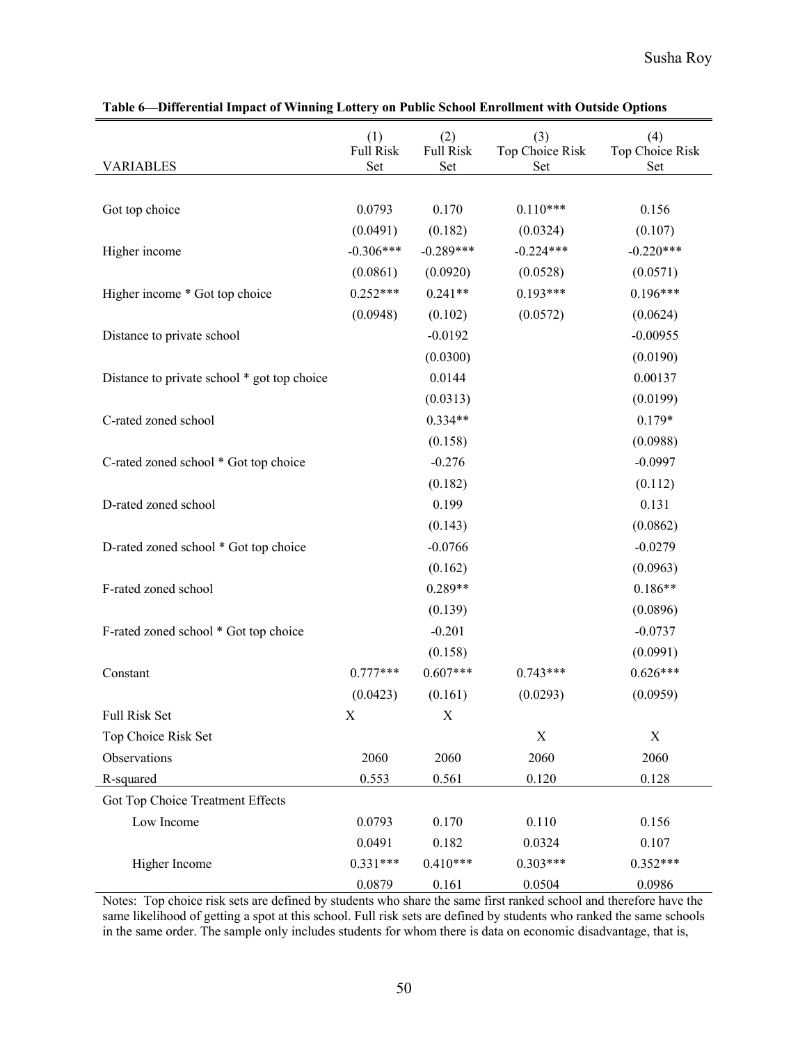**Table 6—Differential Impact of Winning Lottery on Public School Enrollment with Outside Options**

| VARIABLES | (1) Full Risk Set | (2) Full Risk Set | (3) Top Choice Risk Set | (4) Top Choice Risk Set |
|---|---|---|---|---|
| Got top choice | 0.0793 | 0.170 | 0.110*** | 0.156 |
| | (0.0491) | (0.182) | (0.0324) | (0.107) |
| Higher income | -0.306*** | -0.289*** | -0.224*** | -0.220*** |
| | (0.0861) | (0.0920) | (0.0528) | (0.0571) |
| Higher income * Got top choice | 0.252*** | 0.241** | 0.193*** | 0.196*** |
| | (0.0948) | (0.102) | (0.0572) | (0.0624) |
| Distance to private school | | -0.0192 | | -0.00955 |
| | | (0.0300) | | (0.0190) |
| Distance to private school * got top choice | | 0.0144 | | 0.00137 |
| | | (0.0313) | | (0.0199) |
| C-rated zoned school | | 0.334** | | 0.179* |
| | | (0.158) | | (0.0988) |
| C-rated zoned school * Got top choice | | -0.276 | | -0.0997 |
| | | (0.182) | | (0.112) |
| D-rated zoned school | | 0.199 | | 0.131 |
| | | (0.143) | | (0.0862) |
| D-rated zoned school * Got top choice | | -0.0766 | | -0.0279 |
| | | (0.162) | | (0.0963) |
| F-rated zoned school | | 0.289** | | 0.186** |
| | | (0.139) | | (0.0896) |
| F-rated zoned school * Got top choice | | -0.201 | | -0.0737 |
| | | (0.158) | | (0.0991) |
| Constant | 0.777*** | 0.607*** | 0.743*** | 0.626*** |
| | (0.0423) | (0.161) | (0.0293) | (0.0959) |
| Full Risk Set | X | X | | |
| Top Choice Risk Set | | | X | X |
| Observations | 2060 | 2060 | 2060 | 2060 |
| R-squared | 0.553 | 0.561 | 0.120 | 0.128 |
| Got Top Choice Treatment Effects | | | | |
| Low Income | 0.0793 | 0.170 | 0.110 | 0.156 |
| | 0.0491 | 0.182 | 0.0324 | 0.107 |
| Higher Income | 0.331*** | 0.410*** | 0.303*** | 0.352*** |
| | 0.0879 | 0.161 | 0.0504 | 0.0986 |

Notes: Top choice risk sets are defined by students who share the same first ranked school and therefore have the same likelihood of getting a spot at this school. Full risk sets are defined by students who ranked the same schools in the same order. The sample only includes students for whom there is data on economic disadvantage, that is,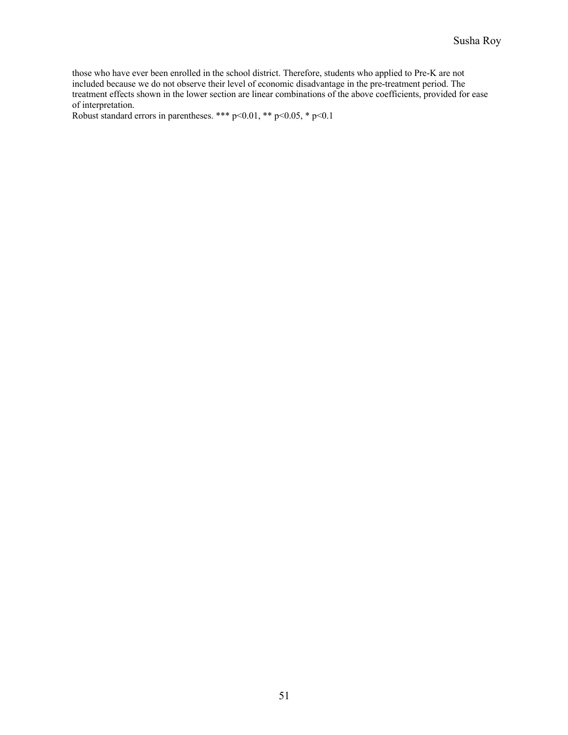those who have ever been enrolled in the school district. Therefore, students who applied to Pre-K are not included because we do not observe their level of economic disadvantage in the pre-treatment period. The treatment effects shown in the lower section are linear combinations of the above coefficients, provided for ease of interpretation.

Robust standard errors in parentheses. *** $p<0.01$, ** $p<0.05$, * $p<0.1$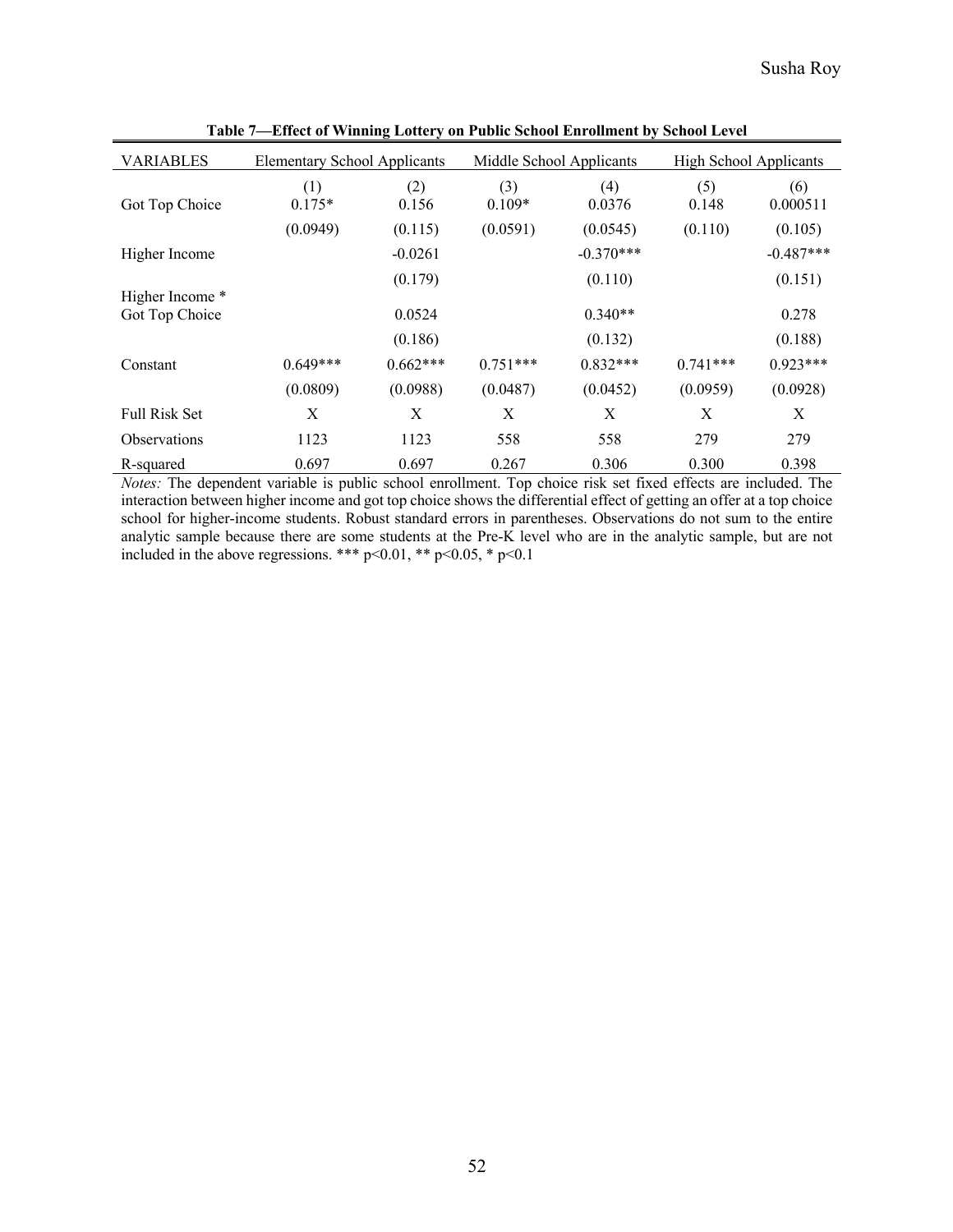**Table 7—Effect of Winning Lottery on Public School Enrollment by School Level**

| VARIABLES | Elementary School Applicants | | Middle School Applicants | | High School Applicants | |
|---|---|---|---|---|---|---|
| | (1) | (2) | (3) | (4) | (5) | (6) |
| Got Top Choice | 0.175* | 0.156 | 0.109* | 0.0376 | 0.148 | 0.000511 |
| | (0.0949) | (0.115) | (0.0591) | (0.0545) | (0.110) | (0.105) |
| Higher Income | | -0.0261 | | -0.370*** | | -0.487*** |
| | | (0.179) | | (0.110) | | (0.151) |
| Higher Income * Got Top Choice | | 0.0524 | | 0.340** | | 0.278 |
| | | (0.186) | | (0.132) | | (0.188) |
| Constant | 0.649*** | 0.662*** | 0.751*** | 0.832*** | 0.741*** | 0.923*** |
| | (0.0809) | (0.0988) | (0.0487) | (0.0452) | (0.0959) | (0.0928) |
| Full Risk Set | X | X | X | X | X | X |
| Observations | 1123 | 1123 | 558 | 558 | 279 | 279 |
| R-squared | 0.697 | 0.697 | 0.267 | 0.306 | 0.300 | 0.398 |

*Notes:* The dependent variable is public school enrollment. Top choice risk set fixed effects are included. The interaction between higher income and got top choice shows the differential effect of getting an offer at a top choice school for higher-income students. Robust standard errors in parentheses. Observations do not sum to the entire analytic sample because there are some students at the Pre-K level who are in the analytic sample, but are not included in the above regressions. *** p<0.01, ** p<0.05, * p<0.1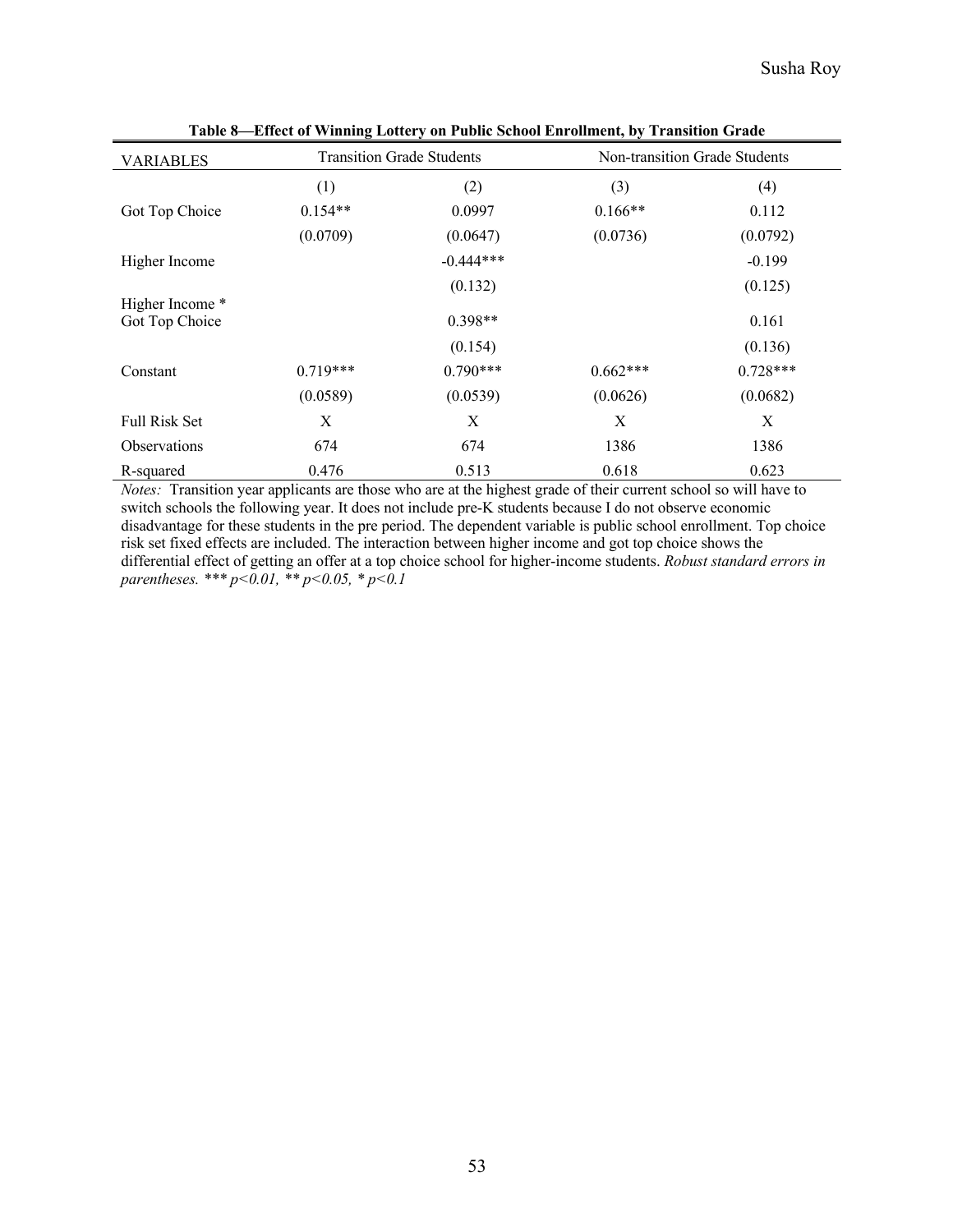**Table 8—Effect of Winning Lottery on Public School Enrollment, by Transition Grade**

| VARIABLES | Transition Grade Students | | Non-transition Grade Students | |
|---|---|---|---|---|
| | (1) | (2) | (3) | (4) |
| Got Top Choice | 0.154** | 0.0997 | 0.166** | 0.112 |
| | (0.0709) | (0.0647) | (0.0736) | (0.0792) |
| Higher Income | | -0.444*** | | -0.199 |
| | | (0.132) | | (0.125) |
| Higher Income * Got Top Choice | | 0.398** | | 0.161 |
| | | (0.154) | | (0.136) |
| Constant | 0.719*** | 0.790*** | 0.662*** | 0.728*** |
| | (0.0589) | (0.0539) | (0.0626) | (0.0682) |
| Full Risk Set | X | X | X | X |
| Observations | 674 | 674 | 1386 | 1386 |
| R-squared | 0.476 | 0.513 | 0.618 | 0.623 |

*Notes:* Transition year applicants are those who are at the highest grade of their current school so will have to switch schools the following year. It does not include pre-K students because I do not observe economic disadvantage for these students in the pre period. The dependent variable is public school enrollment. Top choice risk set fixed effects are included. The interaction between higher income and got top choice shows the differential effect of getting an offer at a top choice school for higher-income students. *Robust standard errors in parentheses. *** p<0.01, ** p<0.05, * p<0.1*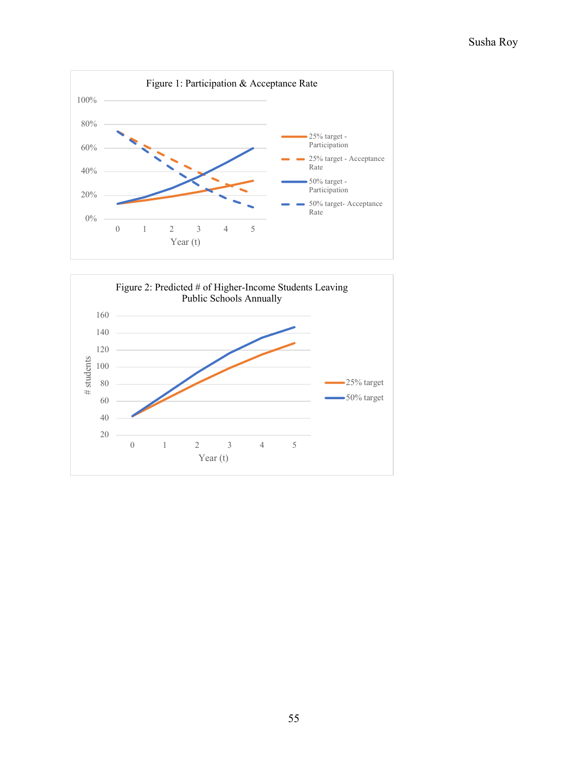Figure 1: Participation & Acceptance Rate

Figure 2: Predicted # of Higher-Income Students Leaving Public Schools Annually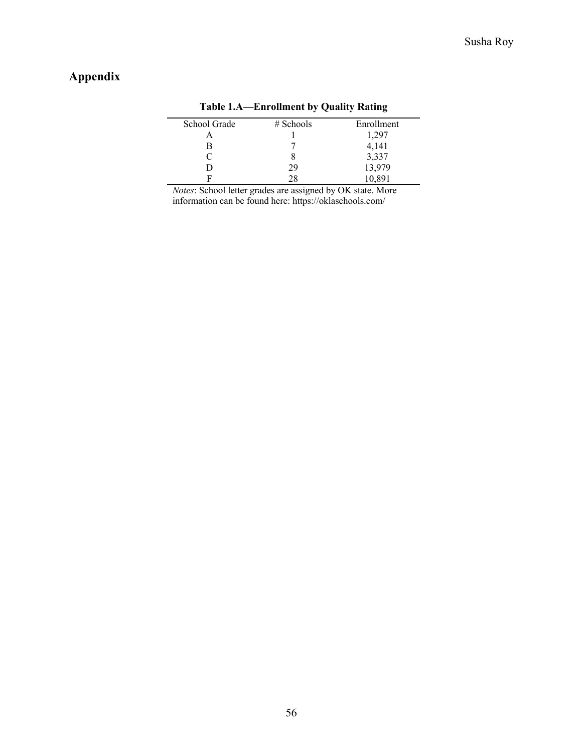# Appendix

**Table 1.A—Enrollment by Quality Rating**

| School Grade | # Schools | Enrollment |
|---|---|---|
| A | 1 | 1,297 |
| B | 7 | 4,141 |
| C | 8 | 3,337 |
| D | 29 | 13,979 |
| F | 28 | 10,891 |

*Notes*: School letter grades are assigned by OK state. More information can be found here: https://oklaschools.com/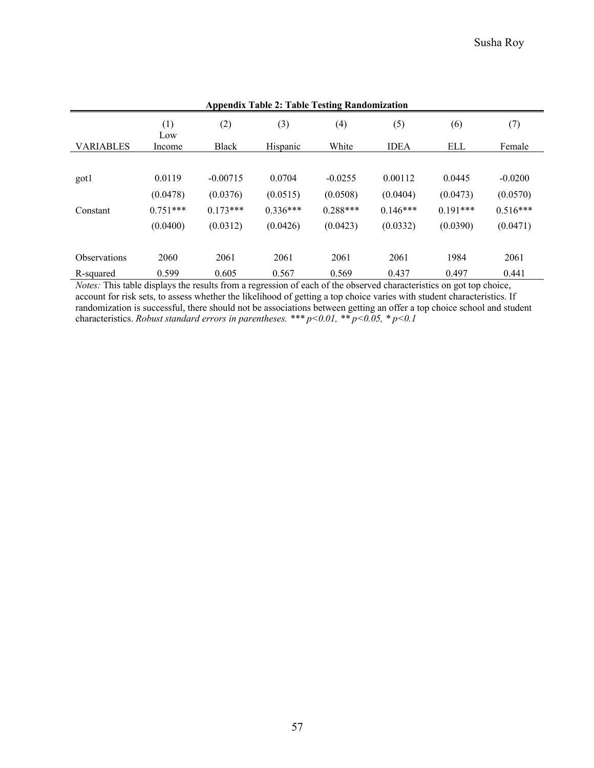**Appendix Table 2: Table Testing Randomization**

| VARIABLES | (1) Low Income | (2) Black | (3) Hispanic | (4) White | (5) IDEA | (6) ELL | (7) Female |
|---|---|---|---|---|---|---|---|
| got1 | 0.0119 | -0.00715 | 0.0704 | -0.0255 | 0.00112 | 0.0445 | -0.0200 |
| | (0.0478) | (0.0376) | (0.0515) | (0.0508) | (0.0404) | (0.0473) | (0.0570) |
| Constant | 0.751*** | 0.173*** | 0.336*** | 0.288*** | 0.146*** | 0.191*** | 0.516*** |
| | (0.0400) | (0.0312) | (0.0426) | (0.0423) | (0.0332) | (0.0390) | (0.0471) |
| Observations | 2060 | 2061 | 2061 | 2061 | 2061 | 1984 | 2061 |
| R-squared | 0.599 | 0.605 | 0.567 | 0.569 | 0.437 | 0.497 | 0.441 |

*Notes:* This table displays the results from a regression of each of the observed characteristics on got top choice, account for risk sets, to assess whether the likelihood of getting a top choice varies with student characteristics. If randomization is successful, there should not be associations between getting an offer a top choice school and student characteristics. *Robust standard errors in parentheses. *** $p<0.01$, ** $p<0.05$, * $p<0.1$*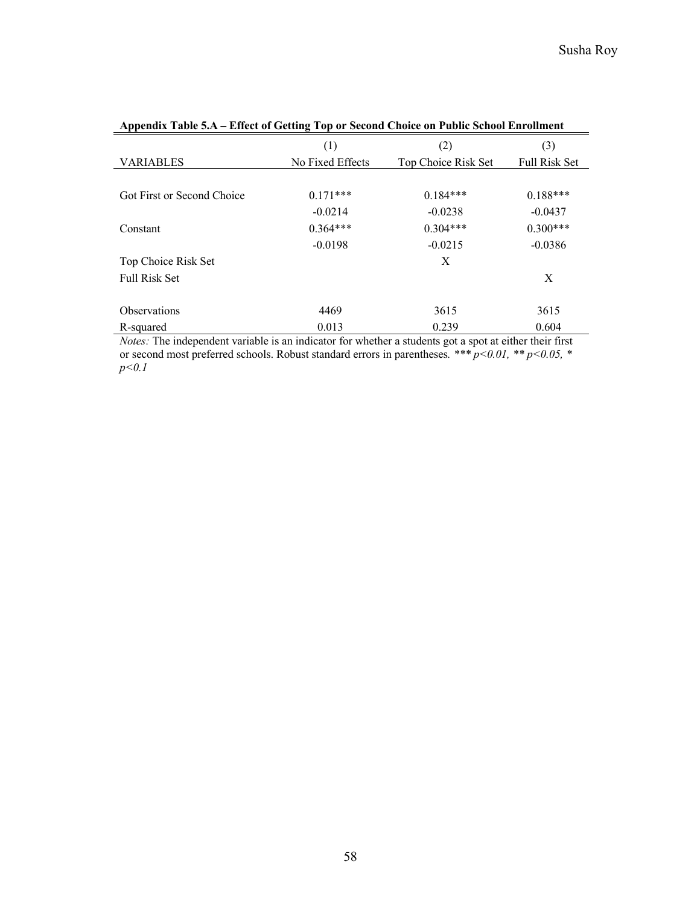**Appendix Table 5.A – Effect of Getting Top or Second Choice on Public School Enrollment**

| | (1) | (2) | (3) |
|---|---|---|---|
| VARIABLES | No Fixed Effects | Top Choice Risk Set | Full Risk Set |
| | | | |
| Got First or Second Choice | 0.171*** | 0.184*** | 0.188*** |
| | -0.0214 | -0.0238 | -0.0437 |
| Constant | 0.364*** | 0.304*** | 0.300*** |
| | -0.0198 | -0.0215 | -0.0386 |
| Top Choice Risk Set | | X | |
| Full Risk Set | | | X |
| | | | |
| Observations | 4469 | 3615 | 3615 |
| R-squared | 0.013 | 0.239 | 0.604 |

*Notes:* The independent variable is an indicator for whether a students got a spot at either their first or second most preferred schools. Robust standard errors in parentheses. *** *p<0.01,* ** *p<0.05,* * *p<0.1*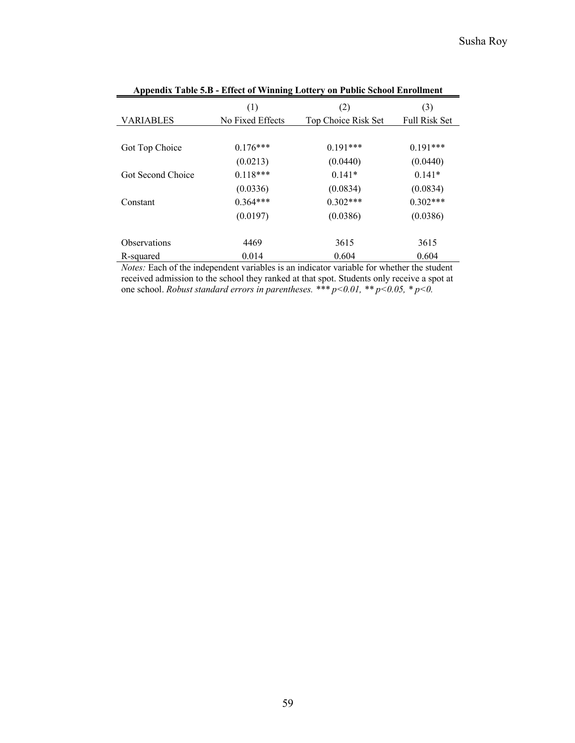**Appendix Table 5.B - Effect of Winning Lottery on Public School Enrollment**

| | (1) | (2) | (3) |
|---|---|---|---|
| VARIABLES | No Fixed Effects | Top Choice Risk Set | Full Risk Set |
| | | | |
| Got Top Choice | 0.176*** | 0.191*** | 0.191*** |
| | (0.0213) | (0.0440) | (0.0440) |
| Got Second Choice | 0.118*** | 0.141* | 0.141* |
| | (0.0336) | (0.0834) | (0.0834) |
| Constant | 0.364*** | 0.302*** | 0.302*** |
| | (0.0197) | (0.0386) | (0.0386) |
| | | | |
| Observations | 4469 | 3615 | 3615 |
| R-squared | 0.014 | 0.604 | 0.604 |

*Notes:* Each of the independent variables is an indicator variable for whether the student received admission to the school they ranked at that spot. Students only receive a spot at one school. *Robust standard errors in parentheses. *** p<0.01, ** p<0.05, * p<0.*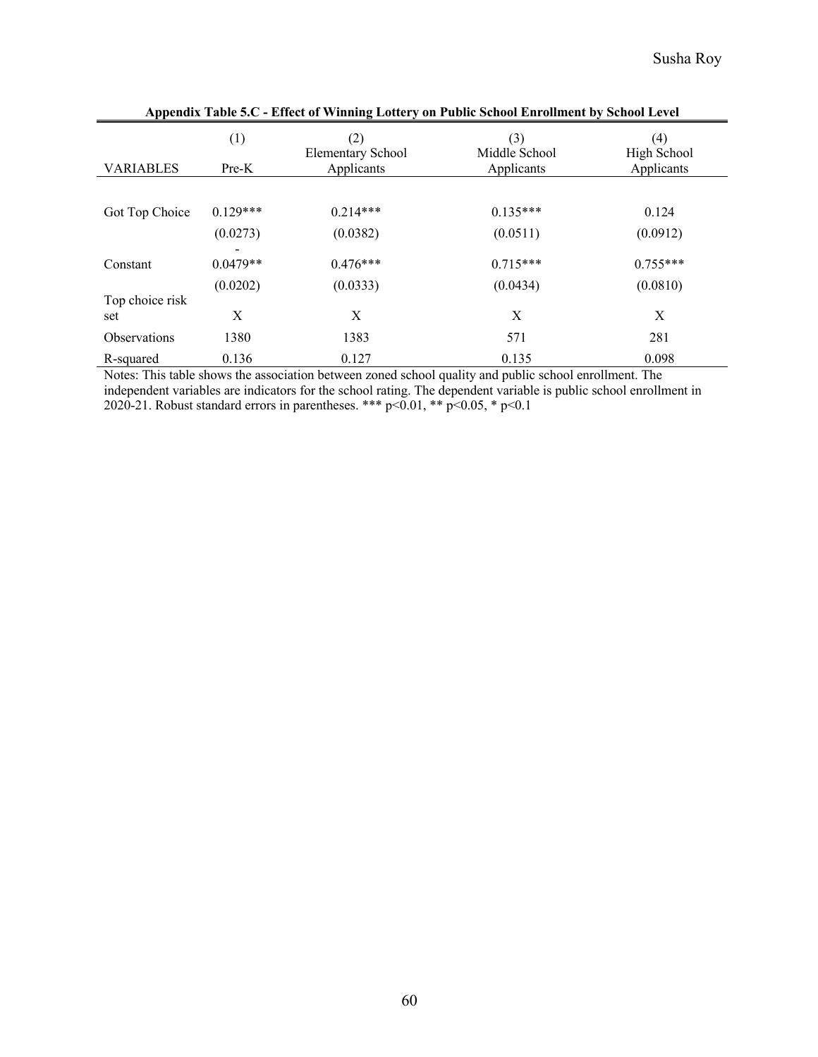**Appendix Table 5.C - Effect of Winning Lottery on Public School Enrollment by School Level**

| VARIABLES | (1)<br>Pre-K | (2)<br>Elementary School Applicants | (3)<br>Middle School Applicants | (4)<br>High School Applicants |
|---|---|---|---|---|
| Got Top Choice | 0.129*** | 0.214*** | 0.135*** | 0.124 |
| | (0.0273) | (0.0382) | (0.0511) | (0.0912) |
| Constant | -0.0479** | 0.476*** | 0.715*** | 0.755*** |
| | (0.0202) | (0.0333) | (0.0434) | (0.0810) |
| Top choice risk set | X | X | X | X |
| Observations | 1380 | 1383 | 571 | 281 |
| R-squared | 0.136 | 0.127 | 0.135 | 0.098 |

Notes: This table shows the association between zoned school quality and public school enrollment. The independent variables are indicators for the school rating. The dependent variable is public school enrollment in 2020-21. Robust standard errors in parentheses. *** $p<0.01$, ** $p<0.05$, * $p<0.1$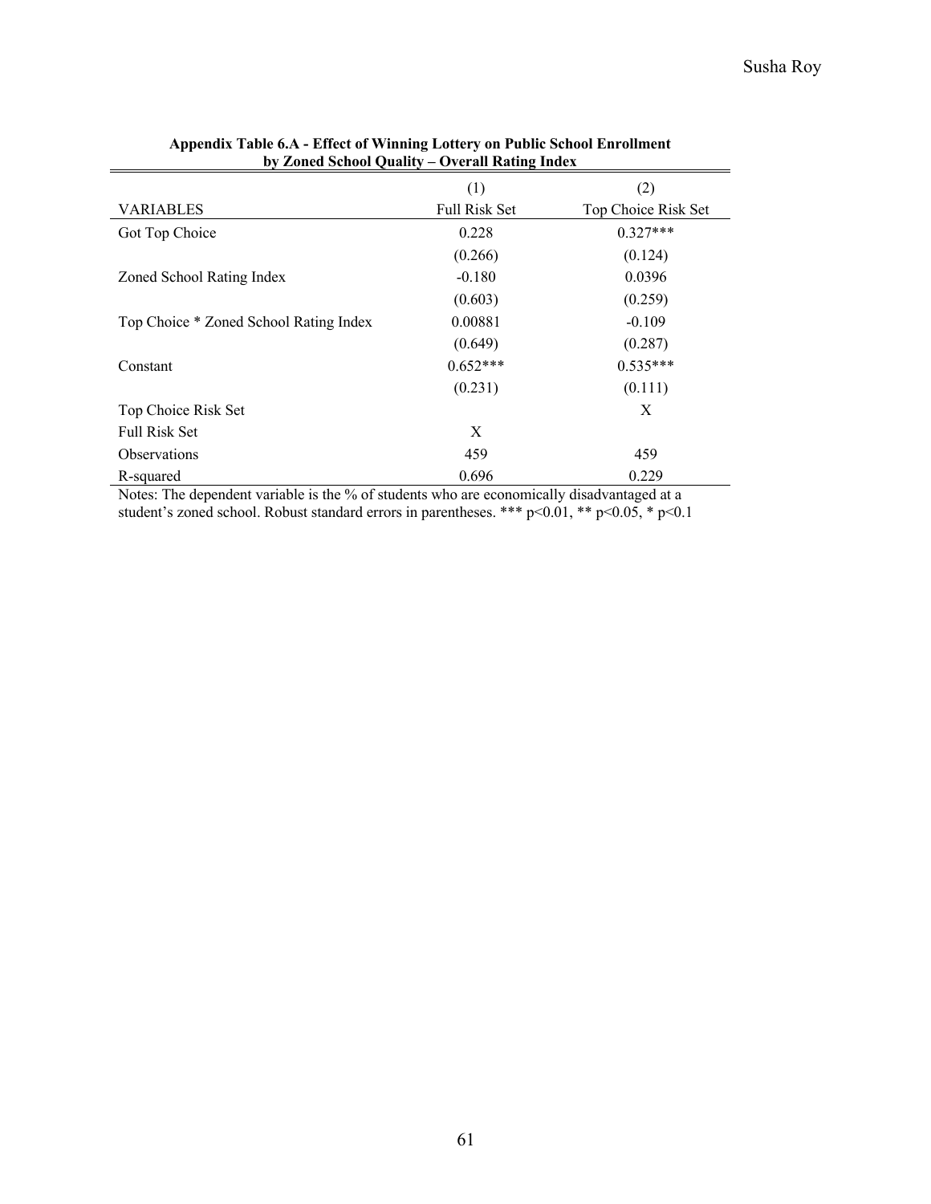**Appendix Table 6.A - Effect of Winning Lottery on Public School Enrollment by Zoned School Quality – Overall Rating Index**

| | (1) | (2) |
|---|---|---|
| VARIABLES | Full Risk Set | Top Choice Risk Set |
| Got Top Choice | 0.228 | 0.327*** |
| | (0.266) | (0.124) |
| Zoned School Rating Index | -0.180 | 0.0396 |
| | (0.603) | (0.259) |
| Top Choice * Zoned School Rating Index | 0.00881 | -0.109 |
| | (0.649) | (0.287) |
| Constant | 0.652*** | 0.535*** |
| | (0.231) | (0.111) |
| Top Choice Risk Set | | X |
| Full Risk Set | X | |
| Observations | 459 | 459 |
| R-squared | 0.696 | 0.229 |

Notes: The dependent variable is the % of students who are economically disadvantaged at a student's zoned school. Robust standard errors in parentheses. *** $p<0.01$, ** $p<0.05$, * $p<0.1$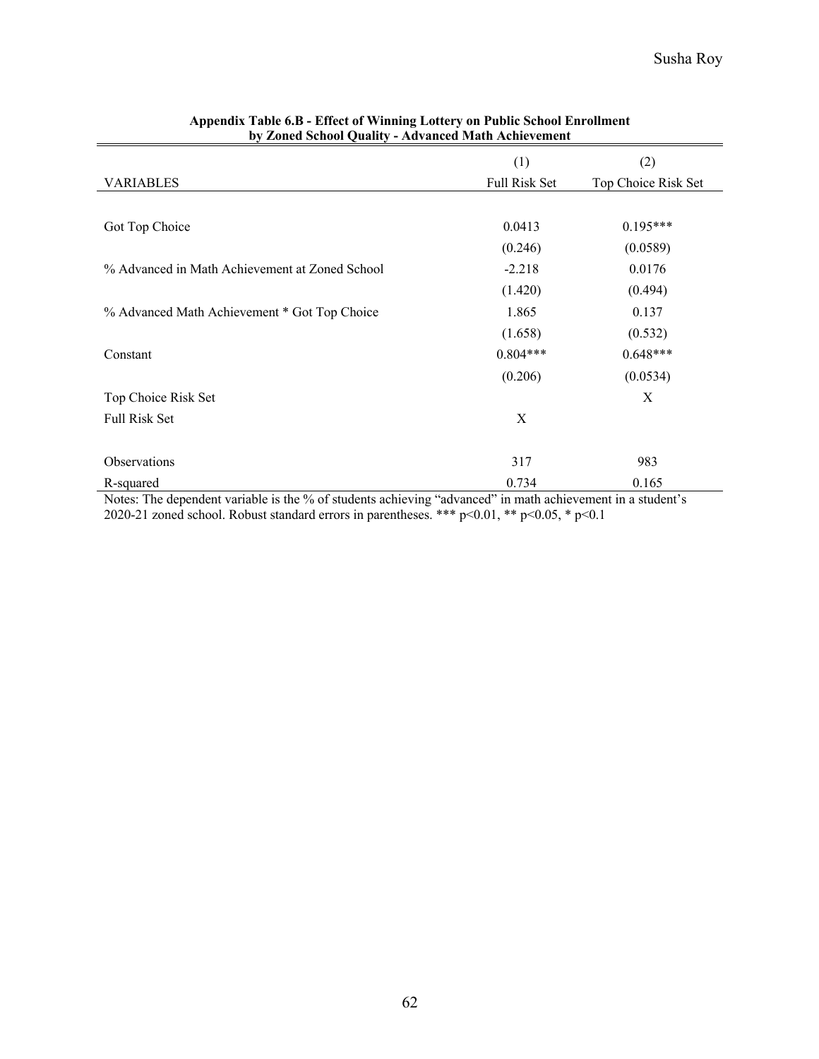**Appendix Table 6.B - Effect of Winning Lottery on Public School Enrollment by Zoned School Quality - Advanced Math Achievement**

| | (1) | (2) |
|---|---|---|
| VARIABLES | Full Risk Set | Top Choice Risk Set |
| | | |
| Got Top Choice | 0.0413 | 0.195*** |
| | (0.246) | (0.0589) |
| % Advanced in Math Achievement at Zoned School | -2.218 | 0.0176 |
| | (1.420) | (0.494) |
| % Advanced Math Achievement * Got Top Choice | 1.865 | 0.137 |
| | (1.658) | (0.532) |
| Constant | 0.804*** | 0.648*** |
| | (0.206) | (0.0534) |
| Top Choice Risk Set | | X |
| Full Risk Set | X | |
| | | |
| Observations | 317 | 983 |
| R-squared | 0.734 | 0.165 |

Notes: The dependent variable is the % of students achieving "advanced" in math achievement in a student's 2020-21 zoned school. Robust standard errors in parentheses. *** p<0.01, ** p<0.05, * p<0.1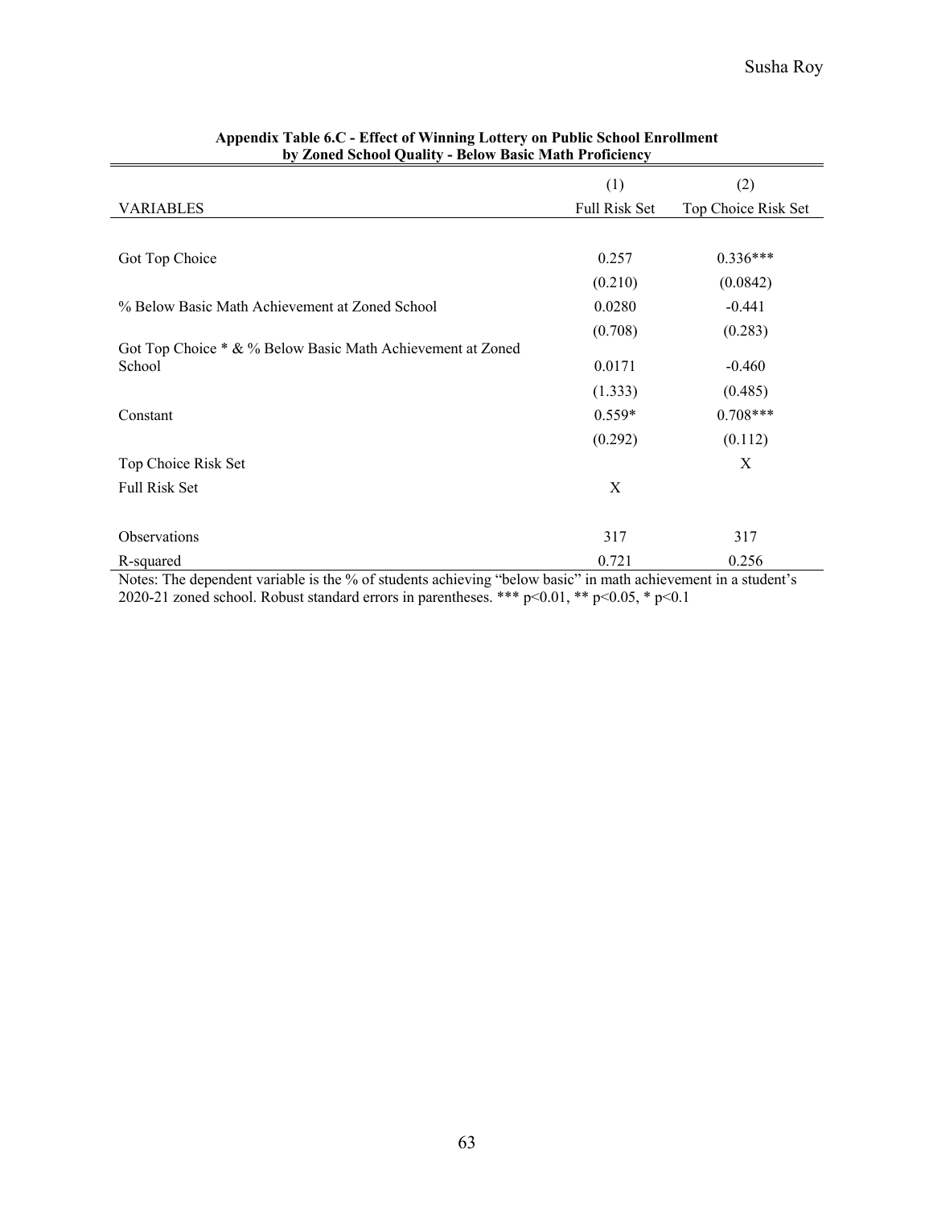**Appendix Table 6.C - Effect of Winning Lottery on Public School Enrollment by Zoned School Quality - Below Basic Math Proficiency**

| VARIABLES | (1)<br>Full Risk Set | (2)<br>Top Choice Risk Set |
|---|---|---|
| Got Top Choice | 0.257 | 0.336*** |
| | (0.210) | (0.0842) |
| % Below Basic Math Achievement at Zoned School | 0.0280 | -0.441 |
| | (0.708) | (0.283) |
| Got Top Choice * & % Below Basic Math Achievement at Zoned School | 0.0171 | -0.460 |
| | (1.333) | (0.485) |
| Constant | 0.559* | 0.708*** |
| | (0.292) | (0.112) |
| Top Choice Risk Set | | X |
| Full Risk Set | X | |
| Observations | 317 | 317 |
| R-squared | 0.721 | 0.256 |

Notes: The dependent variable is the % of students achieving "below basic" in math achievement in a student's 2020-21 zoned school. Robust standard errors in parentheses. *** $p<0.01$, ** $p<0.05$, * $p<0.1$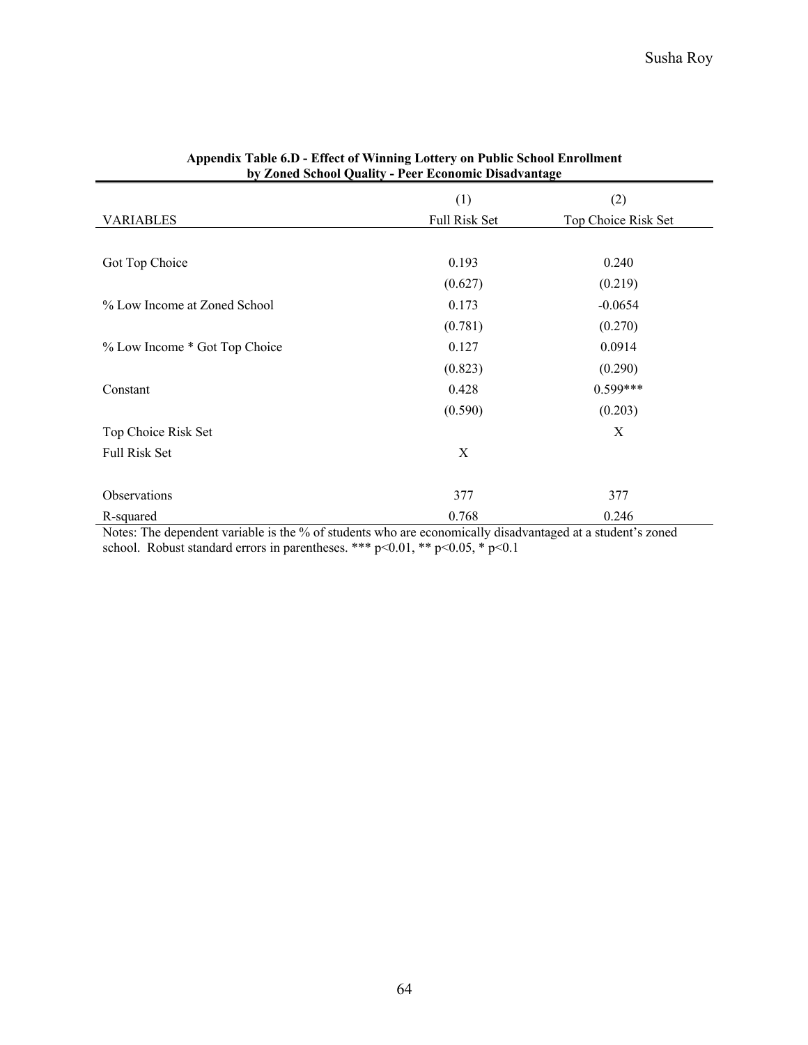**Appendix Table 6.D - Effect of Winning Lottery on Public School Enrollment by Zoned School Quality - Peer Economic Disadvantage**

| | (1) | (2) |
|---|---|---|
| VARIABLES | Full Risk Set | Top Choice Risk Set |
| | | |
| Got Top Choice | 0.193 | 0.240 |
| | (0.627) | (0.219) |
| % Low Income at Zoned School | 0.173 | -0.0654 |
| | (0.781) | (0.270) |
| % Low Income * Got Top Choice | 0.127 | 0.0914 |
| | (0.823) | (0.290) |
| Constant | 0.428 | 0.599*** |
| | (0.590) | (0.203) |
| Top Choice Risk Set | | X |
| Full Risk Set | X | |
| | | |
| Observations | 377 | 377 |
| R-squared | 0.768 | 0.246 |

Notes: The dependent variable is the % of students who are economically disadvantaged at a student's zoned school. Robust standard errors in parentheses. *** $p<0.01$, ** $p<0.05$, * $p<0.1$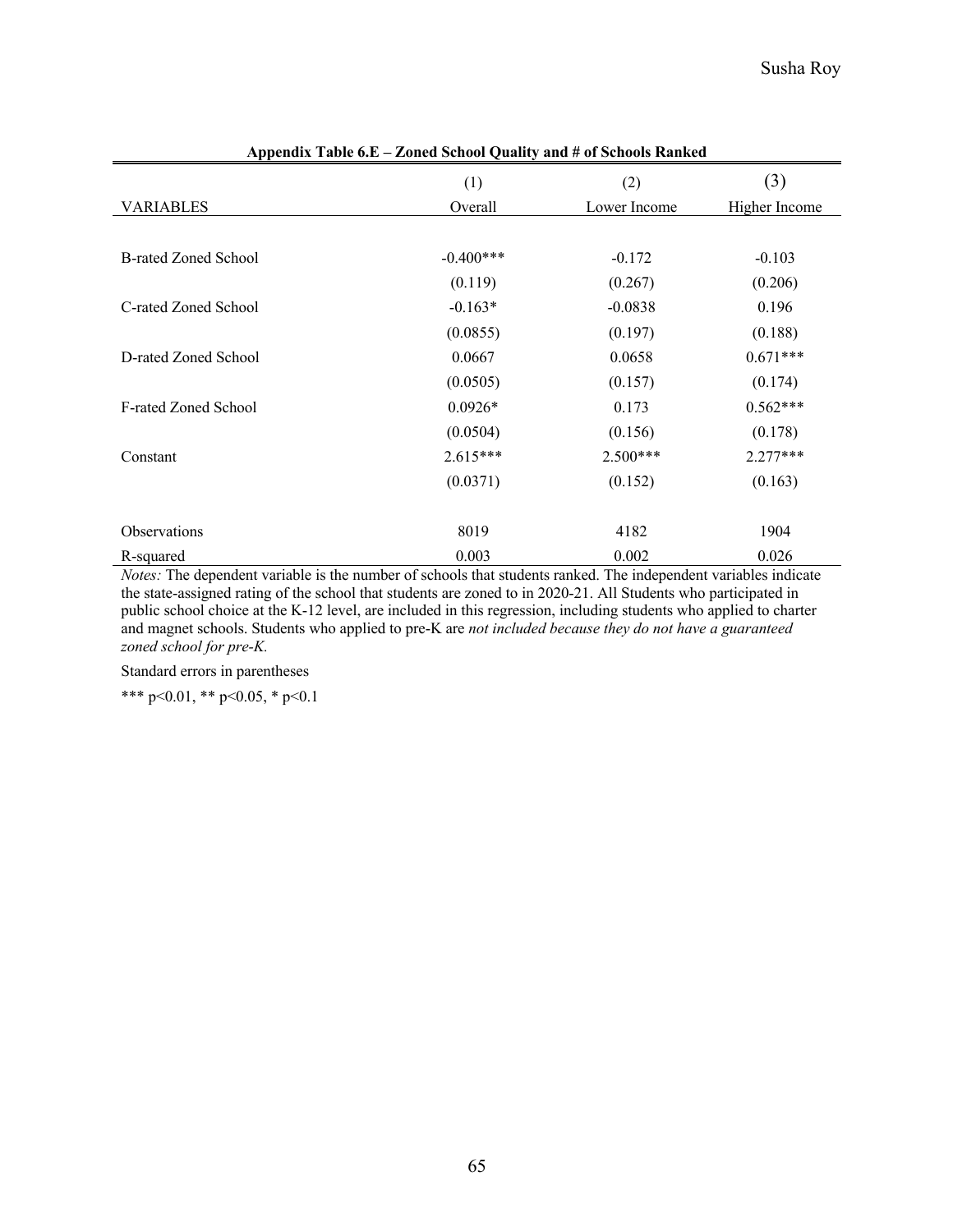**Appendix Table 6.E – Zoned School Quality and # of Schools Ranked**

| VARIABLES | (1) Overall | (2) Lower Income | (3) Higher Income |
|---|---|---|---|
| B-rated Zoned School | -0.400*** | -0.172 | -0.103 |
| | (0.119) | (0.267) | (0.206) |
| C-rated Zoned School | -0.163* | -0.0838 | 0.196 |
| | (0.0855) | (0.197) | (0.188) |
| D-rated Zoned School | 0.0667 | 0.0658 | 0.671*** |
| | (0.0505) | (0.157) | (0.174) |
| F-rated Zoned School | 0.0926* | 0.173 | 0.562*** |
| | (0.0504) | (0.156) | (0.178) |
| Constant | 2.615*** | 2.500*** | 2.277*** |
| | (0.0371) | (0.152) | (0.163) |
| Observations | 8019 | 4182 | 1904 |
| R-squared | 0.003 | 0.002 | 0.026 |

*Notes:* The dependent variable is the number of schools that students ranked. The independent variables indicate the state-assigned rating of the school that students are zoned to in 2020-21. All Students who participated in public school choice at the K-12 level, are included in this regression, including students who applied to charter and magnet schools. Students who applied to pre-K are *not included because they do not have a guaranteed zoned school for pre-K.*

Standard errors in parentheses

*** p<0.01, ** p<0.05, * p<0.1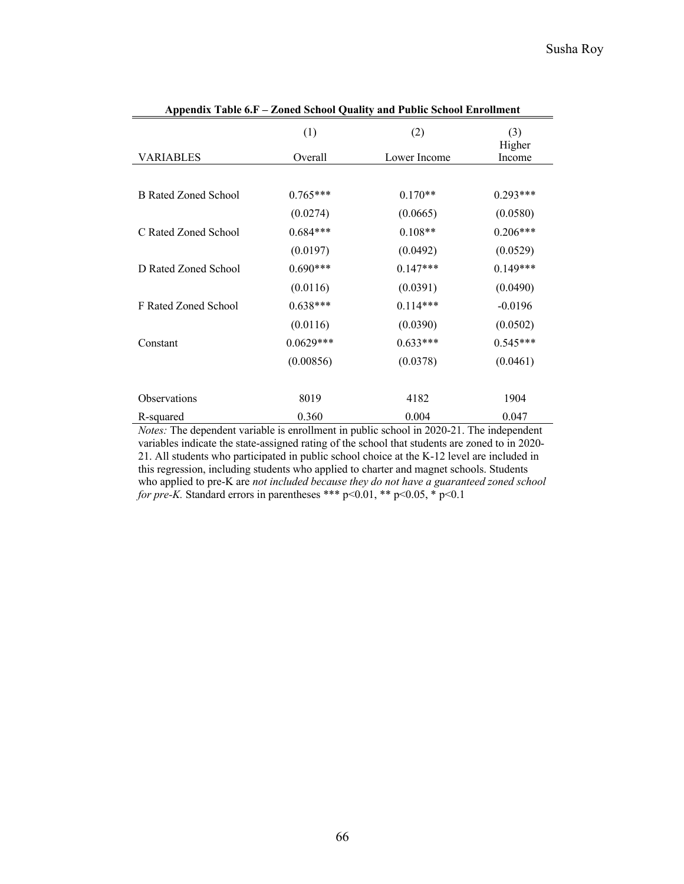**Appendix Table 6.F – Zoned School Quality and Public School Enrollment**

| | (1) | (2) | (3) |
|---|---|---|---|
| VARIABLES | Overall | Lower Income | Higher Income |
| B Rated Zoned School | 0.765*** | 0.170** | 0.293*** |
| | (0.0274) | (0.0665) | (0.0580) |
| C Rated Zoned School | 0.684*** | 0.108** | 0.206*** |
| | (0.0197) | (0.0492) | (0.0529) |
| D Rated Zoned School | 0.690*** | 0.147*** | 0.149*** |
| | (0.0116) | (0.0391) | (0.0490) |
| F Rated Zoned School | 0.638*** | 0.114*** | -0.0196 |
| | (0.0116) | (0.0390) | (0.0502) |
| Constant | 0.0629*** | 0.633*** | 0.545*** |
| | (0.00856) | (0.0378) | (0.0461) |
| Observations | 8019 | 4182 | 1904 |
| R-squared | 0.360 | 0.004 | 0.047 |

*Notes:* The dependent variable is enrollment in public school in 2020-21. The independent variables indicate the state-assigned rating of the school that students are zoned to in 2020-21. All students who participated in public school choice at the K-12 level are included in this regression, including students who applied to charter and magnet schools. Students who applied to pre-K are *not included because they do not have a guaranteed zoned school for pre-K.* Standard errors in parentheses *** $p<0.01$, ** $p<0.05$, * $p<0.1$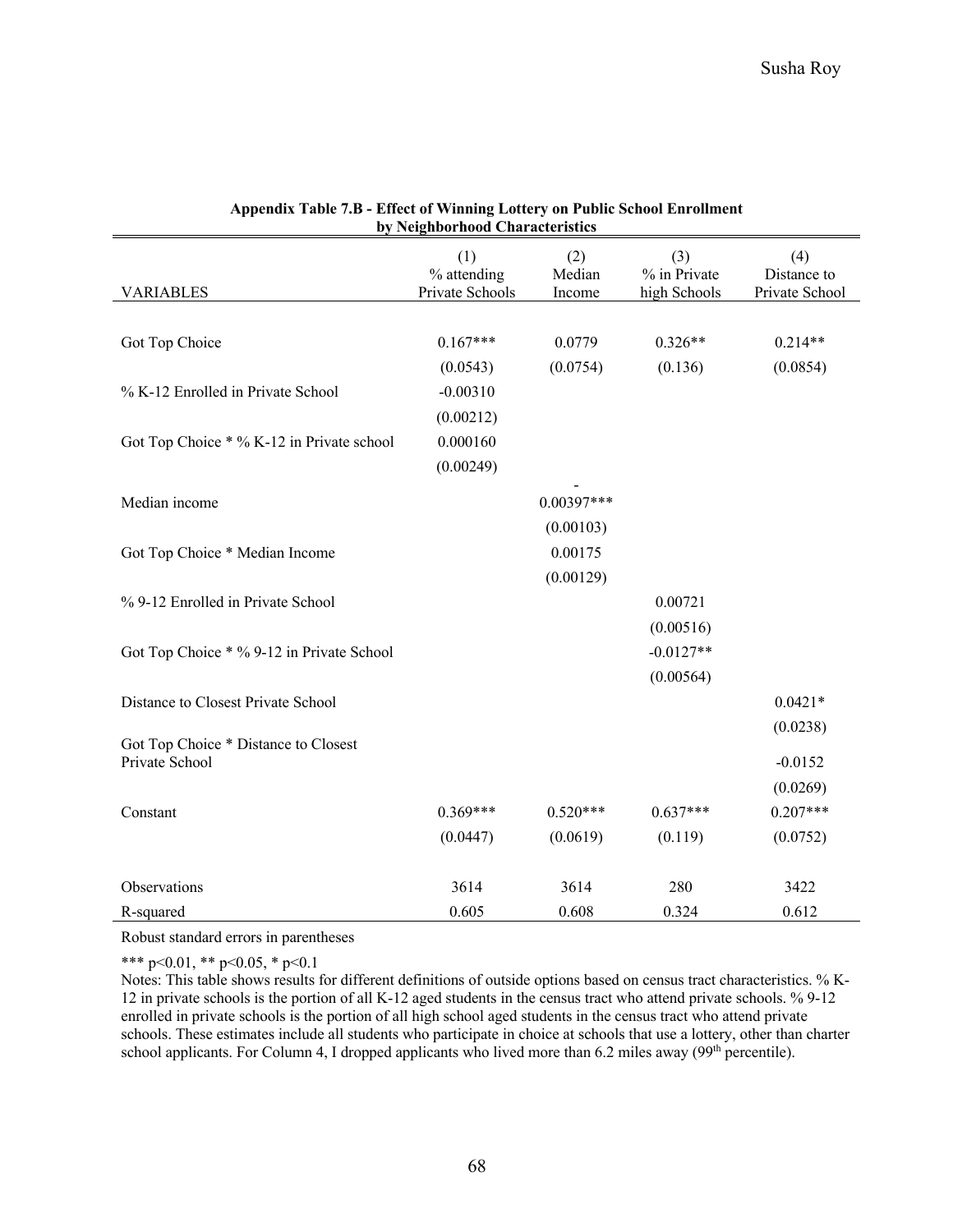**Appendix Table 7.B - Effect of Winning Lottery on Public School Enrollment by Neighborhood Characteristics**

| VARIABLES | (1) % attending Private Schools | (2) Median Income | (3) % in Private high Schools | (4) Distance to Private School |
|---|---|---|---|---|
| Got Top Choice | 0.167*** | 0.0779 | 0.326** | 0.214** |
| | (0.0543) | (0.0754) | (0.136) | (0.0854) |
| % K-12 Enrolled in Private School | -0.00310 | | | |
| | (0.00212) | | | |
| Got Top Choice * % K-12 in Private school | 0.000160 | | | |
| | (0.00249) | | | |
| Median income | | -0.00397*** | | |
| | | (0.00103) | | |
| Got Top Choice * Median Income | | 0.00175 | | |
| | | (0.00129) | | |
| % 9-12 Enrolled in Private School | | | 0.00721 | |
| | | | (0.00516) | |
| Got Top Choice * % 9-12 in Private School | | | -0.0127** | |
| | | | (0.00564) | |
| Distance to Closest Private School | | | | 0.0421* |
| | | | | (0.0238) |
| Got Top Choice * Distance to Closest Private School | | | | -0.0152 |
| | | | | (0.0269) |
| Constant | 0.369*** | 0.520*** | 0.637*** | 0.207*** |
| | (0.0447) | (0.0619) | (0.119) | (0.0752) |
| Observations | 3614 | 3614 | 280 | 3422 |
| R-squared | 0.605 | 0.608 | 0.324 | 0.612 |

Robust standard errors in parentheses

*** p<0.01, ** p<0.05, * p<0.1

Notes: This table shows results for different definitions of outside options based on census tract characteristics. % K-12 in private schools is the portion of all K-12 aged students in the census tract who attend private schools. % 9-12 enrolled in private schools is the portion of all high school aged students in the census tract who attend private schools. These estimates include all students who participate in choice at schools that use a lottery, other than charter school applicants. For Column 4, I dropped applicants who lived more than 6.2 miles away (99th percentile).